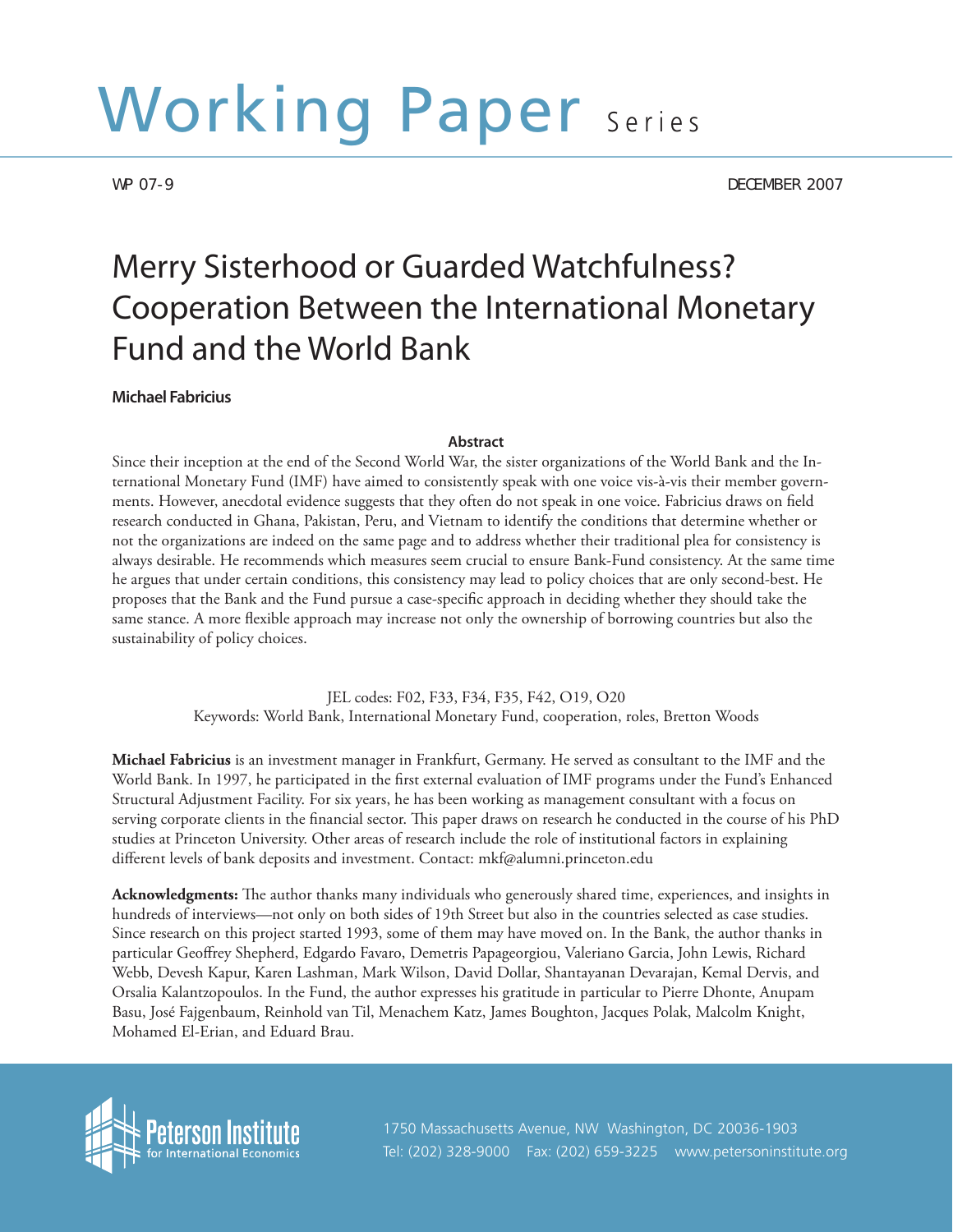# Working Paper Series

WP 07-9

DECEMBER 2007

## Merry Sisterhood or Guarded Watchfulness? Cooperation Between the International Monetary Fund and the World Bank

**Michael Fabricius**

### Abstract

Since their inception at the end of the Second World War, the sister organizations of the World Bank and the International Monetary Fund (IMF) have aimed to consistently speak with one voice vis-à-vis their member governments. However, anecdotal evidence suggests that they often do not speak in one voice. Fabricius draws on field research conducted in Ghana, Pakistan, Peru, and Vietnam to identify the conditions that determine whether or not the organizations are indeed on the same page and to address whether their traditional plea for consistency is always desirable. He recommends which measures seem crucial to ensure Bank-Fund consistency. At the same time he argues that under certain conditions, this consistency may lead to policy choices that are only second-best. He proposes that the Bank and the Fund pursue a case-specific approach in deciding whether they should take the same stance. A more flexible approach may increase not only the ownership of borrowing countries but also the sustainability of policy choices.

JEL codes: F02, F33, F34, F35, F42, O19, O20
Keywords: World Bank, International Monetary Fund, cooperation, roles, Bretton Woods

**Michael Fabricius** is an investment manager in Frankfurt, Germany. He served as consultant to the IMF and the World Bank. In 1997, he participated in the first external evaluation of IMF programs under the Fund's Enhanced Structural Adjustment Facility. For six years, he has been working as management consultant with a focus on serving corporate clients in the financial sector. This paper draws on research he conducted in the course of his PhD studies at Princeton University. Other areas of research include the role of institutional factors in explaining different levels of bank deposits and investment. Contact: mkf@alumni.princeton.edu

**Acknowledgments:** The author thanks many individuals who generously shared time, experiences, and insights in hundreds of interviews—not only on both sides of 19th Street but also in the countries selected as case studies. Since research on this project started 1993, some of them may have moved on. In the Bank, the author thanks in particular Geoffrey Shepherd, Edgardo Favaro, Demetris Papageorgiou, Valeriano Garcia, John Lewis, Richard Webb, Devesh Kapur, Karen Lashman, Mark Wilson, David Dollar, Shantayanan Devarajan, Kemal Dervis, and Orsalia Kalantzopoulos. In the Fund, the author expresses his gratitude in particular to Pierre Dhonte, Anupam Basu, José Fajgenbaum, Reinhold van Til, Menachem Katz, James Boughton, Jacques Polak, Malcolm Knight, Mohamed El-Erian, and Eduard Brau.

Peterson Institute for International Economics
1750 Massachusetts Avenue, NW Washington, DC 20036-1903
Tel: (202) 328-9000 Fax: (202) 659-3225 www.petersoninstitute.org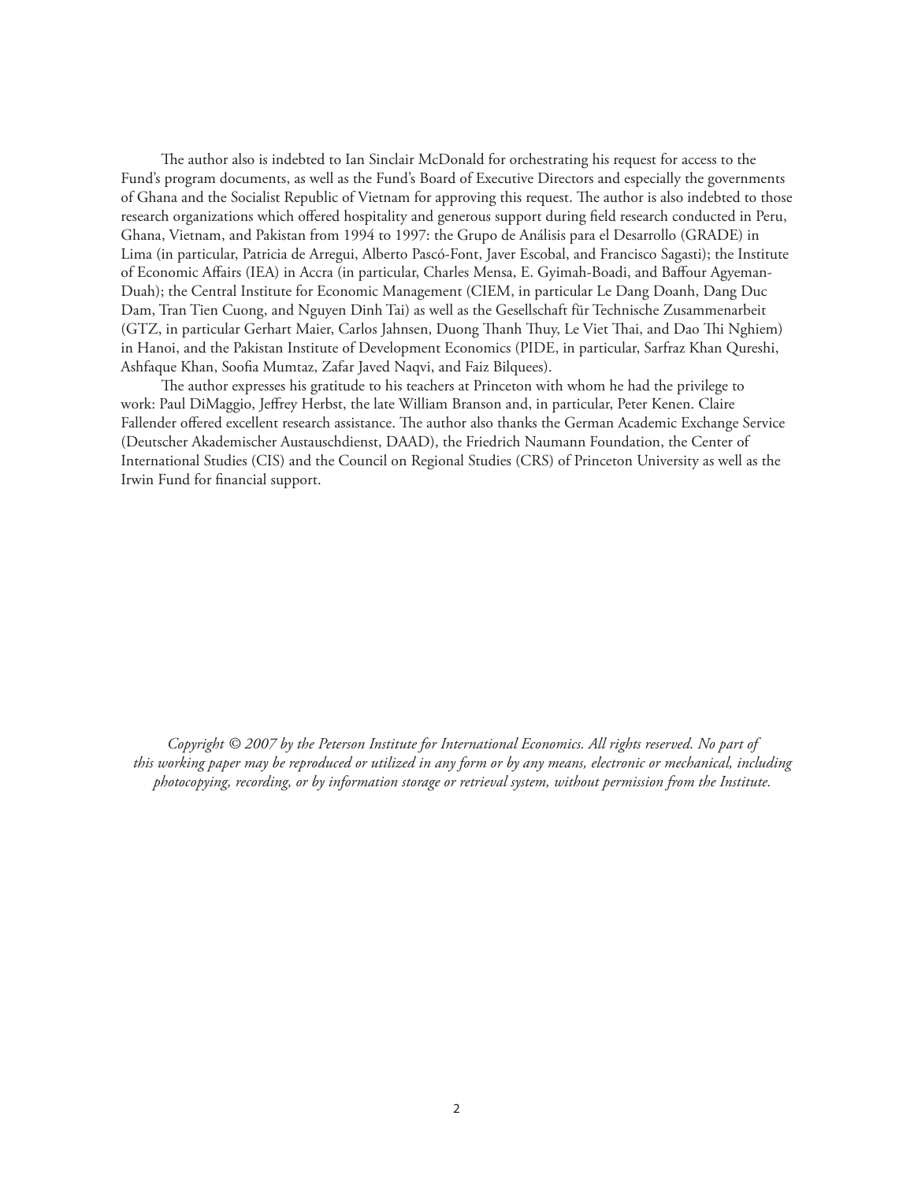The author also is indebted to Ian Sinclair McDonald for orchestrating his request for access to the Fund's program documents, as well as the Fund's Board of Executive Directors and especially the governments of Ghana and the Socialist Republic of Vietnam for approving this request. The author is also indebted to those research organizations which offered hospitality and generous support during field research conducted in Peru, Ghana, Vietnam, and Pakistan from 1994 to 1997: the Grupo de Análisis para el Desarrollo (GRADE) in Lima (in particular, Patricia de Arregui, Alberto Pascó-Font, Javer Escobal, and Francisco Sagasti); the Institute of Economic Affairs (IEA) in Accra (in particular, Charles Mensa, E. Gyimah-Boadi, and Baffour Agyeman-Duah); the Central Institute for Economic Management (CIEM, in particular Le Dang Doanh, Dang Duc Dam, Tran Tien Cuong, and Nguyen Dinh Tai) as well as the Gesellschaft für Technische Zusammenarbeit (GTZ, in particular Gerhart Maier, Carlos Jahnsen, Duong Thanh Thuy, Le Viet Thai, and Dao Thi Nghiem) in Hanoi, and the Pakistan Institute of Development Economics (PIDE, in particular, Sarfraz Khan Qureshi, Ashfaque Khan, Soofia Mumtaz, Zafar Javed Naqvi, and Faiz Bilquees).

The author expresses his gratitude to his teachers at Princeton with whom he had the privilege to work: Paul DiMaggio, Jeffrey Herbst, the late William Branson and, in particular, Peter Kenen. Claire Fallender offered excellent research assistance. The author also thanks the German Academic Exchange Service (Deutscher Akademischer Austauschdienst, DAAD), the Friedrich Naumann Foundation, the Center of International Studies (CIS) and the Council on Regional Studies (CRS) of Princeton University as well as the Irwin Fund for financial support.

*Copyright © 2007 by the Peterson Institute for International Economics. All rights reserved. No part of this working paper may be reproduced or utilized in any form or by any means, electronic or mechanical, including photocopying, recording, or by information storage or retrieval system, without permission from the Institute.*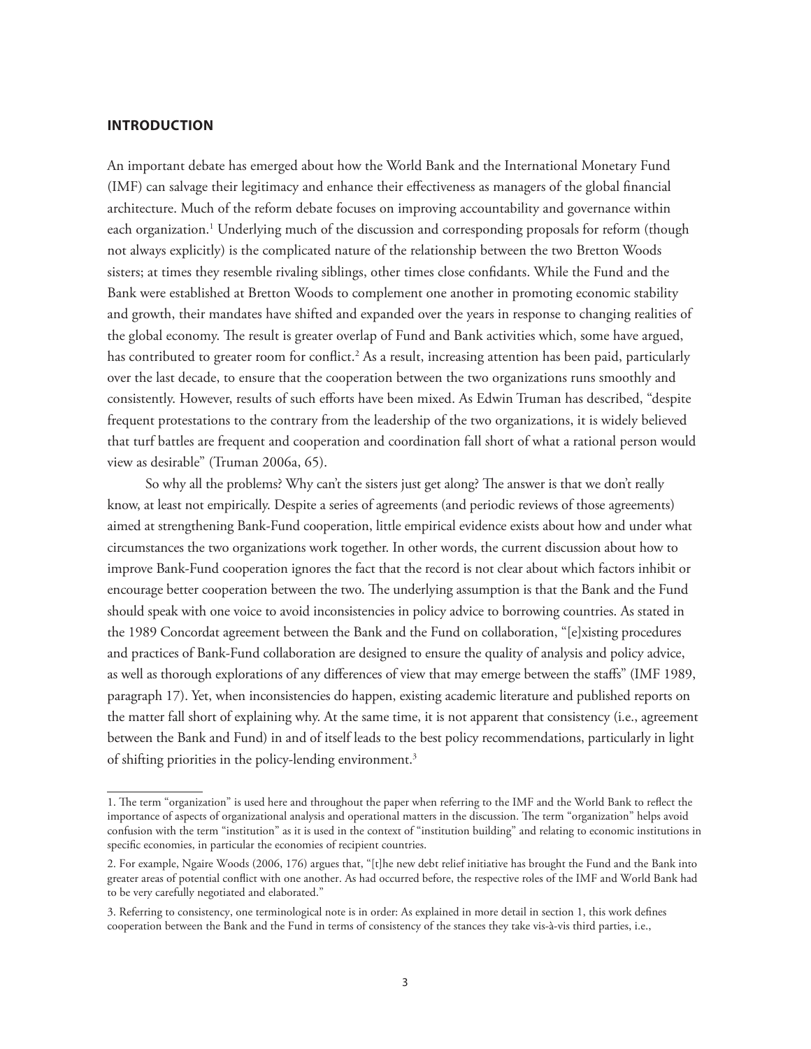## INTRODUCTION

An important debate has emerged about how the World Bank and the International Monetary Fund (IMF) can salvage their legitimacy and enhance their effectiveness as managers of the global financial architecture. Much of the reform debate focuses on improving accountability and governance within each organization.[1] Underlying much of the discussion and corresponding proposals for reform (though not always explicitly) is the complicated nature of the relationship between the two Bretton Woods sisters; at times they resemble rivaling siblings, other times close confidants. While the Fund and the Bank were established at Bretton Woods to complement one another in promoting economic stability and growth, their mandates have shifted and expanded over the years in response to changing realities of the global economy. The result is greater overlap of Fund and Bank activities which, some have argued, has contributed to greater room for conflict.[2] As a result, increasing attention has been paid, particularly over the last decade, to ensure that the cooperation between the two organizations runs smoothly and consistently. However, results of such efforts have been mixed. As Edwin Truman has described, "despite frequent protestations to the contrary from the leadership of the two organizations, it is widely believed that turf battles are frequent and cooperation and coordination fall short of what a rational person would view as desirable" (Truman 2006a, 65).

So why all the problems? Why can't the sisters just get along? The answer is that we don't really know, at least not empirically. Despite a series of agreements (and periodic reviews of those agreements) aimed at strengthening Bank-Fund cooperation, little empirical evidence exists about how and under what circumstances the two organizations work together. In other words, the current discussion about how to improve Bank-Fund cooperation ignores the fact that the record is not clear about which factors inhibit or encourage better cooperation between the two. The underlying assumption is that the Bank and the Fund should speak with one voice to avoid inconsistencies in policy advice to borrowing countries. As stated in the 1989 Concordat agreement between the Bank and the Fund on collaboration, "[e]xisting procedures and practices of Bank-Fund collaboration are designed to ensure the quality of analysis and policy advice, as well as thorough explorations of any differences of view that may emerge between the staffs" (IMF 1989, paragraph 17). Yet, when inconsistencies do happen, existing academic literature and published reports on the matter fall short of explaining why. At the same time, it is not apparent that consistency (i.e., agreement between the Bank and Fund) in and of itself leads to the best policy recommendations, particularly in light of shifting priorities in the policy-lending environment.[3]

1. The term "organization" is used here and throughout the paper when referring to the IMF and the World Bank to reflect the importance of aspects of organizational analysis and operational matters in the discussion. The term "organization" helps avoid confusion with the term "institution" as it is used in the context of "institution building" and relating to economic institutions in specific economies, in particular the economies of recipient countries.

2. For example, Ngaire Woods (2006, 176) argues that, "[t]he new debt relief initiative has brought the Fund and the Bank into greater areas of potential conflict with one another. As had occurred before, the respective roles of the IMF and World Bank had to be very carefully negotiated and elaborated."

3. Referring to consistency, one terminological note is in order: As explained in more detail in section 1, this work defines cooperation between the Bank and the Fund in terms of consistency of the stances they take vis-à-vis third parties, i.e.,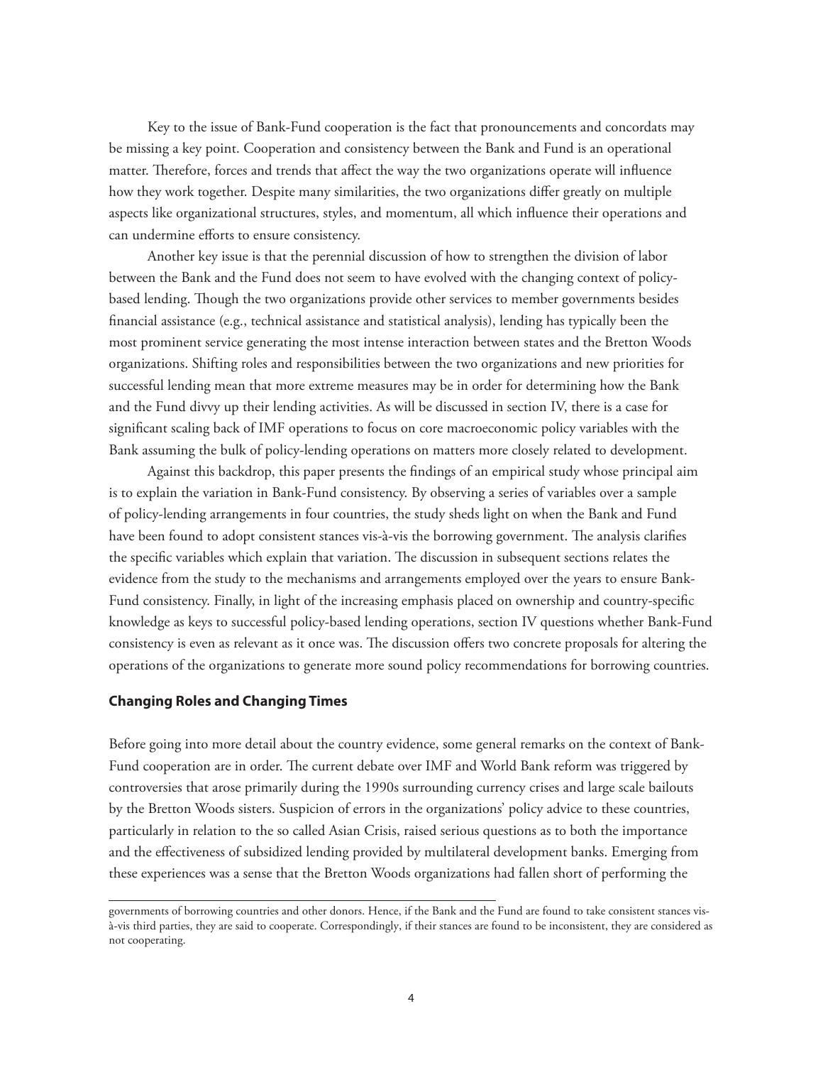Key to the issue of Bank-Fund cooperation is the fact that pronouncements and concordats may be missing a key point. Cooperation and consistency between the Bank and Fund is an operational matter. Therefore, forces and trends that affect the way the two organizations operate will influence how they work together. Despite many similarities, the two organizations differ greatly on multiple aspects like organizational structures, styles, and momentum, all which influence their operations and can undermine efforts to ensure consistency.

Another key issue is that the perennial discussion of how to strengthen the division of labor between the Bank and the Fund does not seem to have evolved with the changing context of policy-based lending. Though the two organizations provide other services to member governments besides financial assistance (e.g., technical assistance and statistical analysis), lending has typically been the most prominent service generating the most intense interaction between states and the Bretton Woods organizations. Shifting roles and responsibilities between the two organizations and new priorities for successful lending mean that more extreme measures may be in order for determining how the Bank and the Fund divvy up their lending activities. As will be discussed in section IV, there is a case for significant scaling back of IMF operations to focus on core macroeconomic policy variables with the Bank assuming the bulk of policy-lending operations on matters more closely related to development.

Against this backdrop, this paper presents the findings of an empirical study whose principal aim is to explain the variation in Bank-Fund consistency. By observing a series of variables over a sample of policy-lending arrangements in four countries, the study sheds light on when the Bank and Fund have been found to adopt consistent stances vis-à-vis the borrowing government. The analysis clarifies the specific variables which explain that variation. The discussion in subsequent sections relates the evidence from the study to the mechanisms and arrangements employed over the years to ensure Bank-Fund consistency. Finally, in light of the increasing emphasis placed on ownership and country-specific knowledge as keys to successful policy-based lending operations, section IV questions whether Bank-Fund consistency is even as relevant as it once was. The discussion offers two concrete proposals for altering the operations of the organizations to generate more sound policy recommendations for borrowing countries.

## Changing Roles and Changing Times

Before going into more detail about the country evidence, some general remarks on the context of Bank-Fund cooperation are in order. The current debate over IMF and World Bank reform was triggered by controversies that arose primarily during the 1990s surrounding currency crises and large scale bailouts by the Bretton Woods sisters. Suspicion of errors in the organizations' policy advice to these countries, particularly in relation to the so called Asian Crisis, raised serious questions as to both the importance and the effectiveness of subsidized lending provided by multilateral development banks. Emerging from these experiences was a sense that the Bretton Woods organizations had fallen short of performing the

---

governments of borrowing countries and other donors. Hence, if the Bank and the Fund are found to take consistent stances vis-à-vis third parties, they are said to cooperate. Correspondingly, if their stances are found to be inconsistent, they are considered as not cooperating.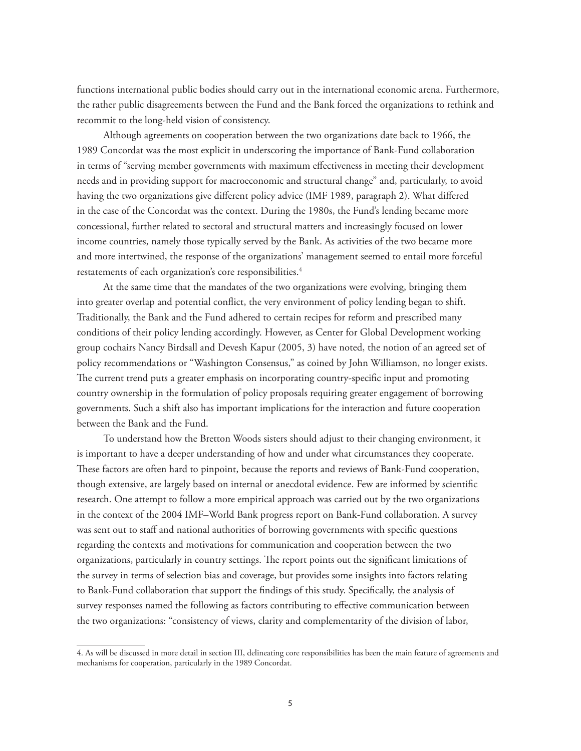functions international public bodies should carry out in the international economic arena. Furthermore, the rather public disagreements between the Fund and the Bank forced the organizations to rethink and recommit to the long-held vision of consistency.

Although agreements on cooperation between the two organizations date back to 1966, the 1989 Concordat was the most explicit in underscoring the importance of Bank-Fund collaboration in terms of "serving member governments with maximum effectiveness in meeting their development needs and in providing support for macroeconomic and structural change" and, particularly, to avoid having the two organizations give different policy advice (IMF 1989, paragraph 2). What differed in the case of the Concordat was the context. During the 1980s, the Fund's lending became more concessional, further related to sectoral and structural matters and increasingly focused on lower income countries, namely those typically served by the Bank. As activities of the two became more and more intertwined, the response of the organizations' management seemed to entail more forceful restatements of each organization's core responsibilities.[4]

At the same time that the mandates of the two organizations were evolving, bringing them into greater overlap and potential conflict, the very environment of policy lending began to shift. Traditionally, the Bank and the Fund adhered to certain recipes for reform and prescribed many conditions of their policy lending accordingly. However, as Center for Global Development working group cochairs Nancy Birdsall and Devesh Kapur (2005, 3) have noted, the notion of an agreed set of policy recommendations or "Washington Consensus," as coined by John Williamson, no longer exists. The current trend puts a greater emphasis on incorporating country-specific input and promoting country ownership in the formulation of policy proposals requiring greater engagement of borrowing governments. Such a shift also has important implications for the interaction and future cooperation between the Bank and the Fund.

To understand how the Bretton Woods sisters should adjust to their changing environment, it is important to have a deeper understanding of how and under what circumstances they cooperate. These factors are often hard to pinpoint, because the reports and reviews of Bank-Fund cooperation, though extensive, are largely based on internal or anecdotal evidence. Few are informed by scientific research. One attempt to follow a more empirical approach was carried out by the two organizations in the context of the 2004 IMF–World Bank progress report on Bank-Fund collaboration. A survey was sent out to staff and national authorities of borrowing governments with specific questions regarding the contexts and motivations for communication and cooperation between the two organizations, particularly in country settings. The report points out the significant limitations of the survey in terms of selection bias and coverage, but provides some insights into factors relating to Bank-Fund collaboration that support the findings of this study. Specifically, the analysis of survey responses named the following as factors contributing to effective communication between the two organizations: "consistency of views, clarity and complementarity of the division of labor,

---

4. As will be discussed in more detail in section III, delineating core responsibilities has been the main feature of agreements and mechanisms for cooperation, particularly in the 1989 Concordat.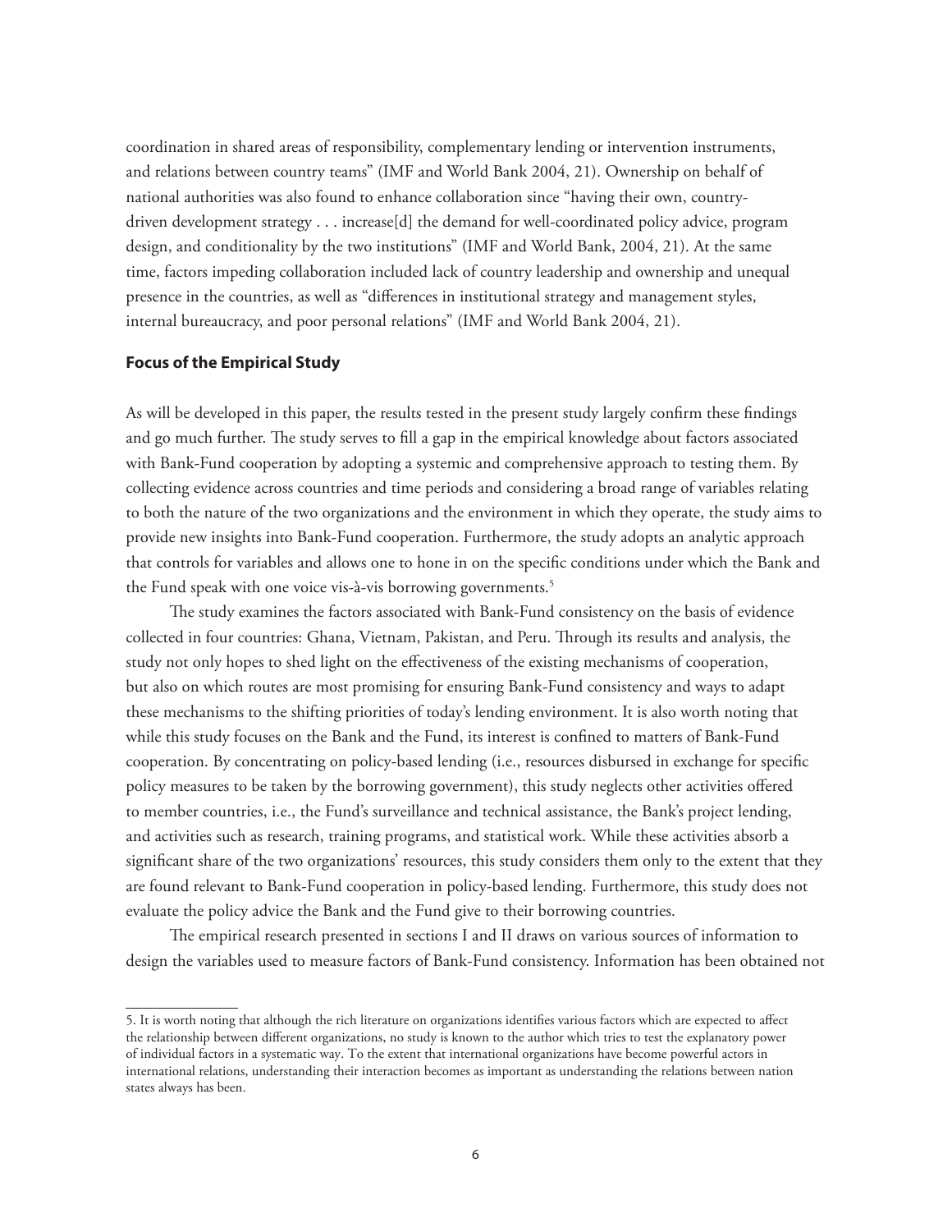coordination in shared areas of responsibility, complementary lending or intervention instruments, and relations between country teams" (IMF and World Bank 2004, 21). Ownership on behalf of national authorities was also found to enhance collaboration since "having their own, country-driven development strategy . . . increase[d] the demand for well-coordinated policy advice, program design, and conditionality by the two institutions" (IMF and World Bank, 2004, 21). At the same time, factors impeding collaboration included lack of country leadership and ownership and unequal presence in the countries, as well as "differences in institutional strategy and management styles, internal bureaucracy, and poor personal relations" (IMF and World Bank 2004, 21).

### Focus of the Empirical Study

As will be developed in this paper, the results tested in the present study largely confirm these findings and go much further. The study serves to fill a gap in the empirical knowledge about factors associated with Bank-Fund cooperation by adopting a systemic and comprehensive approach to testing them. By collecting evidence across countries and time periods and considering a broad range of variables relating to both the nature of the two organizations and the environment in which they operate, the study aims to provide new insights into Bank-Fund cooperation. Furthermore, the study adopts an analytic approach that controls for variables and allows one to hone in on the specific conditions under which the Bank and the Fund speak with one voice vis-à-vis borrowing governments.[5]

The study examines the factors associated with Bank-Fund consistency on the basis of evidence collected in four countries: Ghana, Vietnam, Pakistan, and Peru. Through its results and analysis, the study not only hopes to shed light on the effectiveness of the existing mechanisms of cooperation, but also on which routes are most promising for ensuring Bank-Fund consistency and ways to adapt these mechanisms to the shifting priorities of today's lending environment. It is also worth noting that while this study focuses on the Bank and the Fund, its interest is confined to matters of Bank-Fund cooperation. By concentrating on policy-based lending (i.e., resources disbursed in exchange for specific policy measures to be taken by the borrowing government), this study neglects other activities offered to member countries, i.e., the Fund's surveillance and technical assistance, the Bank's project lending, and activities such as research, training programs, and statistical work. While these activities absorb a significant share of the two organizations' resources, this study considers them only to the extent that they are found relevant to Bank-Fund cooperation in policy-based lending. Furthermore, this study does not evaluate the policy advice the Bank and the Fund give to their borrowing countries.

The empirical research presented in sections I and II draws on various sources of information to design the variables used to measure factors of Bank-Fund consistency. Information has been obtained not

---

5. It is worth noting that although the rich literature on organizations identifies various factors which are expected to affect the relationship between different organizations, no study is known to the author which tries to test the explanatory power of individual factors in a systematic way. To the extent that international organizations have become powerful actors in international relations, understanding their interaction becomes as important as understanding the relations between nation states always has been.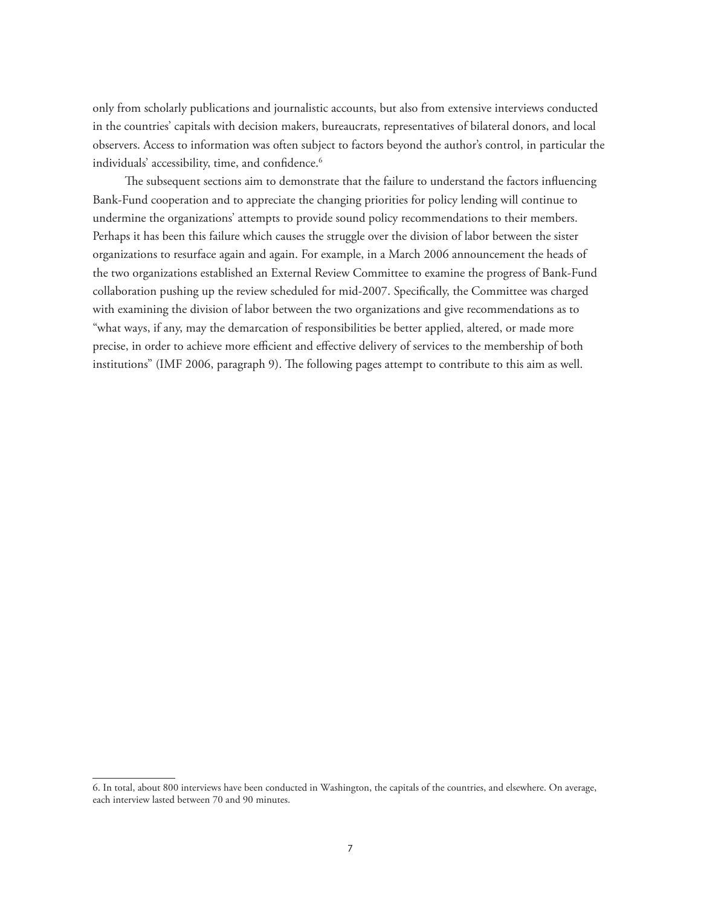only from scholarly publications and journalistic accounts, but also from extensive interviews conducted in the countries' capitals with decision makers, bureaucrats, representatives of bilateral donors, and local observers. Access to information was often subject to factors beyond the author's control, in particular the individuals' accessibility, time, and confidence.[6]

The subsequent sections aim to demonstrate that the failure to understand the factors influencing Bank-Fund cooperation and to appreciate the changing priorities for policy lending will continue to undermine the organizations' attempts to provide sound policy recommendations to their members. Perhaps it has been this failure which causes the struggle over the division of labor between the sister organizations to resurface again and again. For example, in a March 2006 announcement the heads of the two organizations established an External Review Committee to examine the progress of Bank-Fund collaboration pushing up the review scheduled for mid-2007. Specifically, the Committee was charged with examining the division of labor between the two organizations and give recommendations as to "what ways, if any, may the demarcation of responsibilities be better applied, altered, or made more precise, in order to achieve more efficient and effective delivery of services to the membership of both institutions" (IMF 2006, paragraph 9). The following pages attempt to contribute to this aim as well.

---

6. In total, about 800 interviews have been conducted in Washington, the capitals of the countries, and elsewhere. On average, each interview lasted between 70 and 90 minutes.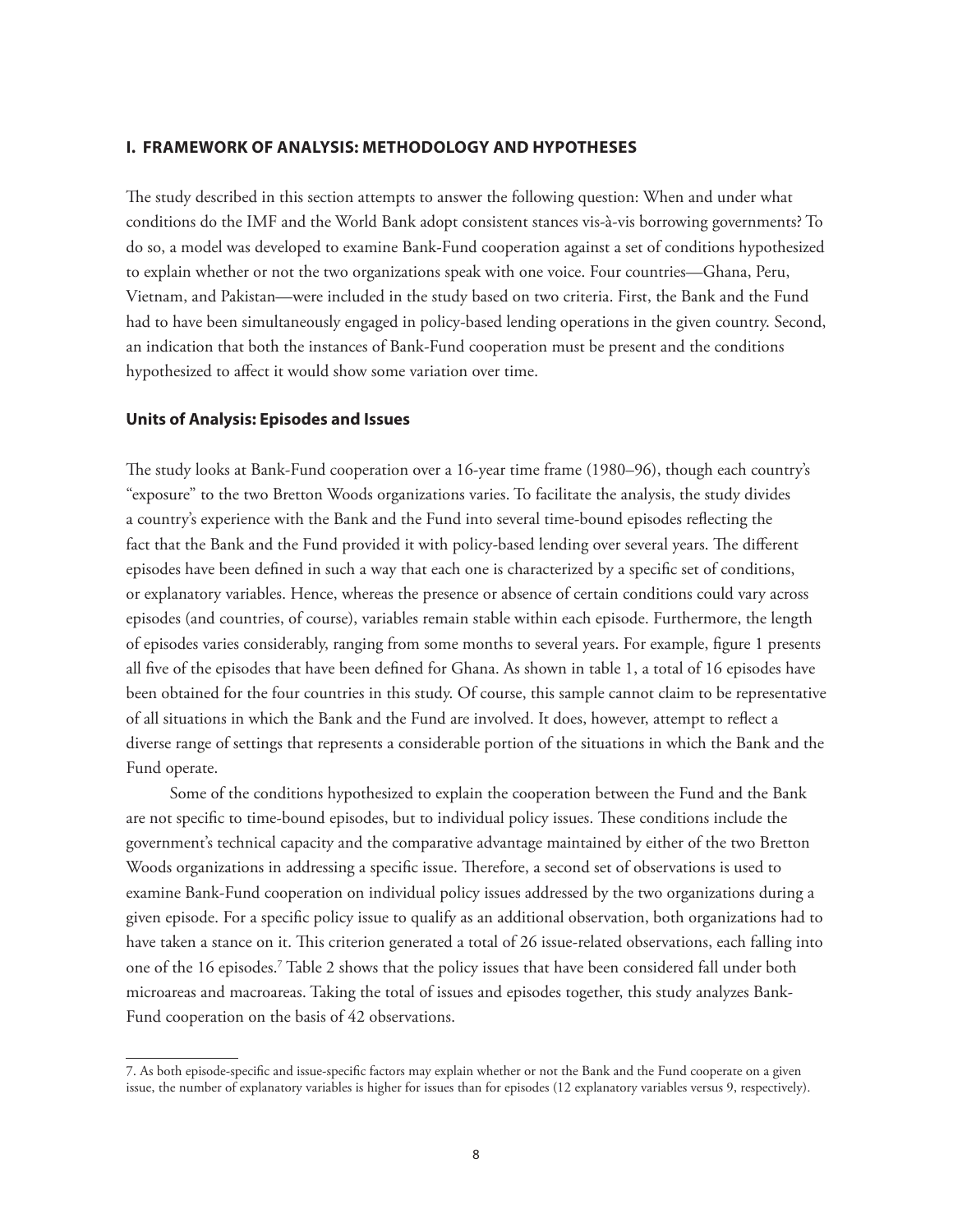## I. FRAMEWORK OF ANALYSIS: METHODOLOGY AND HYPOTHESES

The study described in this section attempts to answer the following question: When and under what conditions do the IMF and the World Bank adopt consistent stances vis-à-vis borrowing governments? To do so, a model was developed to examine Bank-Fund cooperation against a set of conditions hypothesized to explain whether or not the two organizations speak with one voice. Four countries—Ghana, Peru, Vietnam, and Pakistan—were included in the study based on two criteria. First, the Bank and the Fund had to have been simultaneously engaged in policy-based lending operations in the given country. Second, an indication that both the instances of Bank-Fund cooperation must be present and the conditions hypothesized to affect it would show some variation over time.

### Units of Analysis: Episodes and Issues

The study looks at Bank-Fund cooperation over a 16-year time frame (1980–96), though each country's "exposure" to the two Bretton Woods organizations varies. To facilitate the analysis, the study divides a country's experience with the Bank and the Fund into several time-bound episodes reflecting the fact that the Bank and the Fund provided it with policy-based lending over several years. The different episodes have been defined in such a way that each one is characterized by a specific set of conditions, or explanatory variables. Hence, whereas the presence or absence of certain conditions could vary across episodes (and countries, of course), variables remain stable within each episode. Furthermore, the length of episodes varies considerably, ranging from some months to several years. For example, figure 1 presents all five of the episodes that have been defined for Ghana. As shown in table 1, a total of 16 episodes have been obtained for the four countries in this study. Of course, this sample cannot claim to be representative of all situations in which the Bank and the Fund are involved. It does, however, attempt to reflect a diverse range of settings that represents a considerable portion of the situations in which the Bank and the Fund operate.

Some of the conditions hypothesized to explain the cooperation between the Fund and the Bank are not specific to time-bound episodes, but to individual policy issues. These conditions include the government's technical capacity and the comparative advantage maintained by either of the two Bretton Woods organizations in addressing a specific issue. Therefore, a second set of observations is used to examine Bank-Fund cooperation on individual policy issues addressed by the two organizations during a given episode. For a specific policy issue to qualify as an additional observation, both organizations had to have taken a stance on it. This criterion generated a total of 26 issue-related observations, each falling into one of the 16 episodes.[7] Table 2 shows that the policy issues that have been considered fall under both microareas and macroareas. Taking the total of issues and episodes together, this study analyzes Bank-Fund cooperation on the basis of 42 observations.

---

7. As both episode-specific and issue-specific factors may explain whether or not the Bank and the Fund cooperate on a given issue, the number of explanatory variables is higher for issues than for episodes (12 explanatory variables versus 9, respectively).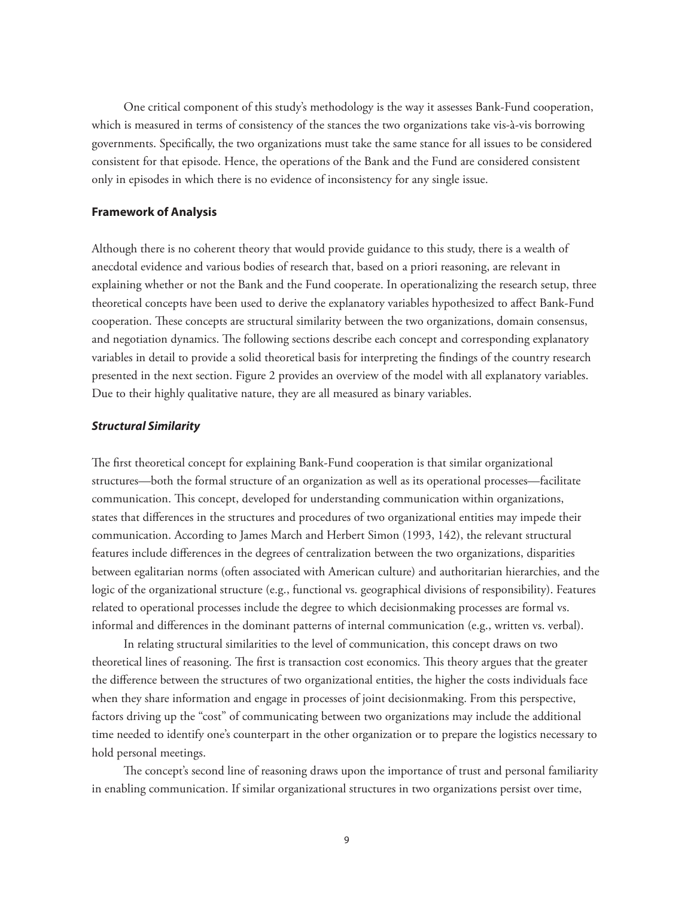One critical component of this study's methodology is the way it assesses Bank-Fund cooperation, which is measured in terms of consistency of the stances the two organizations take vis-à-vis borrowing governments. Specifically, the two organizations must take the same stance for all issues to be considered consistent for that episode. Hence, the operations of the Bank and the Fund are considered consistent only in episodes in which there is no evidence of inconsistency for any single issue.

**Framework of Analysis**

Although there is no coherent theory that would provide guidance to this study, there is a wealth of anecdotal evidence and various bodies of research that, based on a priori reasoning, are relevant in explaining whether or not the Bank and the Fund cooperate. In operationalizing the research setup, three theoretical concepts have been used to derive the explanatory variables hypothesized to affect Bank-Fund cooperation. These concepts are structural similarity between the two organizations, domain consensus, and negotiation dynamics. The following sections describe each concept and corresponding explanatory variables in detail to provide a solid theoretical basis for interpreting the findings of the country research presented in the next section. Figure 2 provides an overview of the model with all explanatory variables. Due to their highly qualitative nature, they are all measured as binary variables.

***Structural Similarity***

The first theoretical concept for explaining Bank-Fund cooperation is that similar organizational structures—both the formal structure of an organization as well as its operational processes—facilitate communication. This concept, developed for understanding communication within organizations, states that differences in the structures and procedures of two organizational entities may impede their communication. According to James March and Herbert Simon (1993, 142), the relevant structural features include differences in the degrees of centralization between the two organizations, disparities between egalitarian norms (often associated with American culture) and authoritarian hierarchies, and the logic of the organizational structure (e.g., functional vs. geographical divisions of responsibility). Features related to operational processes include the degree to which decisionmaking processes are formal vs. informal and differences in the dominant patterns of internal communication (e.g., written vs. verbal).

In relating structural similarities to the level of communication, this concept draws on two theoretical lines of reasoning. The first is transaction cost economics. This theory argues that the greater the difference between the structures of two organizational entities, the higher the costs individuals face when they share information and engage in processes of joint decisionmaking. From this perspective, factors driving up the "cost" of communicating between two organizations may include the additional time needed to identify one's counterpart in the other organization or to prepare the logistics necessary to hold personal meetings.

The concept's second line of reasoning draws upon the importance of trust and personal familiarity in enabling communication. If similar organizational structures in two organizations persist over time,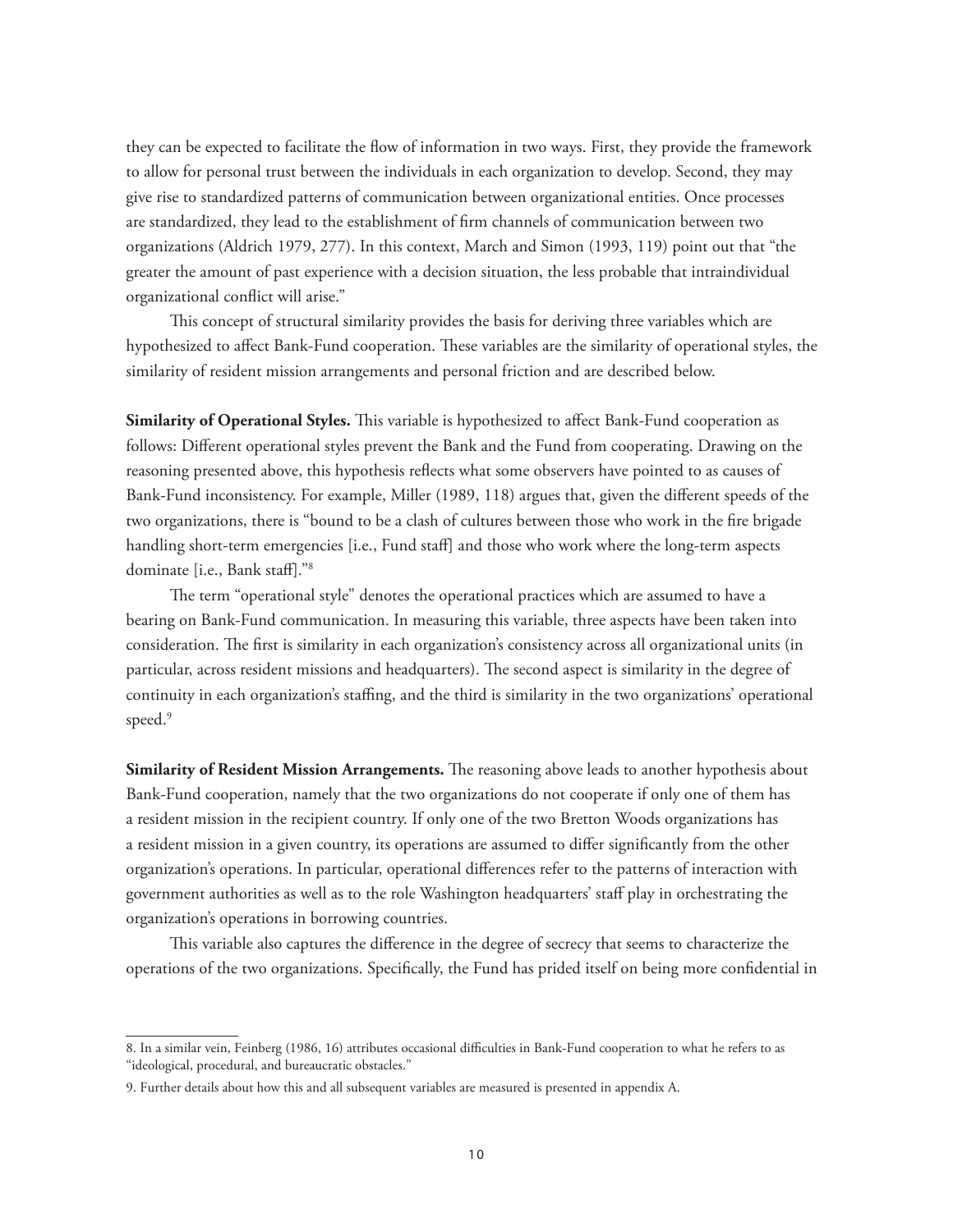they can be expected to facilitate the flow of information in two ways. First, they provide the framework to allow for personal trust between the individuals in each organization to develop. Second, they may give rise to standardized patterns of communication between organizational entities. Once processes are standardized, they lead to the establishment of firm channels of communication between two organizations (Aldrich 1979, 277). In this context, March and Simon (1993, 119) point out that "the greater the amount of past experience with a decision situation, the less probable that intraindividual organizational conflict will arise."

This concept of structural similarity provides the basis for deriving three variables which are hypothesized to affect Bank-Fund cooperation. These variables are the similarity of operational styles, the similarity of resident mission arrangements and personal friction and are described below.

**Similarity of Operational Styles.** This variable is hypothesized to affect Bank-Fund cooperation as follows: Different operational styles prevent the Bank and the Fund from cooperating. Drawing on the reasoning presented above, this hypothesis reflects what some observers have pointed to as causes of Bank-Fund inconsistency. For example, Miller (1989, 118) argues that, given the different speeds of the two organizations, there is "bound to be a clash of cultures between those who work in the fire brigade handling short-term emergencies [i.e., Fund staff] and those who work where the long-term aspects dominate [i.e., Bank staff]."[8]

The term "operational style" denotes the operational practices which are assumed to have a bearing on Bank-Fund communication. In measuring this variable, three aspects have been taken into consideration. The first is similarity in each organization's consistency across all organizational units (in particular, across resident missions and headquarters). The second aspect is similarity in the degree of continuity in each organization's staffing, and the third is similarity in the two organizations' operational speed.[9]

**Similarity of Resident Mission Arrangements.** The reasoning above leads to another hypothesis about Bank-Fund cooperation, namely that the two organizations do not cooperate if only one of them has a resident mission in the recipient country. If only one of the two Bretton Woods organizations has a resident mission in a given country, its operations are assumed to differ significantly from the other organization's operations. In particular, operational differences refer to the patterns of interaction with government authorities as well as to the role Washington headquarters' staff play in orchestrating the organization's operations in borrowing countries.

This variable also captures the difference in the degree of secrecy that seems to characterize the operations of the two organizations. Specifically, the Fund has prided itself on being more confidential in

---

8. In a similar vein, Feinberg (1986, 16) attributes occasional difficulties in Bank-Fund cooperation to what he refers to as "ideological, procedural, and bureaucratic obstacles."

9. Further details about how this and all subsequent variables are measured is presented in appendix A.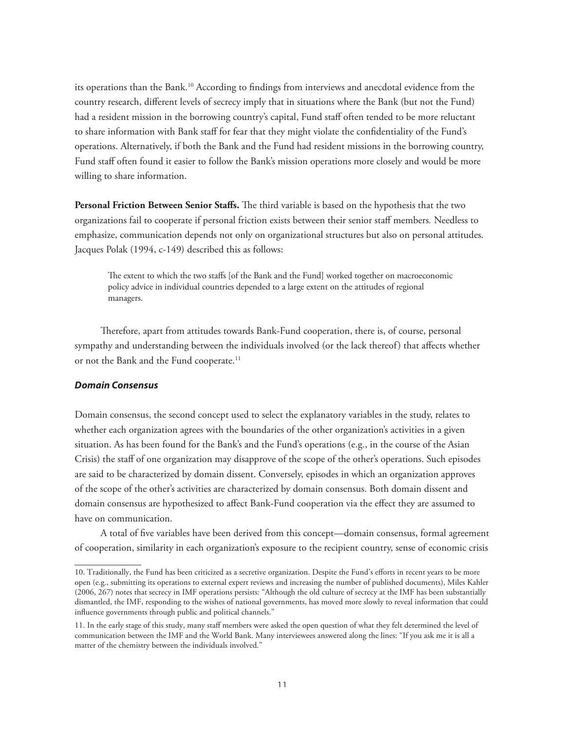its operations than the Bank.[10] According to findings from interviews and anecdotal evidence from the country research, different levels of secrecy imply that in situations where the Bank (but not the Fund) had a resident mission in the borrowing country's capital, Fund staff often tended to be more reluctant to share information with Bank staff for fear that they might violate the confidentiality of the Fund's operations. Alternatively, if both the Bank and the Fund had resident missions in the borrowing country, Fund staff often found it easier to follow the Bank's mission operations more closely and would be more willing to share information.

**Personal Friction Between Senior Staffs.** The third variable is based on the hypothesis that the two organizations fail to cooperate if personal friction exists between their senior staff members. Needless to emphasize, communication depends not only on organizational structures but also on personal attitudes. Jacques Polak (1994, c-149) described this as follows:

> The extent to which the two staffs [of the Bank and the Fund] worked together on macroeconomic policy advice in individual countries depended to a large extent on the attitudes of regional managers.

Therefore, apart from attitudes towards Bank-Fund cooperation, there is, of course, personal sympathy and understanding between the individuals involved (or the lack thereof) that affects whether or not the Bank and the Fund cooperate.[11]

### *Domain Consensus*

Domain consensus, the second concept used to select the explanatory variables in the study, relates to whether each organization agrees with the boundaries of the other organization's activities in a given situation. As has been found for the Bank's and the Fund's operations (e.g., in the course of the Asian Crisis) the staff of one organization may disapprove of the scope of the other's operations. Such episodes are said to be characterized by domain dissent. Conversely, episodes in which an organization approves of the scope of the other's activities are characterized by domain consensus. Both domain dissent and domain consensus are hypothesized to affect Bank-Fund cooperation via the effect they are assumed to have on communication.

A total of five variables have been derived from this concept—domain consensus, formal agreement of cooperation, similarity in each organization's exposure to the recipient country, sense of economic crisis

---

10. Traditionally, the Fund has been criticized as a secretive organization. Despite the Fund's efforts in recent years to be more open (e.g., submitting its operations to external expert reviews and increasing the number of published documents), Miles Kahler (2006, 267) notes that secrecy in IMF operations persists: "Although the old culture of secrecy at the IMF has been substantially dismantled, the IMF, responding to the wishes of national governments, has moved more slowly to reveal information that could influence governments through public and political channels."

11. In the early stage of this study, many staff members were asked the open question of what they felt determined the level of communication between the IMF and the World Bank. Many interviewees answered along the lines: "If you ask me it is all a matter of the chemistry between the individuals involved."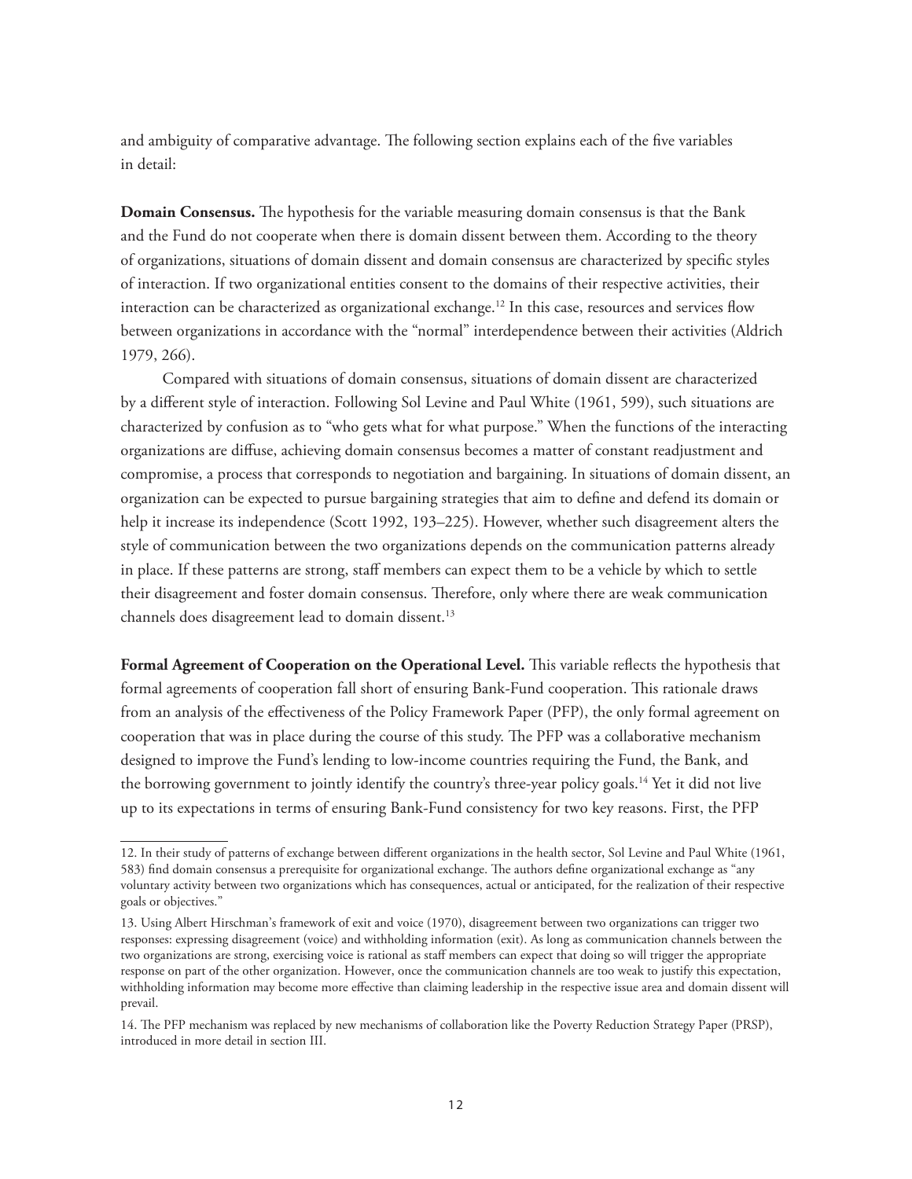and ambiguity of comparative advantage. The following section explains each of the five variables in detail:

**Domain Consensus.** The hypothesis for the variable measuring domain consensus is that the Bank and the Fund do not cooperate when there is domain dissent between them. According to the theory of organizations, situations of domain dissent and domain consensus are characterized by specific styles of interaction. If two organizational entities consent to the domains of their respective activities, their interaction can be characterized as organizational exchange.[12] In this case, resources and services flow between organizations in accordance with the "normal" interdependence between their activities (Aldrich 1979, 266).

Compared with situations of domain consensus, situations of domain dissent are characterized by a different style of interaction. Following Sol Levine and Paul White (1961, 599), such situations are characterized by confusion as to "who gets what for what purpose." When the functions of the interacting organizations are diffuse, achieving domain consensus becomes a matter of constant readjustment and compromise, a process that corresponds to negotiation and bargaining. In situations of domain dissent, an organization can be expected to pursue bargaining strategies that aim to define and defend its domain or help it increase its independence (Scott 1992, 193–225). However, whether such disagreement alters the style of communication between the two organizations depends on the communication patterns already in place. If these patterns are strong, staff members can expect them to be a vehicle by which to settle their disagreement and foster domain consensus. Therefore, only where there are weak communication channels does disagreement lead to domain dissent.[13]

**Formal Agreement of Cooperation on the Operational Level.** This variable reflects the hypothesis that formal agreements of cooperation fall short of ensuring Bank-Fund cooperation. This rationale draws from an analysis of the effectiveness of the Policy Framework Paper (PFP), the only formal agreement on cooperation that was in place during the course of this study. The PFP was a collaborative mechanism designed to improve the Fund's lending to low-income countries requiring the Fund, the Bank, and the borrowing government to jointly identify the country's three-year policy goals.[14] Yet it did not live up to its expectations in terms of ensuring Bank-Fund consistency for two key reasons. First, the PFP

---

12. In their study of patterns of exchange between different organizations in the health sector, Sol Levine and Paul White (1961, 583) find domain consensus a prerequisite for organizational exchange. The authors define organizational exchange as "any voluntary activity between two organizations which has consequences, actual or anticipated, for the realization of their respective goals or objectives."

13. Using Albert Hirschman's framework of exit and voice (1970), disagreement between two organizations can trigger two responses: expressing disagreement (voice) and withholding information (exit). As long as communication channels between the two organizations are strong, exercising voice is rational as staff members can expect that doing so will trigger the appropriate response on part of the other organization. However, once the communication channels are too weak to justify this expectation, withholding information may become more effective than claiming leadership in the respective issue area and domain dissent will prevail.

14. The PFP mechanism was replaced by new mechanisms of collaboration like the Poverty Reduction Strategy Paper (PRSP), introduced in more detail in section III.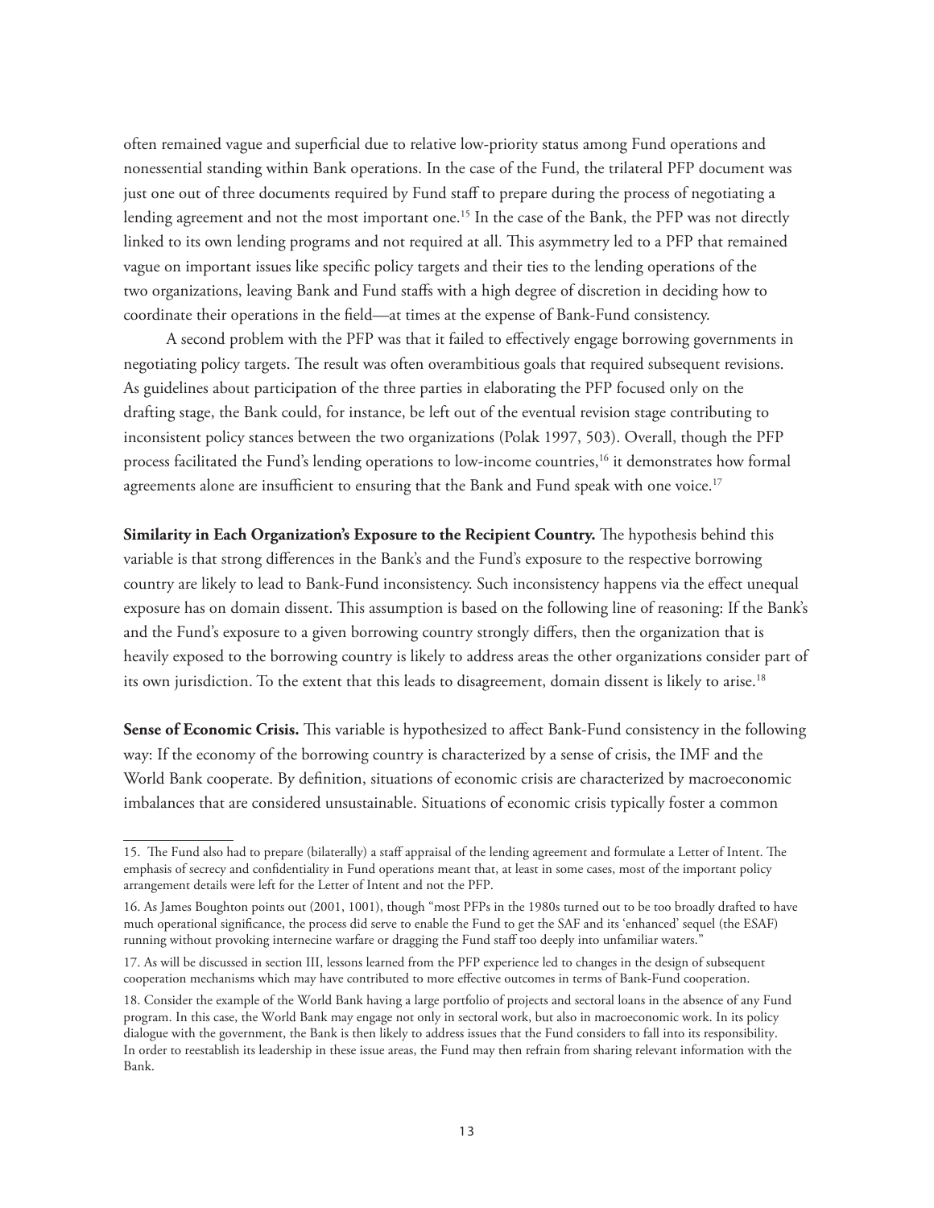often remained vague and superficial due to relative low-priority status among Fund operations and nonessential standing within Bank operations. In the case of the Fund, the trilateral PFP document was just one out of three documents required by Fund staff to prepare during the process of negotiating a lending agreement and not the most important one.[15] In the case of the Bank, the PFP was not directly linked to its own lending programs and not required at all. This asymmetry led to a PFP that remained vague on important issues like specific policy targets and their ties to the lending operations of the two organizations, leaving Bank and Fund staffs with a high degree of discretion in deciding how to coordinate their operations in the field—at times at the expense of Bank-Fund consistency.

A second problem with the PFP was that it failed to effectively engage borrowing governments in negotiating policy targets. The result was often overambitious goals that required subsequent revisions. As guidelines about participation of the three parties in elaborating the PFP focused only on the drafting stage, the Bank could, for instance, be left out of the eventual revision stage contributing to inconsistent policy stances between the two organizations (Polak 1997, 503). Overall, though the PFP process facilitated the Fund's lending operations to low-income countries,[16] it demonstrates how formal agreements alone are insufficient to ensuring that the Bank and Fund speak with one voice.[17]

**Similarity in Each Organization's Exposure to the Recipient Country.** The hypothesis behind this variable is that strong differences in the Bank's and the Fund's exposure to the respective borrowing country are likely to lead to Bank-Fund inconsistency. Such inconsistency happens via the effect unequal exposure has on domain dissent. This assumption is based on the following line of reasoning: If the Bank's and the Fund's exposure to a given borrowing country strongly differs, then the organization that is heavily exposed to the borrowing country is likely to address areas the other organizations consider part of its own jurisdiction. To the extent that this leads to disagreement, domain dissent is likely to arise.[18]

**Sense of Economic Crisis.** This variable is hypothesized to affect Bank-Fund consistency in the following way: If the economy of the borrowing country is characterized by a sense of crisis, the IMF and the World Bank cooperate. By definition, situations of economic crisis are characterized by macroeconomic imbalances that are considered unsustainable. Situations of economic crisis typically foster a common

---

15. The Fund also had to prepare (bilaterally) a staff appraisal of the lending agreement and formulate a Letter of Intent. The emphasis of secrecy and confidentiality in Fund operations meant that, at least in some cases, most of the important policy arrangement details were left for the Letter of Intent and not the PFP.

16. As James Boughton points out (2001, 1001), though "most PFPs in the 1980s turned out to be too broadly drafted to have much operational significance, the process did serve to enable the Fund to get the SAF and its 'enhanced' sequel (the ESAF) running without provoking internecine warfare or dragging the Fund staff too deeply into unfamiliar waters."

17. As will be discussed in section III, lessons learned from the PFP experience led to changes in the design of subsequent cooperation mechanisms which may have contributed to more effective outcomes in terms of Bank-Fund cooperation.

18. Consider the example of the World Bank having a large portfolio of projects and sectoral loans in the absence of any Fund program. In this case, the World Bank may engage not only in sectoral work, but also in macroeconomic work. In its policy dialogue with the government, the Bank is then likely to address issues that the Fund considers to fall into its responsibility. In order to reestablish its leadership in these issue areas, the Fund may then refrain from sharing relevant information with the Bank.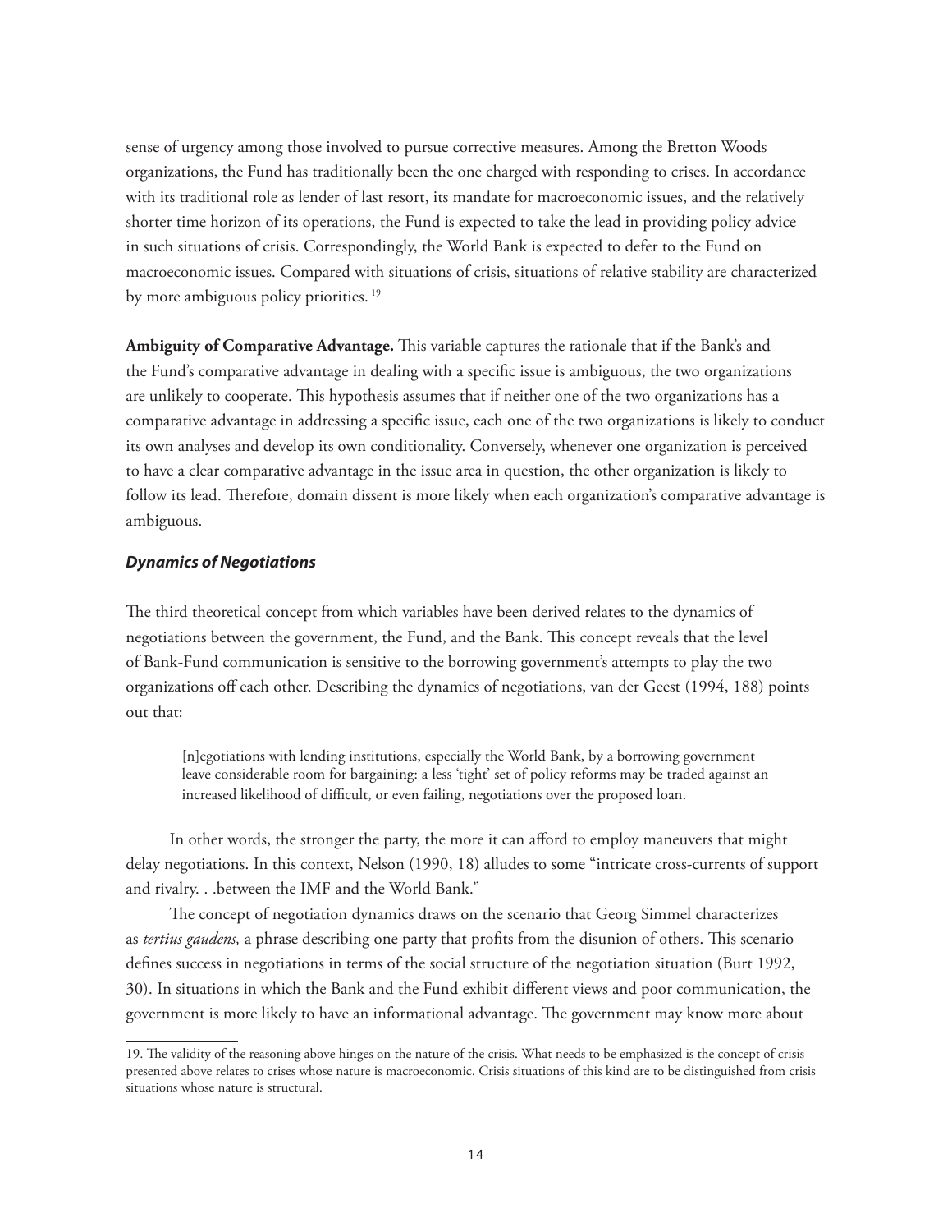sense of urgency among those involved to pursue corrective measures. Among the Bretton Woods organizations, the Fund has traditionally been the one charged with responding to crises. In accordance with its traditional role as lender of last resort, its mandate for macroeconomic issues, and the relatively shorter time horizon of its operations, the Fund is expected to take the lead in providing policy advice in such situations of crisis. Correspondingly, the World Bank is expected to defer to the Fund on macroeconomic issues. Compared with situations of crisis, situations of relative stability are characterized by more ambiguous policy priorities.[19]

**Ambiguity of Comparative Advantage.** This variable captures the rationale that if the Bank's and the Fund's comparative advantage in dealing with a specific issue is ambiguous, the two organizations are unlikely to cooperate. This hypothesis assumes that if neither one of the two organizations has a comparative advantage in addressing a specific issue, each one of the two organizations is likely to conduct its own analyses and develop its own conditionality. Conversely, whenever one organization is perceived to have a clear comparative advantage in the issue area in question, the other organization is likely to follow its lead. Therefore, domain dissent is more likely when each organization's comparative advantage is ambiguous.

### *Dynamics of Negotiations*

The third theoretical concept from which variables have been derived relates to the dynamics of negotiations between the government, the Fund, and the Bank. This concept reveals that the level of Bank-Fund communication is sensitive to the borrowing government's attempts to play the two organizations off each other. Describing the dynamics of negotiations, van der Geest (1994, 188) points out that:

> [n]egotiations with lending institutions, especially the World Bank, by a borrowing government leave considerable room for bargaining: a less 'tight' set of policy reforms may be traded against an increased likelihood of difficult, or even failing, negotiations over the proposed loan.

In other words, the stronger the party, the more it can afford to employ maneuvers that might delay negotiations. In this context, Nelson (1990, 18) alludes to some "intricate cross-currents of support and rivalry. . .between the IMF and the World Bank."

The concept of negotiation dynamics draws on the scenario that Georg Simmel characterizes as *tertius gaudens,* a phrase describing one party that profits from the disunion of others. This scenario defines success in negotiations in terms of the social structure of the negotiation situation (Burt 1992, 30). In situations in which the Bank and the Fund exhibit different views and poor communication, the government is more likely to have an informational advantage. The government may know more about

---

19. The validity of the reasoning above hinges on the nature of the crisis. What needs to be emphasized is the concept of crisis presented above relates to crises whose nature is macroeconomic. Crisis situations of this kind are to be distinguished from crisis situations whose nature is structural.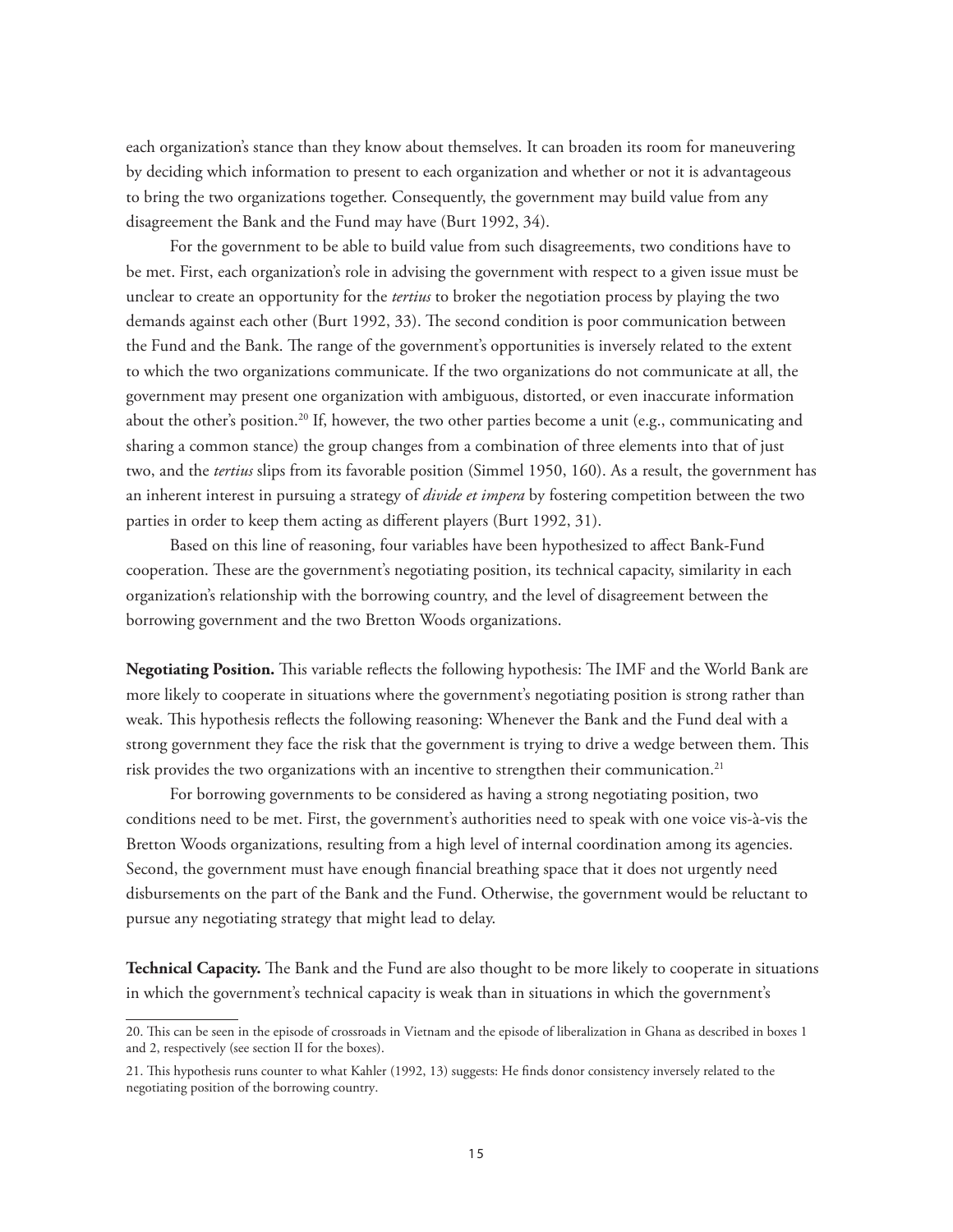each organization's stance than they know about themselves. It can broaden its room for maneuvering by deciding which information to present to each organization and whether or not it is advantageous to bring the two organizations together. Consequently, the government may build value from any disagreement the Bank and the Fund may have (Burt 1992, 34).

For the government to be able to build value from such disagreements, two conditions have to be met. First, each organization's role in advising the government with respect to a given issue must be unclear to create an opportunity for the *tertius* to broker the negotiation process by playing the two demands against each other (Burt 1992, 33). The second condition is poor communication between the Fund and the Bank. The range of the government's opportunities is inversely related to the extent to which the two organizations communicate. If the two organizations do not communicate at all, the government may present one organization with ambiguous, distorted, or even inaccurate information about the other's position.[20] If, however, the two other parties become a unit (e.g., communicating and sharing a common stance) the group changes from a combination of three elements into that of just two, and the *tertius* slips from its favorable position (Simmel 1950, 160). As a result, the government has an inherent interest in pursuing a strategy of *divide et impera* by fostering competition between the two parties in order to keep them acting as different players (Burt 1992, 31).

Based on this line of reasoning, four variables have been hypothesized to affect Bank-Fund cooperation. These are the government's negotiating position, its technical capacity, similarity in each organization's relationship with the borrowing country, and the level of disagreement between the borrowing government and the two Bretton Woods organizations.

**Negotiating Position.** This variable reflects the following hypothesis: The IMF and the World Bank are more likely to cooperate in situations where the government's negotiating position is strong rather than weak. This hypothesis reflects the following reasoning: Whenever the Bank and the Fund deal with a strong government they face the risk that the government is trying to drive a wedge between them. This risk provides the two organizations with an incentive to strengthen their communication.[21]

For borrowing governments to be considered as having a strong negotiating position, two conditions need to be met. First, the government's authorities need to speak with one voice vis-à-vis the Bretton Woods organizations, resulting from a high level of internal coordination among its agencies. Second, the government must have enough financial breathing space that it does not urgently need disbursements on the part of the Bank and the Fund. Otherwise, the government would be reluctant to pursue any negotiating strategy that might lead to delay.

**Technical Capacity.** The Bank and the Fund are also thought to be more likely to cooperate in situations in which the government's technical capacity is weak than in situations in which the government's

20. This can be seen in the episode of crossroads in Vietnam and the episode of liberalization in Ghana as described in boxes 1 and 2, respectively (see section II for the boxes).

21. This hypothesis runs counter to what Kahler (1992, 13) suggests: He finds donor consistency inversely related to the negotiating position of the borrowing country.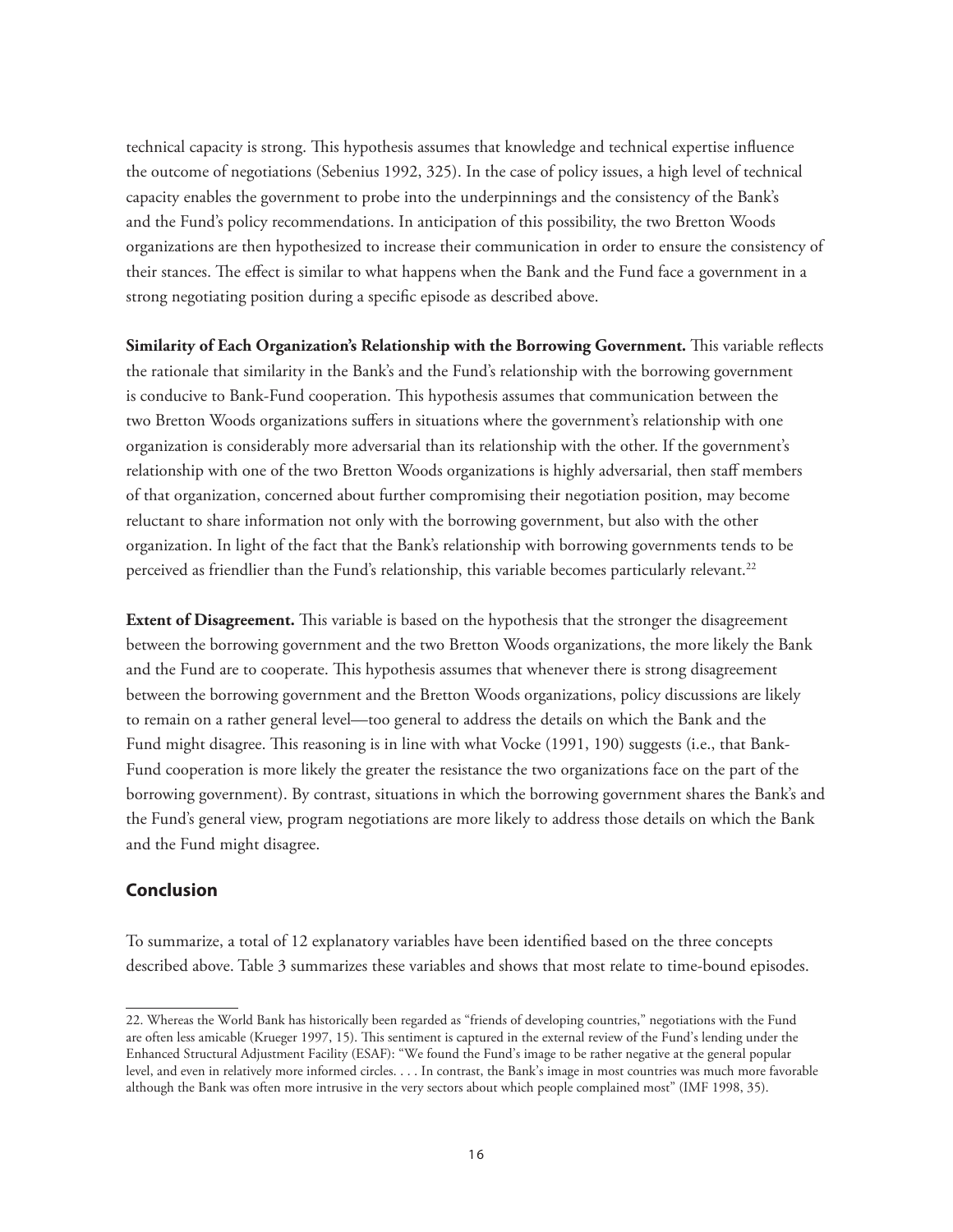technical capacity is strong. This hypothesis assumes that knowledge and technical expertise influence the outcome of negotiations (Sebenius 1992, 325). In the case of policy issues, a high level of technical capacity enables the government to probe into the underpinnings and the consistency of the Bank's and the Fund's policy recommendations. In anticipation of this possibility, the two Bretton Woods organizations are then hypothesized to increase their communication in order to ensure the consistency of their stances. The effect is similar to what happens when the Bank and the Fund face a government in a strong negotiating position during a specific episode as described above.

**Similarity of Each Organization's Relationship with the Borrowing Government.** This variable reflects the rationale that similarity in the Bank's and the Fund's relationship with the borrowing government is conducive to Bank-Fund cooperation. This hypothesis assumes that communication between the two Bretton Woods organizations suffers in situations where the government's relationship with one organization is considerably more adversarial than its relationship with the other. If the government's relationship with one of the two Bretton Woods organizations is highly adversarial, then staff members of that organization, concerned about further compromising their negotiation position, may become reluctant to share information not only with the borrowing government, but also with the other organization. In light of the fact that the Bank's relationship with borrowing governments tends to be perceived as friendlier than the Fund's relationship, this variable becomes particularly relevant.[22]

**Extent of Disagreement.** This variable is based on the hypothesis that the stronger the disagreement between the borrowing government and the two Bretton Woods organizations, the more likely the Bank and the Fund are to cooperate. This hypothesis assumes that whenever there is strong disagreement between the borrowing government and the Bretton Woods organizations, policy discussions are likely to remain on a rather general level—too general to address the details on which the Bank and the Fund might disagree. This reasoning is in line with what Vocke (1991, 190) suggests (i.e., that Bank-Fund cooperation is more likely the greater the resistance the two organizations face on the part of the borrowing government). By contrast, situations in which the borrowing government shares the Bank's and the Fund's general view, program negotiations are more likely to address those details on which the Bank and the Fund might disagree.

## Conclusion

To summarize, a total of 12 explanatory variables have been identified based on the three concepts described above. Table 3 summarizes these variables and shows that most relate to time-bound episodes.

---

22. Whereas the World Bank has historically been regarded as "friends of developing countries," negotiations with the Fund are often less amicable (Krueger 1997, 15). This sentiment is captured in the external review of the Fund's lending under the Enhanced Structural Adjustment Facility (ESAF): "We found the Fund's image to be rather negative at the general popular level, and even in relatively more informed circles. . . . In contrast, the Bank's image in most countries was much more favorable although the Bank was often more intrusive in the very sectors about which people complained most" (IMF 1998, 35).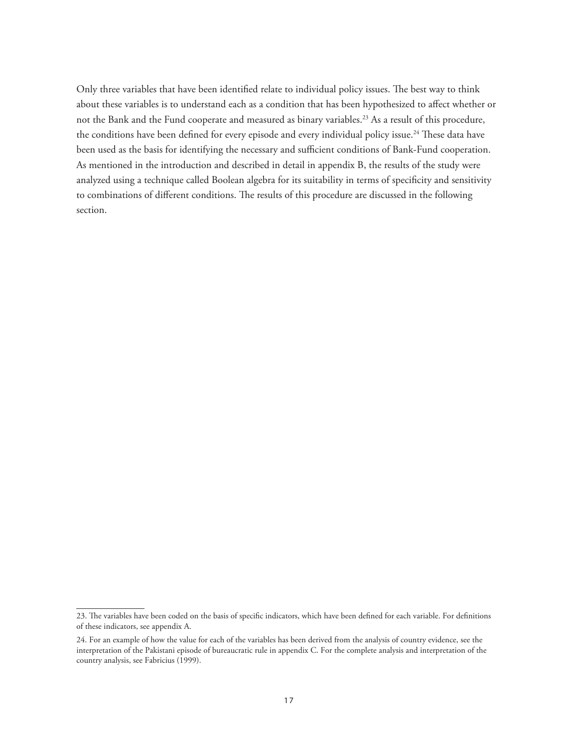Only three variables that have been identified relate to individual policy issues. The best way to think about these variables is to understand each as a condition that has been hypothesized to affect whether or not the Bank and the Fund cooperate and measured as binary variables.[23] As a result of this procedure, the conditions have been defined for every episode and every individual policy issue.[24] These data have been used as the basis for identifying the necessary and sufficient conditions of Bank-Fund cooperation. As mentioned in the introduction and described in detail in appendix B, the results of the study were analyzed using a technique called Boolean algebra for its suitability in terms of specificity and sensitivity to combinations of different conditions. The results of this procedure are discussed in the following section.

---

23. The variables have been coded on the basis of specific indicators, which have been defined for each variable. For definitions of these indicators, see appendix A.

24. For an example of how the value for each of the variables has been derived from the analysis of country evidence, see the interpretation of the Pakistani episode of bureaucratic rule in appendix C. For the complete analysis and interpretation of the country analysis, see Fabricius (1999).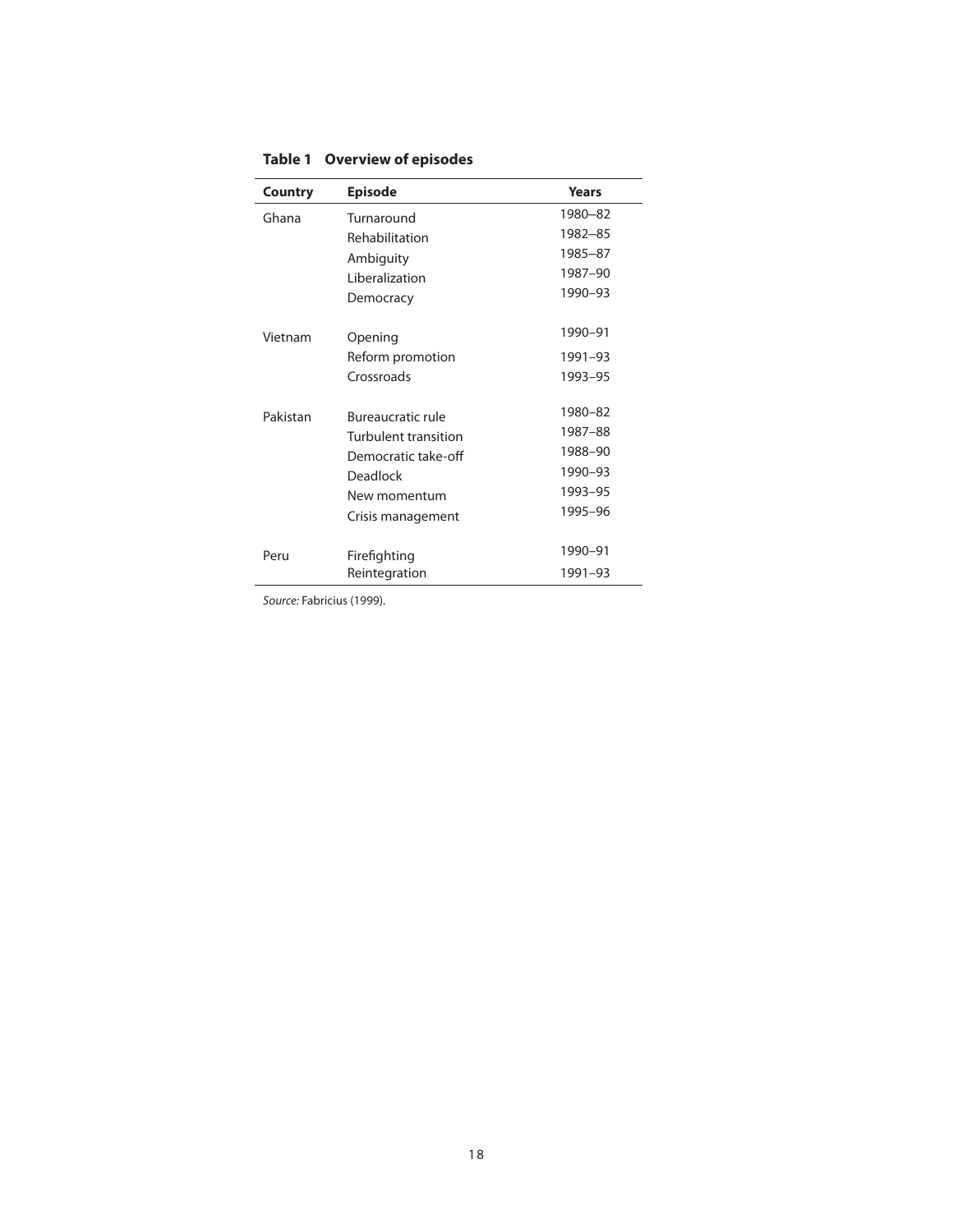**Table 1 Overview of episodes**

| Country | Episode | Years |
|---|---|---|
| Ghana | Turnaround | 1980–82 |
| | Rehabilitation | 1982–85 |
| | Ambiguity | 1985–87 |
| | Liberalization | 1987–90 |
| | Democracy | 1990–93 |
| Vietnam | Opening | 1990–91 |
| | Reform promotion | 1991–93 |
| | Crossroads | 1993–95 |
| Pakistan | Bureaucratic rule | 1980–82 |
| | Turbulent transition | 1987–88 |
| | Democratic take-off | 1988–90 |
| | Deadlock | 1990–93 |
| | New momentum | 1993–95 |
| | Crisis management | 1995–96 |
| Peru | Firefighting | 1990–91 |
| | Reintegration | 1991–93 |

*Source:* Fabricius (1999).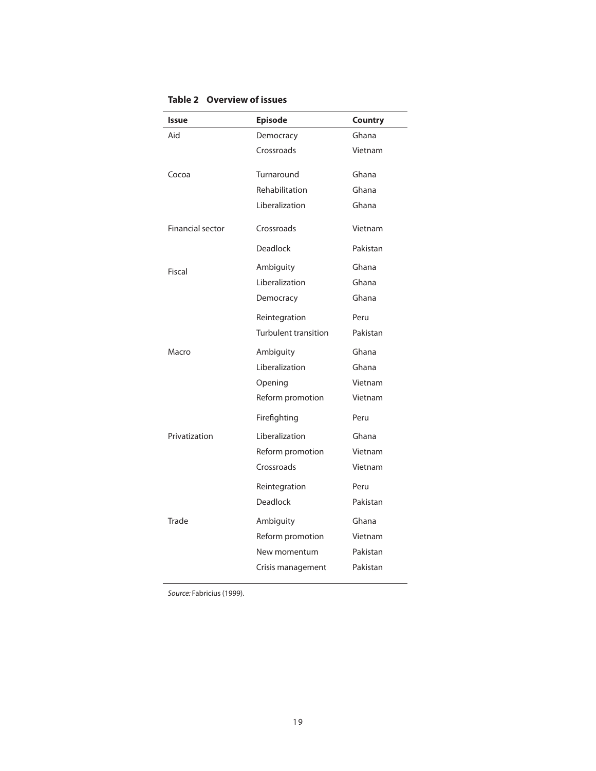**Table 2 Overview of issues**

| Issue | Episode | Country |
|---|---|---|
| Aid | Democracy | Ghana |
| | Crossroads | Vietnam |
| Cocoa | Turnaround | Ghana |
| | Rehabilitation | Ghana |
| | Liberalization | Ghana |
| Financial sector | Crossroads | Vietnam |
| | Deadlock | Pakistan |
| Fiscal | Ambiguity | Ghana |
| | Liberalization | Ghana |
| | Democracy | Ghana |
| | Reintegration | Peru |
| | Turbulent transition | Pakistan |
| Macro | Ambiguity | Ghana |
| | Liberalization | Ghana |
| | Opening | Vietnam |
| | Reform promotion | Vietnam |
| | Firefighting | Peru |
| Privatization | Liberalization | Ghana |
| | Reform promotion | Vietnam |
| | Crossroads | Vietnam |
| | Reintegration | Peru |
| | Deadlock | Pakistan |
| Trade | Ambiguity | Ghana |
| | Reform promotion | Vietnam |
| | New momentum | Pakistan |
| | Crisis management | Pakistan |

*Source:* Fabricius (1999).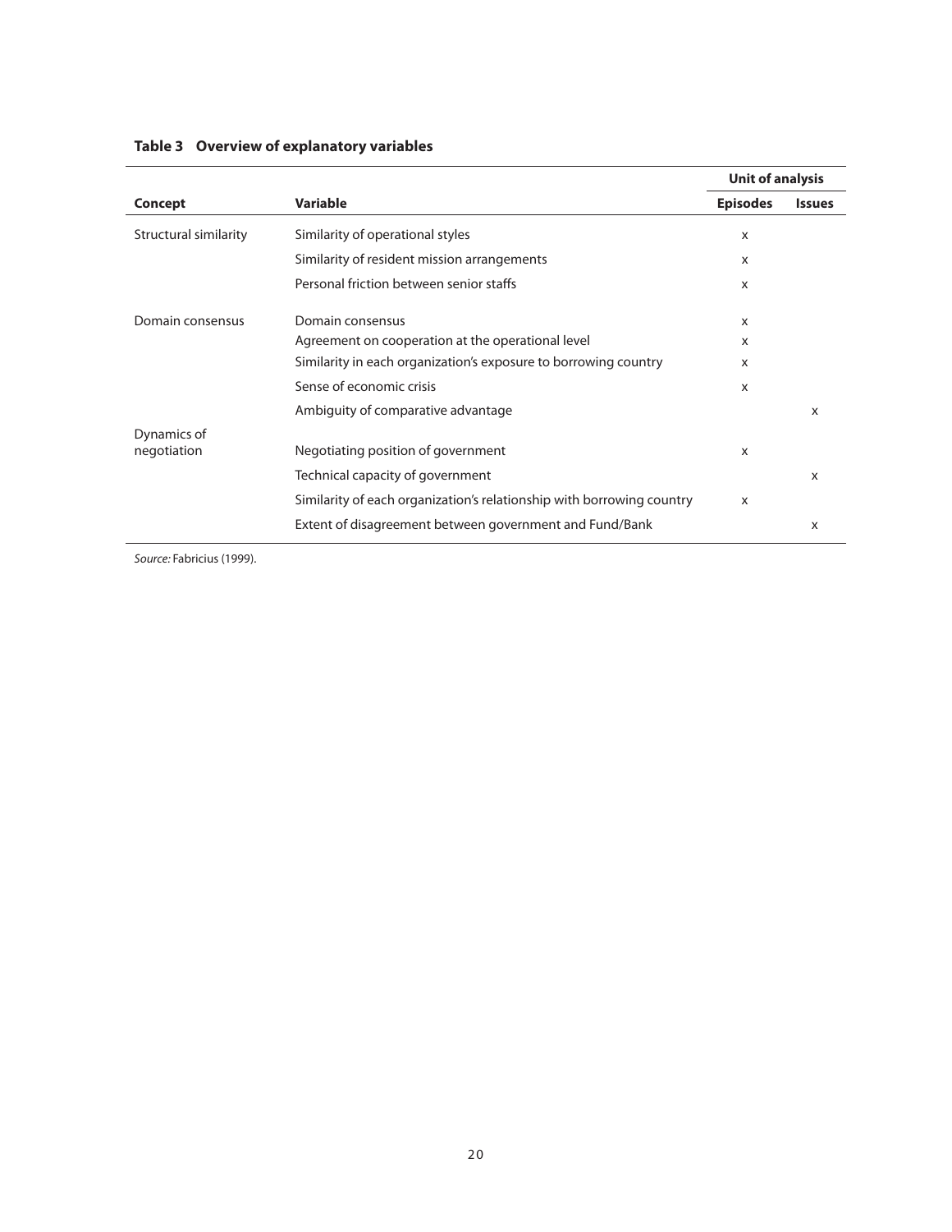**Table 3 Overview of explanatory variables**

| Concept | Variable | Unit of analysis | |
|---|---|---|---|
| | | Episodes | Issues |
| Structural similarity | Similarity of operational styles | x | |
| | Similarity of resident mission arrangements | x | |
| | Personal friction between senior staffs | x | |
| Domain consensus | Domain consensus | x | |
| | Agreement on cooperation at the operational level | x | |
| | Similarity in each organization's exposure to borrowing country | x | |
| | Sense of economic crisis | x | |
| | Ambiguity of comparative advantage | | x |
| Dynamics of negotiation | Negotiating position of government | x | |
| | Technical capacity of government | | x |
| | Similarity of each organization's relationship with borrowing country | x | |
| | Extent of disagreement between government and Fund/Bank | | x |

*Source:* Fabricius (1999).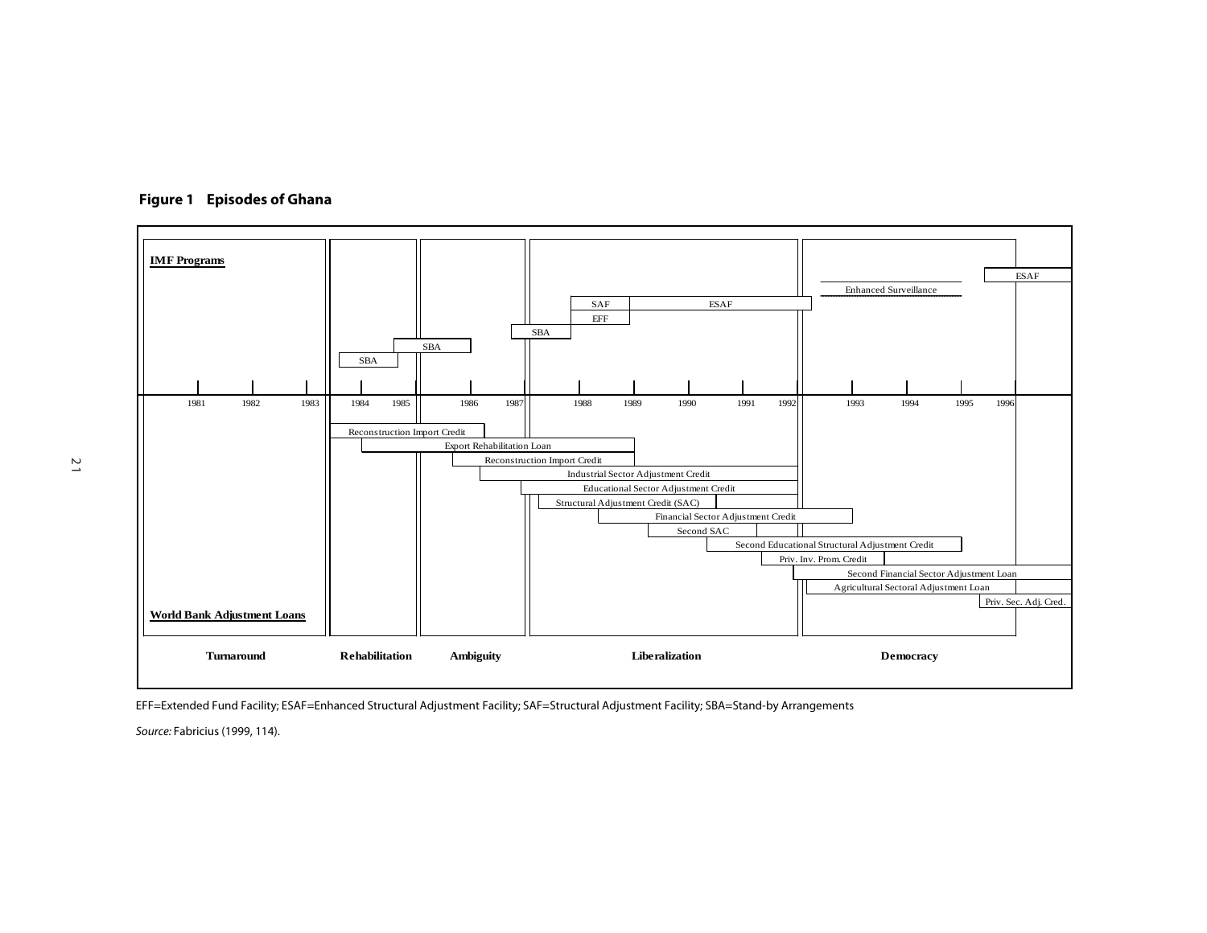**Figure 1 Episodes of Ghana**

**IMF Programs**

SBA | SBA | SBA | SAF | EFF | ESAF | Enhanced Surveillance | ESAF

1981 | 1982 | 1983 | 1984 | 1985 | 1986 | 1987 | 1988 | 1989 | 1990 | 1991 | 1992 | 1993 | 1994 | 1995 | 1996

Reconstruction Import Credit
Export Rehabilitation Loan
Reconstruction Import Credit
Industrial Sector Adjustment Credit
Educational Sector Adjustment Credit
Structural Adjustment Credit (SAC)
Financial Sector Adjustment Credit
Second SAC
Second Educational Structural Adjustment Credit
Priv. Inv. Prom. Credit
Second Financial Sector Adjustment Loan
Agricultural Sectoral Adjustment Loan
Priv. Sec. Adj. Cred.

**World Bank Adjustment Loans**

**Turnaround** | **Rehabilitation** | **Ambiguity** | **Liberalization** | **Democracy**

EFF=Extended Fund Facility; ESAF=Enhanced Structural Adjustment Facility; SAF=Structural Adjustment Facility; SBA=Stand-by Arrangements

*Source:* Fabricius (1999, 114).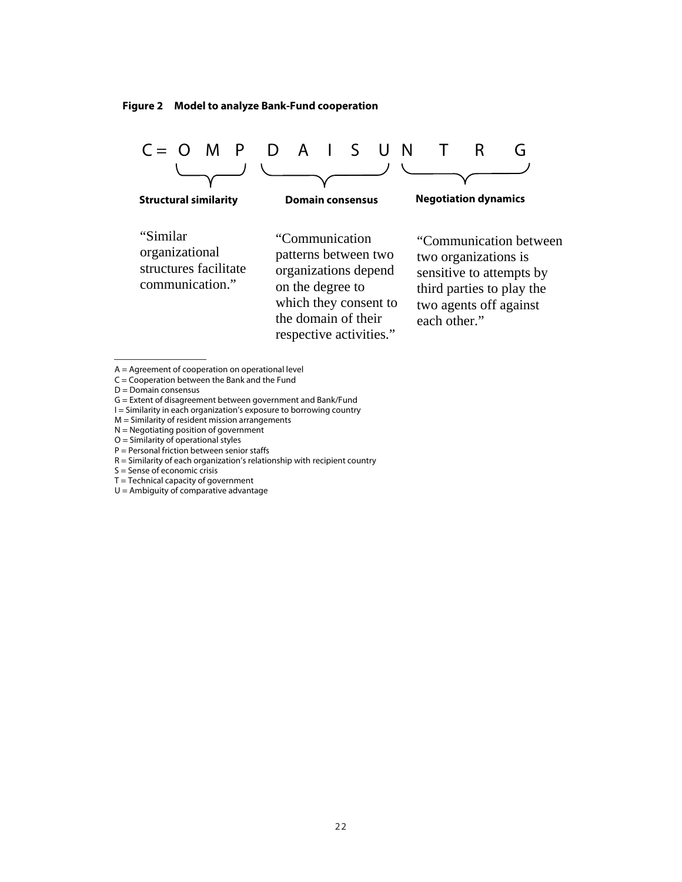**Figure 2 Model to analyze Bank-Fund cooperation**

$$C = O \; M \; P \quad D \; A \; I \; S \; U \quad N \; T \; R \; G$$

| Structural similarity | Domain consensus | Negotiation dynamics |
|---|---|---|
| "Similar organizational structures facilitate communication." | "Communication patterns between two organizations depend on the degree to which they consent to the domain of their respective activities." | "Communication between two organizations is sensitive to attempts by third parties to play the two agents off against each other." |

---

A = Agreement of cooperation on operational level
C = Cooperation between the Bank and the Fund
D = Domain consensus
G = Extent of disagreement between government and Bank/Fund
I = Similarity in each organization's exposure to borrowing country
M = Similarity of resident mission arrangements
N = Negotiating position of government
O = Similarity of operational styles
P = Personal friction between senior staffs
R = Similarity of each organization's relationship with recipient country
S = Sense of economic crisis
T = Technical capacity of government
U = Ambiguity of comparative advantage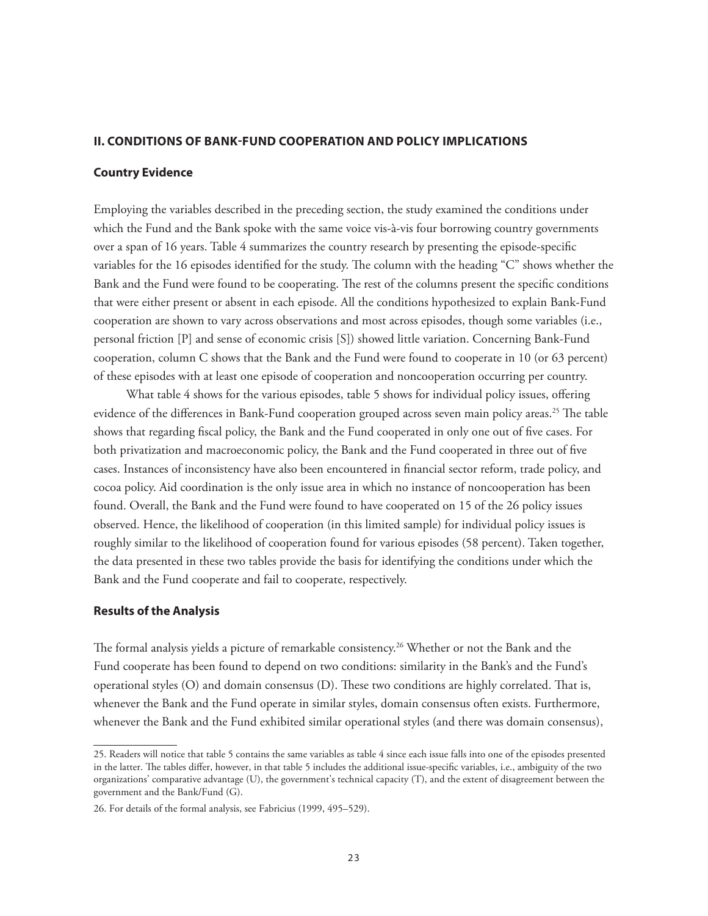## II. CONDITIONS OF BANK-FUND COOPERATION AND POLICY IMPLICATIONS

### Country Evidence

Employing the variables described in the preceding section, the study examined the conditions under which the Fund and the Bank spoke with the same voice vis-à-vis four borrowing country governments over a span of 16 years. Table 4 summarizes the country research by presenting the episode-specific variables for the 16 episodes identified for the study. The column with the heading "C" shows whether the Bank and the Fund were found to be cooperating. The rest of the columns present the specific conditions that were either present or absent in each episode. All the conditions hypothesized to explain Bank-Fund cooperation are shown to vary across observations and most across episodes, though some variables (i.e., personal friction [P] and sense of economic crisis [S]) showed little variation. Concerning Bank-Fund cooperation, column C shows that the Bank and the Fund were found to cooperate in 10 (or 63 percent) of these episodes with at least one episode of cooperation and noncooperation occurring per country.

What table 4 shows for the various episodes, table 5 shows for individual policy issues, offering evidence of the differences in Bank-Fund cooperation grouped across seven main policy areas.[25] The table shows that regarding fiscal policy, the Bank and the Fund cooperated in only one out of five cases. For both privatization and macroeconomic policy, the Bank and the Fund cooperated in three out of five cases. Instances of inconsistency have also been encountered in financial sector reform, trade policy, and cocoa policy. Aid coordination is the only issue area in which no instance of noncooperation has been found. Overall, the Bank and the Fund were found to have cooperated on 15 of the 26 policy issues observed. Hence, the likelihood of cooperation (in this limited sample) for individual policy issues is roughly similar to the likelihood of cooperation found for various episodes (58 percent). Taken together, the data presented in these two tables provide the basis for identifying the conditions under which the Bank and the Fund cooperate and fail to cooperate, respectively.

### Results of the Analysis

The formal analysis yields a picture of remarkable consistency.[26] Whether or not the Bank and the Fund cooperate has been found to depend on two conditions: similarity in the Bank's and the Fund's operational styles (O) and domain consensus (D). These two conditions are highly correlated. That is, whenever the Bank and the Fund operate in similar styles, domain consensus often exists. Furthermore, whenever the Bank and the Fund exhibited similar operational styles (and there was domain consensus),

---

25. Readers will notice that table 5 contains the same variables as table 4 since each issue falls into one of the episodes presented in the latter. The tables differ, however, in that table 5 includes the additional issue-specific variables, i.e., ambiguity of the two organizations' comparative advantage (U), the government's technical capacity (T), and the extent of disagreement between the government and the Bank/Fund (G).

26. For details of the formal analysis, see Fabricius (1999, 495–529).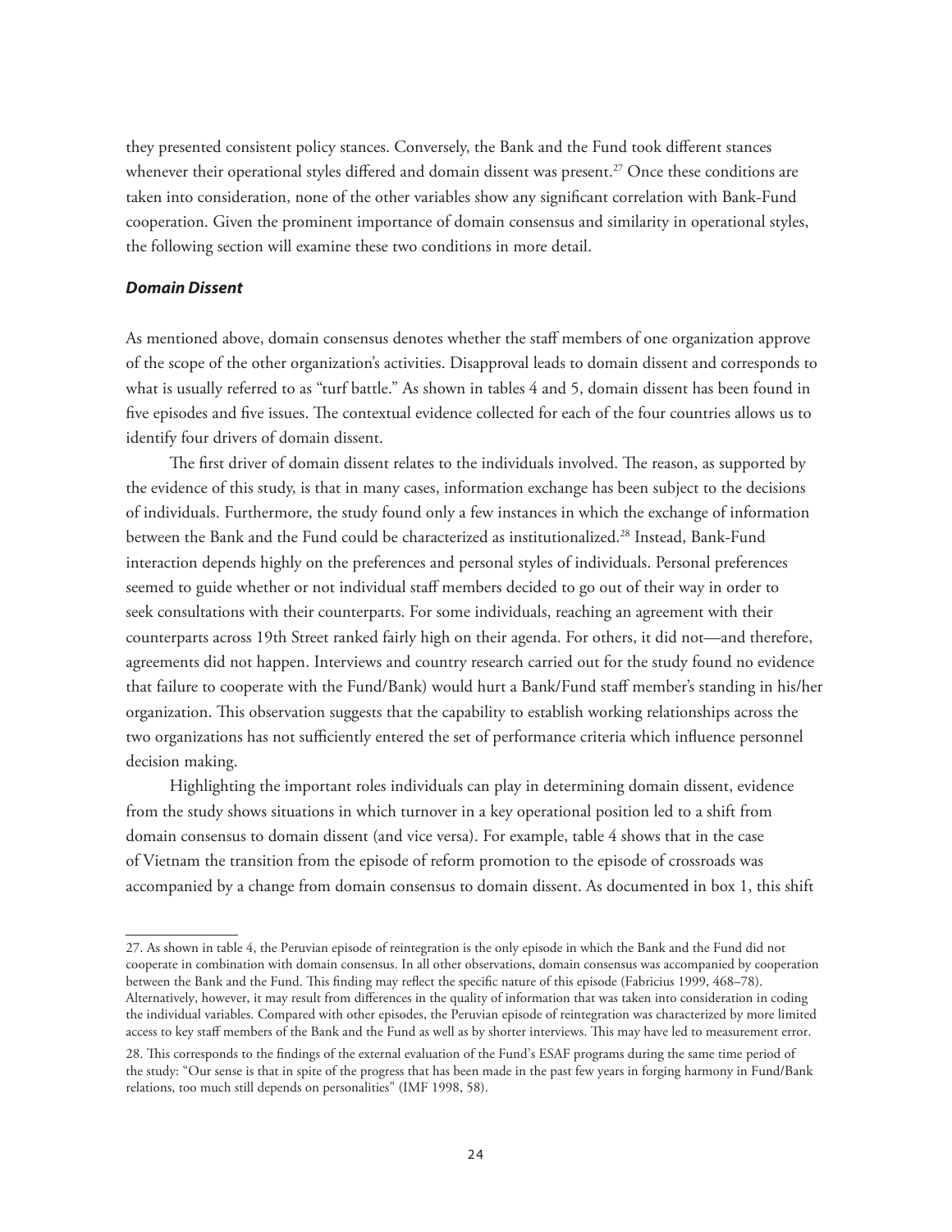they presented consistent policy stances. Conversely, the Bank and the Fund took different stances whenever their operational styles differed and domain dissent was present.[27] Once these conditions are taken into consideration, none of the other variables show any significant correlation with Bank-Fund cooperation. Given the prominent importance of domain consensus and similarity in operational styles, the following section will examine these two conditions in more detail.

### *Domain Dissent*

As mentioned above, domain consensus denotes whether the staff members of one organization approve of the scope of the other organization's activities. Disapproval leads to domain dissent and corresponds to what is usually referred to as "turf battle." As shown in tables 4 and 5, domain dissent has been found in five episodes and five issues. The contextual evidence collected for each of the four countries allows us to identify four drivers of domain dissent.

The first driver of domain dissent relates to the individuals involved. The reason, as supported by the evidence of this study, is that in many cases, information exchange has been subject to the decisions of individuals. Furthermore, the study found only a few instances in which the exchange of information between the Bank and the Fund could be characterized as institutionalized.[28] Instead, Bank-Fund interaction depends highly on the preferences and personal styles of individuals. Personal preferences seemed to guide whether or not individual staff members decided to go out of their way in order to seek consultations with their counterparts. For some individuals, reaching an agreement with their counterparts across 19th Street ranked fairly high on their agenda. For others, it did not—and therefore, agreements did not happen. Interviews and country research carried out for the study found no evidence that failure to cooperate with the Fund/Bank) would hurt a Bank/Fund staff member's standing in his/her organization. This observation suggests that the capability to establish working relationships across the two organizations has not sufficiently entered the set of performance criteria which influence personnel decision making.

Highlighting the important roles individuals can play in determining domain dissent, evidence from the study shows situations in which turnover in a key operational position led to a shift from domain consensus to domain dissent (and vice versa). For example, table 4 shows that in the case of Vietnam the transition from the episode of reform promotion to the episode of crossroads was accompanied by a change from domain consensus to domain dissent. As documented in box 1, this shift

27. As shown in table 4, the Peruvian episode of reintegration is the only episode in which the Bank and the Fund did not cooperate in combination with domain consensus. In all other observations, domain consensus was accompanied by cooperation between the Bank and the Fund. This finding may reflect the specific nature of this episode (Fabricius 1999, 468–78). Alternatively, however, it may result from differences in the quality of information that was taken into consideration in coding the individual variables. Compared with other episodes, the Peruvian episode of reintegration was characterized by more limited access to key staff members of the Bank and the Fund as well as by shorter interviews. This may have led to measurement error.

28. This corresponds to the findings of the external evaluation of the Fund's ESAF programs during the same time period of the study: "Our sense is that in spite of the progress that has been made in the past few years in forging harmony in Fund/Bank relations, too much still depends on personalities" (IMF 1998, 58).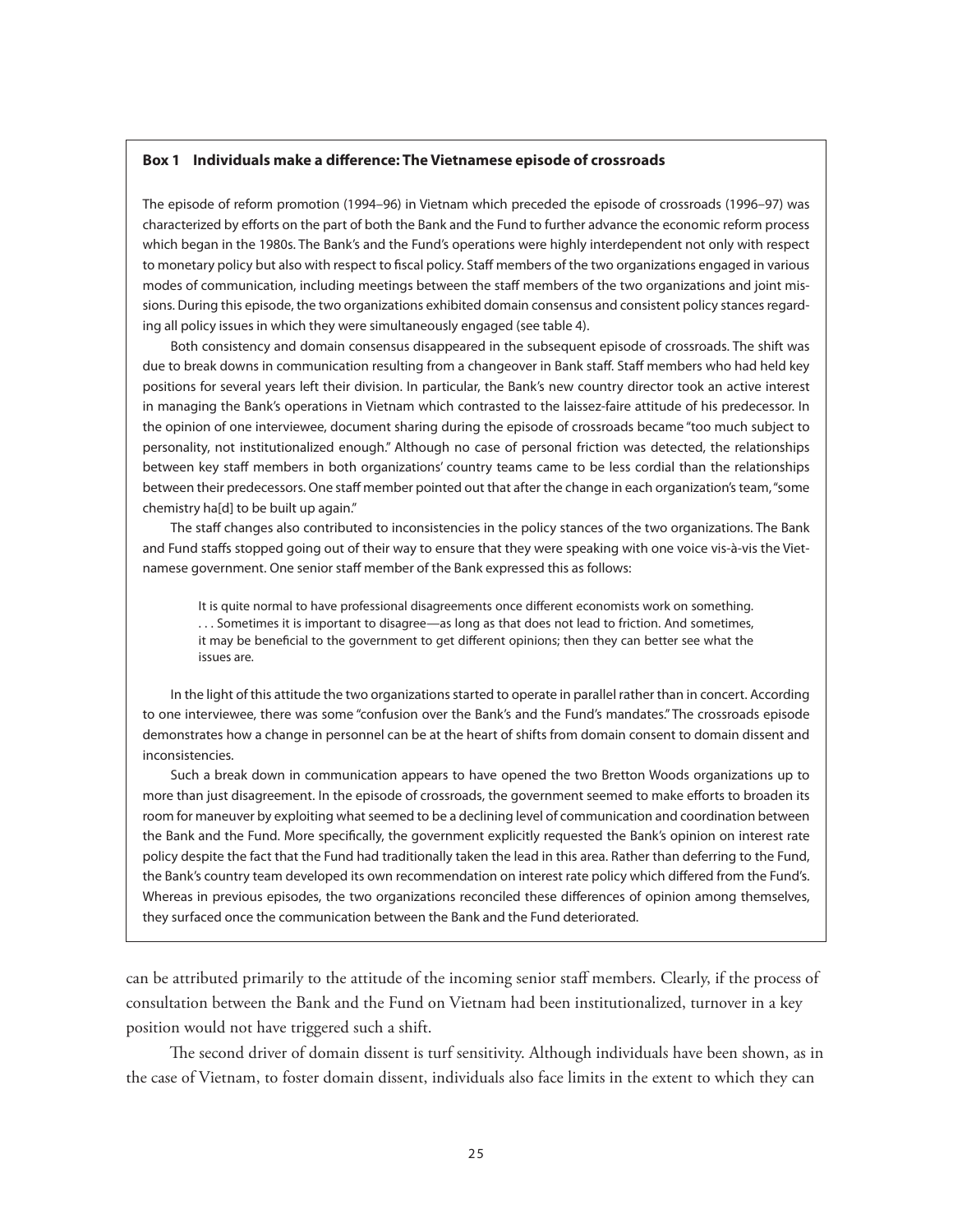**Box 1 Individuals make a difference: The Vietnamese episode of crossroads**

The episode of reform promotion (1994–96) in Vietnam which preceded the episode of crossroads (1996–97) was characterized by efforts on the part of both the Bank and the Fund to further advance the economic reform process which began in the 1980s. The Bank's and the Fund's operations were highly interdependent not only with respect to monetary policy but also with respect to fiscal policy. Staff members of the two organizations engaged in various modes of communication, including meetings between the staff members of the two organizations and joint missions. During this episode, the two organizations exhibited domain consensus and consistent policy stances regarding all policy issues in which they were simultaneously engaged (see table 4).

Both consistency and domain consensus disappeared in the subsequent episode of crossroads. The shift was due to break downs in communication resulting from a changeover in Bank staff. Staff members who had held key positions for several years left their division. In particular, the Bank's new country director took an active interest in managing the Bank's operations in Vietnam which contrasted to the laissez-faire attitude of his predecessor. In the opinion of one interviewee, document sharing during the episode of crossroads became "too much subject to personality, not institutionalized enough." Although no case of personal friction was detected, the relationships between key staff members in both organizations' country teams came to be less cordial than the relationships between their predecessors. One staff member pointed out that after the change in each organization's team, "some chemistry ha[d] to be built up again."

The staff changes also contributed to inconsistencies in the policy stances of the two organizations. The Bank and Fund staffs stopped going out of their way to ensure that they were speaking with one voice vis-à-vis the Vietnamese government. One senior staff member of the Bank expressed this as follows:

> It is quite normal to have professional disagreements once different economists work on something. . . . Sometimes it is important to disagree—as long as that does not lead to friction. And sometimes, it may be beneficial to the government to get different opinions; then they can better see what the issues are.

In the light of this attitude the two organizations started to operate in parallel rather than in concert. According to one interviewee, there was some "confusion over the Bank's and the Fund's mandates." The crossroads episode demonstrates how a change in personnel can be at the heart of shifts from domain consent to domain dissent and inconsistencies.

Such a break down in communication appears to have opened the two Bretton Woods organizations up to more than just disagreement. In the episode of crossroads, the government seemed to make efforts to broaden its room for maneuver by exploiting what seemed to be a declining level of communication and coordination between the Bank and the Fund. More specifically, the government explicitly requested the Bank's opinion on interest rate policy despite the fact that the Fund had traditionally taken the lead in this area. Rather than deferring to the Fund, the Bank's country team developed its own recommendation on interest rate policy which differed from the Fund's. Whereas in previous episodes, the two organizations reconciled these differences of opinion among themselves, they surfaced once the communication between the Bank and the Fund deteriorated.

can be attributed primarily to the attitude of the incoming senior staff members. Clearly, if the process of consultation between the Bank and the Fund on Vietnam had been institutionalized, turnover in a key position would not have triggered such a shift.

The second driver of domain dissent is turf sensitivity. Although individuals have been shown, as in the case of Vietnam, to foster domain dissent, individuals also face limits in the extent to which they can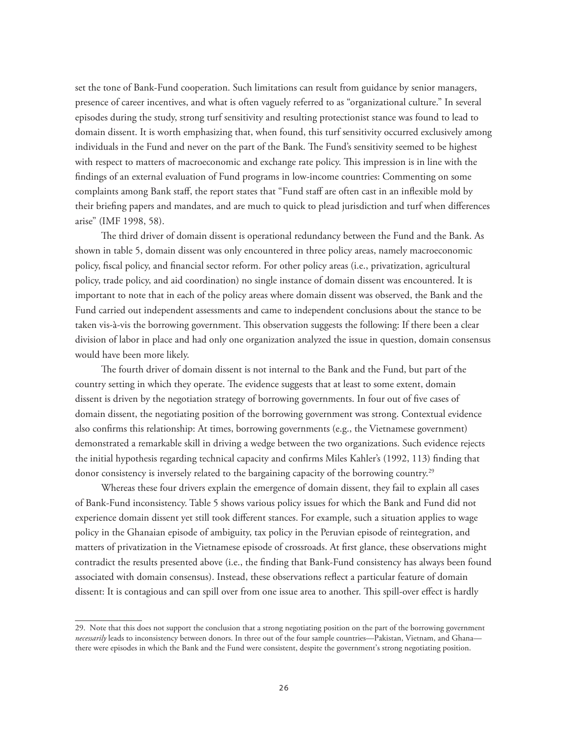set the tone of Bank-Fund cooperation. Such limitations can result from guidance by senior managers, presence of career incentives, and what is often vaguely referred to as "organizational culture." In several episodes during the study, strong turf sensitivity and resulting protectionist stance was found to lead to domain dissent. It is worth emphasizing that, when found, this turf sensitivity occurred exclusively among individuals in the Fund and never on the part of the Bank. The Fund's sensitivity seemed to be highest with respect to matters of macroeconomic and exchange rate policy. This impression is in line with the findings of an external evaluation of Fund programs in low-income countries: Commenting on some complaints among Bank staff, the report states that "Fund staff are often cast in an inflexible mold by their briefing papers and mandates, and are much to quick to plead jurisdiction and turf when differences arise" (IMF 1998, 58).

The third driver of domain dissent is operational redundancy between the Fund and the Bank. As shown in table 5, domain dissent was only encountered in three policy areas, namely macroeconomic policy, fiscal policy, and financial sector reform. For other policy areas (i.e., privatization, agricultural policy, trade policy, and aid coordination) no single instance of domain dissent was encountered. It is important to note that in each of the policy areas where domain dissent was observed, the Bank and the Fund carried out independent assessments and came to independent conclusions about the stance to be taken vis-à-vis the borrowing government. This observation suggests the following: If there been a clear division of labor in place and had only one organization analyzed the issue in question, domain consensus would have been more likely.

The fourth driver of domain dissent is not internal to the Bank and the Fund, but part of the country setting in which they operate. The evidence suggests that at least to some extent, domain dissent is driven by the negotiation strategy of borrowing governments. In four out of five cases of domain dissent, the negotiating position of the borrowing government was strong. Contextual evidence also confirms this relationship: At times, borrowing governments (e.g., the Vietnamese government) demonstrated a remarkable skill in driving a wedge between the two organizations. Such evidence rejects the initial hypothesis regarding technical capacity and confirms Miles Kahler's (1992, 113) finding that donor consistency is inversely related to the bargaining capacity of the borrowing country.[29]

Whereas these four drivers explain the emergence of domain dissent, they fail to explain all cases of Bank-Fund inconsistency. Table 5 shows various policy issues for which the Bank and Fund did not experience domain dissent yet still took different stances. For example, such a situation applies to wage policy in the Ghanaian episode of ambiguity, tax policy in the Peruvian episode of reintegration, and matters of privatization in the Vietnamese episode of crossroads. At first glance, these observations might contradict the results presented above (i.e., the finding that Bank-Fund consistency has always been found associated with domain consensus). Instead, these observations reflect a particular feature of domain dissent: It is contagious and can spill over from one issue area to another. This spill-over effect is hardly

---

29. Note that this does not support the conclusion that a strong negotiating position on the part of the borrowing government *necessarily* leads to inconsistency between donors. In three out of the four sample countries—Pakistan, Vietnam, and Ghana—there were episodes in which the Bank and the Fund were consistent, despite the government's strong negotiating position.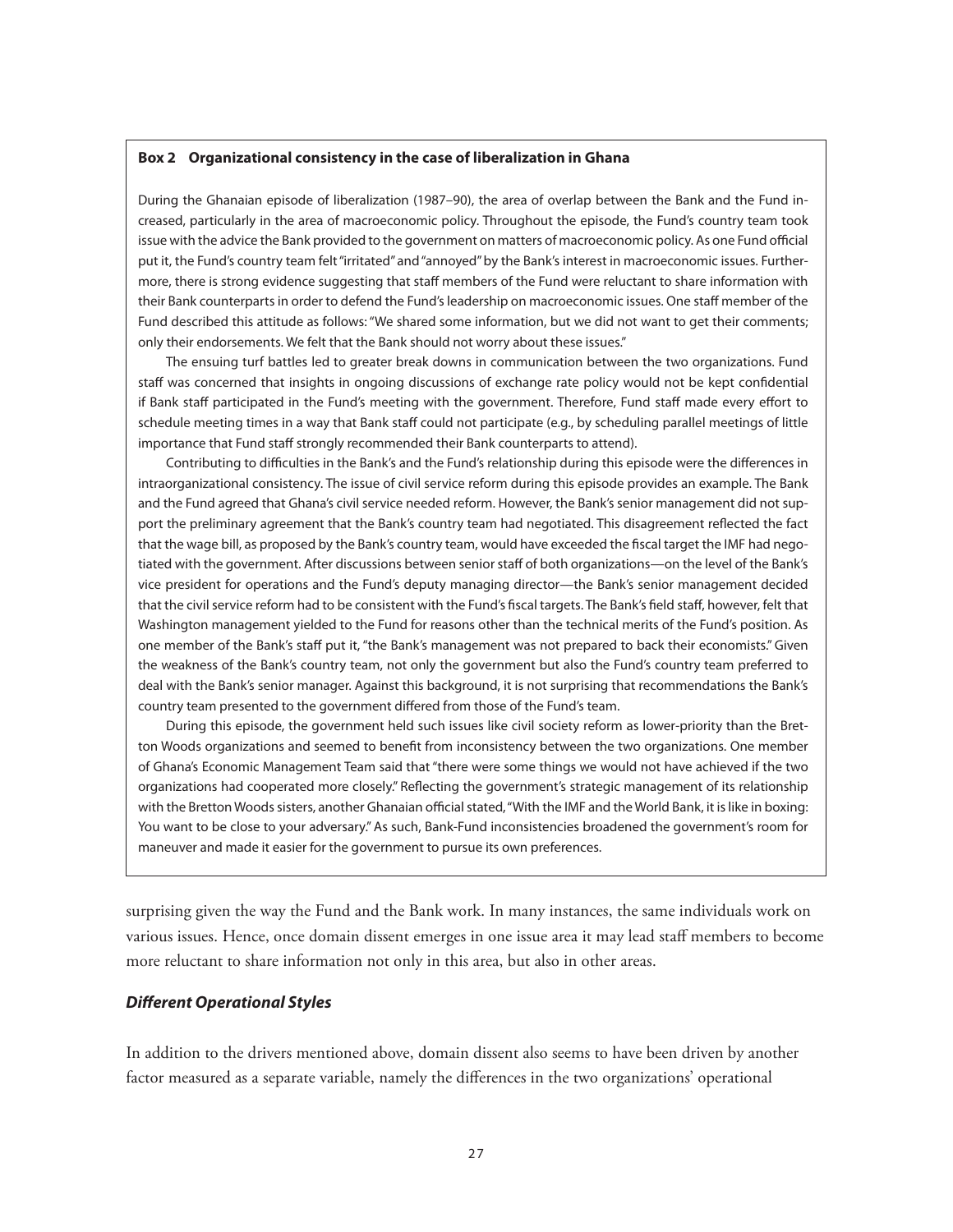**Box 2 Organizational consistency in the case of liberalization in Ghana**

During the Ghanaian episode of liberalization (1987–90), the area of overlap between the Bank and the Fund increased, particularly in the area of macroeconomic policy. Throughout the episode, the Fund's country team took issue with the advice the Bank provided to the government on matters of macroeconomic policy. As one Fund official put it, the Fund's country team felt "irritated" and "annoyed" by the Bank's interest in macroeconomic issues. Furthermore, there is strong evidence suggesting that staff members of the Fund were reluctant to share information with their Bank counterparts in order to defend the Fund's leadership on macroeconomic issues. One staff member of the Fund described this attitude as follows: "We shared some information, but we did not want to get their comments; only their endorsements. We felt that the Bank should not worry about these issues."

The ensuing turf battles led to greater break downs in communication between the two organizations. Fund staff was concerned that insights in ongoing discussions of exchange rate policy would not be kept confidential if Bank staff participated in the Fund's meeting with the government. Therefore, Fund staff made every effort to schedule meeting times in a way that Bank staff could not participate (e.g., by scheduling parallel meetings of little importance that Fund staff strongly recommended their Bank counterparts to attend).

Contributing to difficulties in the Bank's and the Fund's relationship during this episode were the differences in intraorganizational consistency. The issue of civil service reform during this episode provides an example. The Bank and the Fund agreed that Ghana's civil service needed reform. However, the Bank's senior management did not support the preliminary agreement that the Bank's country team had negotiated. This disagreement reflected the fact that the wage bill, as proposed by the Bank's country team, would have exceeded the fiscal target the IMF had negotiated with the government. After discussions between senior staff of both organizations—on the level of the Bank's vice president for operations and the Fund's deputy managing director—the Bank's senior management decided that the civil service reform had to be consistent with the Fund's fiscal targets. The Bank's field staff, however, felt that Washington management yielded to the Fund for reasons other than the technical merits of the Fund's position. As one member of the Bank's staff put it, "the Bank's management was not prepared to back their economists." Given the weakness of the Bank's country team, not only the government but also the Fund's country team preferred to deal with the Bank's senior manager. Against this background, it is not surprising that recommendations the Bank's country team presented to the government differed from those of the Fund's team.

During this episode, the government held such issues like civil society reform as lower-priority than the Bretton Woods organizations and seemed to benefit from inconsistency between the two organizations. One member of Ghana's Economic Management Team said that "there were some things we would not have achieved if the two organizations had cooperated more closely." Reflecting the government's strategic management of its relationship with the Bretton Woods sisters, another Ghanaian official stated, "With the IMF and the World Bank, it is like in boxing: You want to be close to your adversary." As such, Bank-Fund inconsistencies broadened the government's room for maneuver and made it easier for the government to pursue its own preferences.

surprising given the way the Fund and the Bank work. In many instances, the same individuals work on various issues. Hence, once domain dissent emerges in one issue area it may lead staff members to become more reluctant to share information not only in this area, but also in other areas.

### *Different Operational Styles*

In addition to the drivers mentioned above, domain dissent also seems to have been driven by another factor measured as a separate variable, namely the differences in the two organizations' operational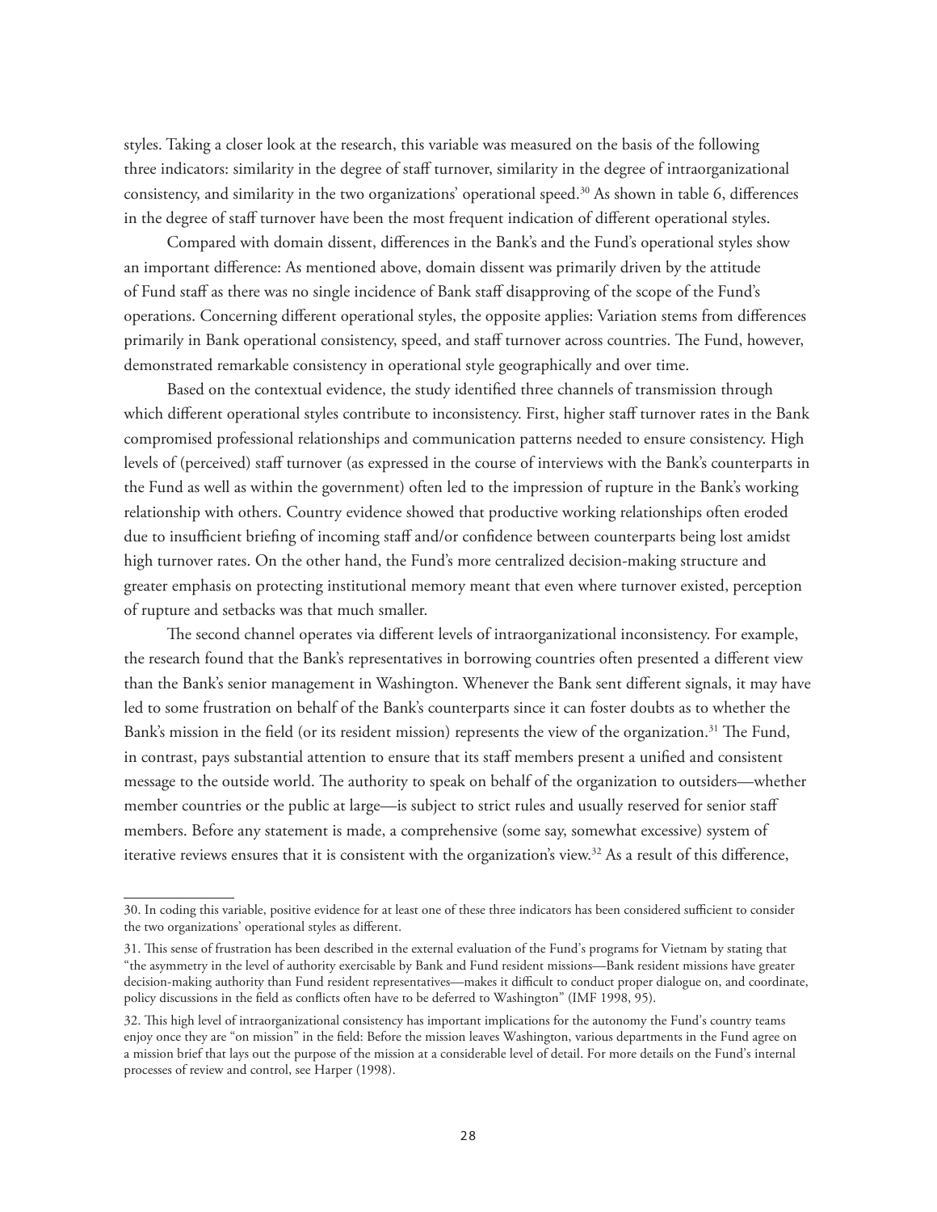styles. Taking a closer look at the research, this variable was measured on the basis of the following three indicators: similarity in the degree of staff turnover, similarity in the degree of intraorganizational consistency, and similarity in the two organizations' operational speed.[30] As shown in table 6, differences in the degree of staff turnover have been the most frequent indication of different operational styles.

Compared with domain dissent, differences in the Bank's and the Fund's operational styles show an important difference: As mentioned above, domain dissent was primarily driven by the attitude of Fund staff as there was no single incidence of Bank staff disapproving of the scope of the Fund's operations. Concerning different operational styles, the opposite applies: Variation stems from differences primarily in Bank operational consistency, speed, and staff turnover across countries. The Fund, however, demonstrated remarkable consistency in operational style geographically and over time.

Based on the contextual evidence, the study identified three channels of transmission through which different operational styles contribute to inconsistency. First, higher staff turnover rates in the Bank compromised professional relationships and communication patterns needed to ensure consistency. High levels of (perceived) staff turnover (as expressed in the course of interviews with the Bank's counterparts in the Fund as well as within the government) often led to the impression of rupture in the Bank's working relationship with others. Country evidence showed that productive working relationships often eroded due to insufficient briefing of incoming staff and/or confidence between counterparts being lost amidst high turnover rates. On the other hand, the Fund's more centralized decision-making structure and greater emphasis on protecting institutional memory meant that even where turnover existed, perception of rupture and setbacks was that much smaller.

The second channel operates via different levels of intraorganizational inconsistency. For example, the research found that the Bank's representatives in borrowing countries often presented a different view than the Bank's senior management in Washington. Whenever the Bank sent different signals, it may have led to some frustration on behalf of the Bank's counterparts since it can foster doubts as to whether the Bank's mission in the field (or its resident mission) represents the view of the organization.[31] The Fund, in contrast, pays substantial attention to ensure that its staff members present a unified and consistent message to the outside world. The authority to speak on behalf of the organization to outsiders—whether member countries or the public at large—is subject to strict rules and usually reserved for senior staff members. Before any statement is made, a comprehensive (some say, somewhat excessive) system of iterative reviews ensures that it is consistent with the organization's view.[32] As a result of this difference,

---

30. In coding this variable, positive evidence for at least one of these three indicators has been considered sufficient to consider the two organizations' operational styles as different.

31. This sense of frustration has been described in the external evaluation of the Fund's programs for Vietnam by stating that "the asymmetry in the level of authority exercisable by Bank and Fund resident missions—Bank resident missions have greater decision-making authority than Fund resident representatives—makes it difficult to conduct proper dialogue on, and coordinate, policy discussions in the field as conflicts often have to be deferred to Washington" (IMF 1998, 95).

32. This high level of intraorganizational consistency has important implications for the autonomy the Fund's country teams enjoy once they are "on mission" in the field: Before the mission leaves Washington, various departments in the Fund agree on a mission brief that lays out the purpose of the mission at a considerable level of detail. For more details on the Fund's internal processes of review and control, see Harper (1998).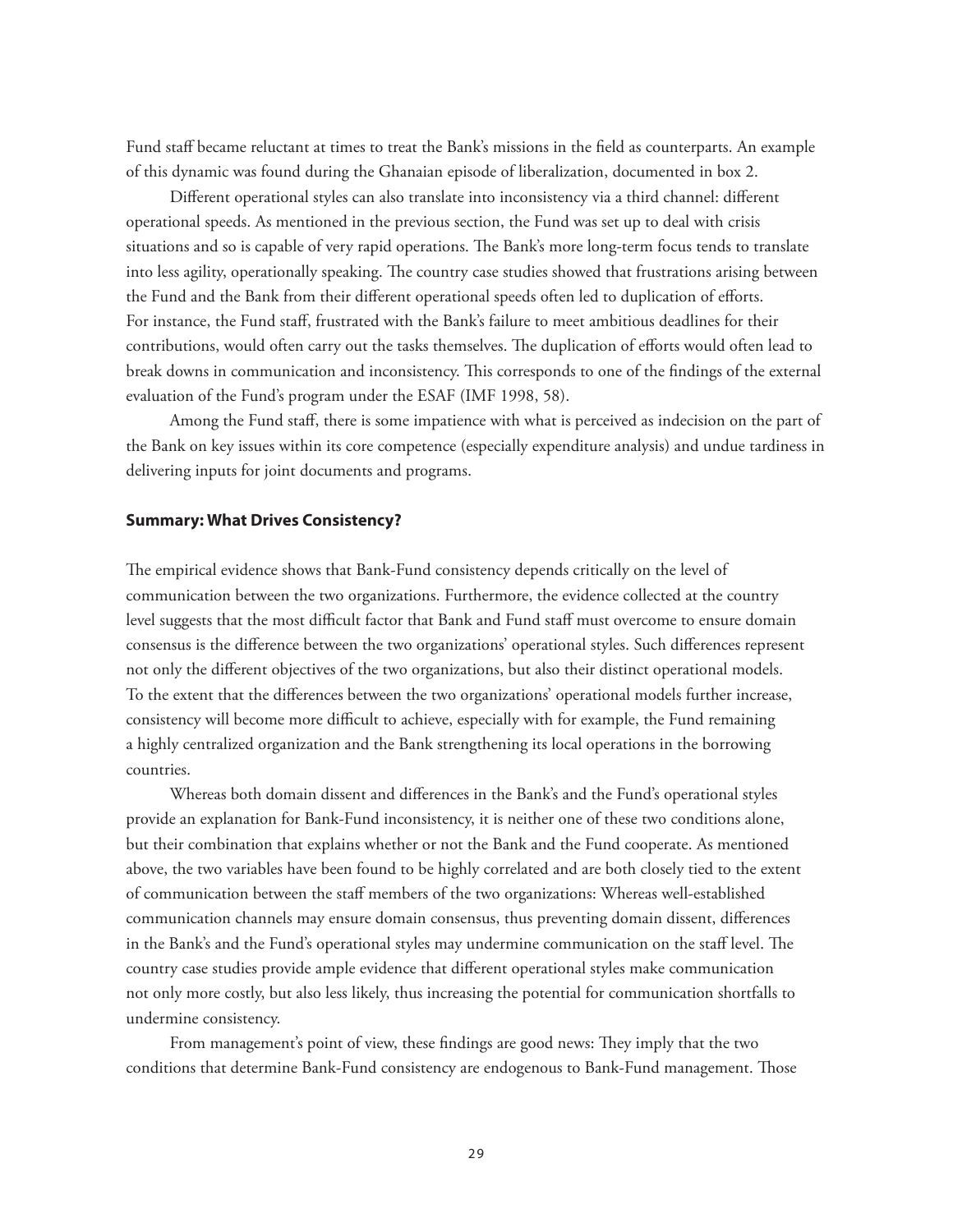Fund staff became reluctant at times to treat the Bank's missions in the field as counterparts. An example of this dynamic was found during the Ghanaian episode of liberalization, documented in box 2.

Different operational styles can also translate into inconsistency via a third channel: different operational speeds. As mentioned in the previous section, the Fund was set up to deal with crisis situations and so is capable of very rapid operations. The Bank's more long-term focus tends to translate into less agility, operationally speaking. The country case studies showed that frustrations arising between the Fund and the Bank from their different operational speeds often led to duplication of efforts. For instance, the Fund staff, frustrated with the Bank's failure to meet ambitious deadlines for their contributions, would often carry out the tasks themselves. The duplication of efforts would often lead to break downs in communication and inconsistency. This corresponds to one of the findings of the external evaluation of the Fund's program under the ESAF (IMF 1998, 58).

Among the Fund staff, there is some impatience with what is perceived as indecision on the part of the Bank on key issues within its core competence (especially expenditure analysis) and undue tardiness in delivering inputs for joint documents and programs.

### Summary: What Drives Consistency?

The empirical evidence shows that Bank-Fund consistency depends critically on the level of communication between the two organizations. Furthermore, the evidence collected at the country level suggests that the most difficult factor that Bank and Fund staff must overcome to ensure domain consensus is the difference between the two organizations' operational styles. Such differences represent not only the different objectives of the two organizations, but also their distinct operational models. To the extent that the differences between the two organizations' operational models further increase, consistency will become more difficult to achieve, especially with for example, the Fund remaining a highly centralized organization and the Bank strengthening its local operations in the borrowing countries.

Whereas both domain dissent and differences in the Bank's and the Fund's operational styles provide an explanation for Bank-Fund inconsistency, it is neither one of these two conditions alone, but their combination that explains whether or not the Bank and the Fund cooperate. As mentioned above, the two variables have been found to be highly correlated and are both closely tied to the extent of communication between the staff members of the two organizations: Whereas well-established communication channels may ensure domain consensus, thus preventing domain dissent, differences in the Bank's and the Fund's operational styles may undermine communication on the staff level. The country case studies provide ample evidence that different operational styles make communication not only more costly, but also less likely, thus increasing the potential for communication shortfalls to undermine consistency.

From management's point of view, these findings are good news: They imply that the two conditions that determine Bank-Fund consistency are endogenous to Bank-Fund management. Those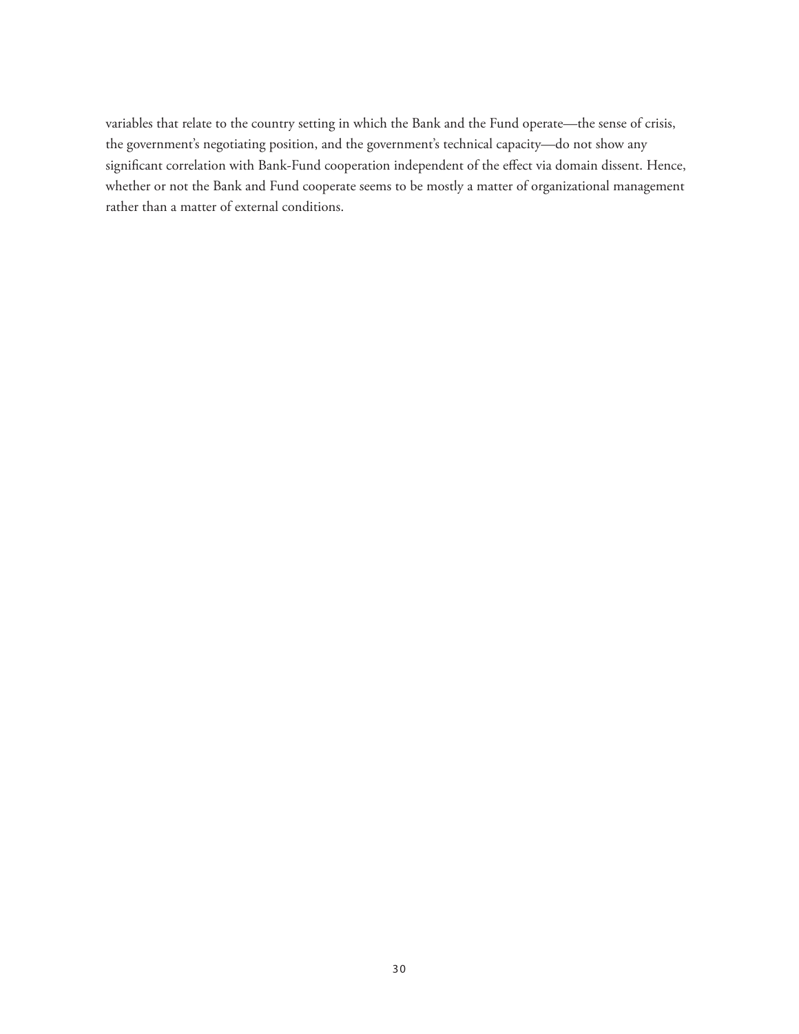variables that relate to the country setting in which the Bank and the Fund operate—the sense of crisis, the government's negotiating position, and the government's technical capacity—do not show any significant correlation with Bank-Fund cooperation independent of the effect via domain dissent. Hence, whether or not the Bank and Fund cooperate seems to be mostly a matter of organizational management rather than a matter of external conditions.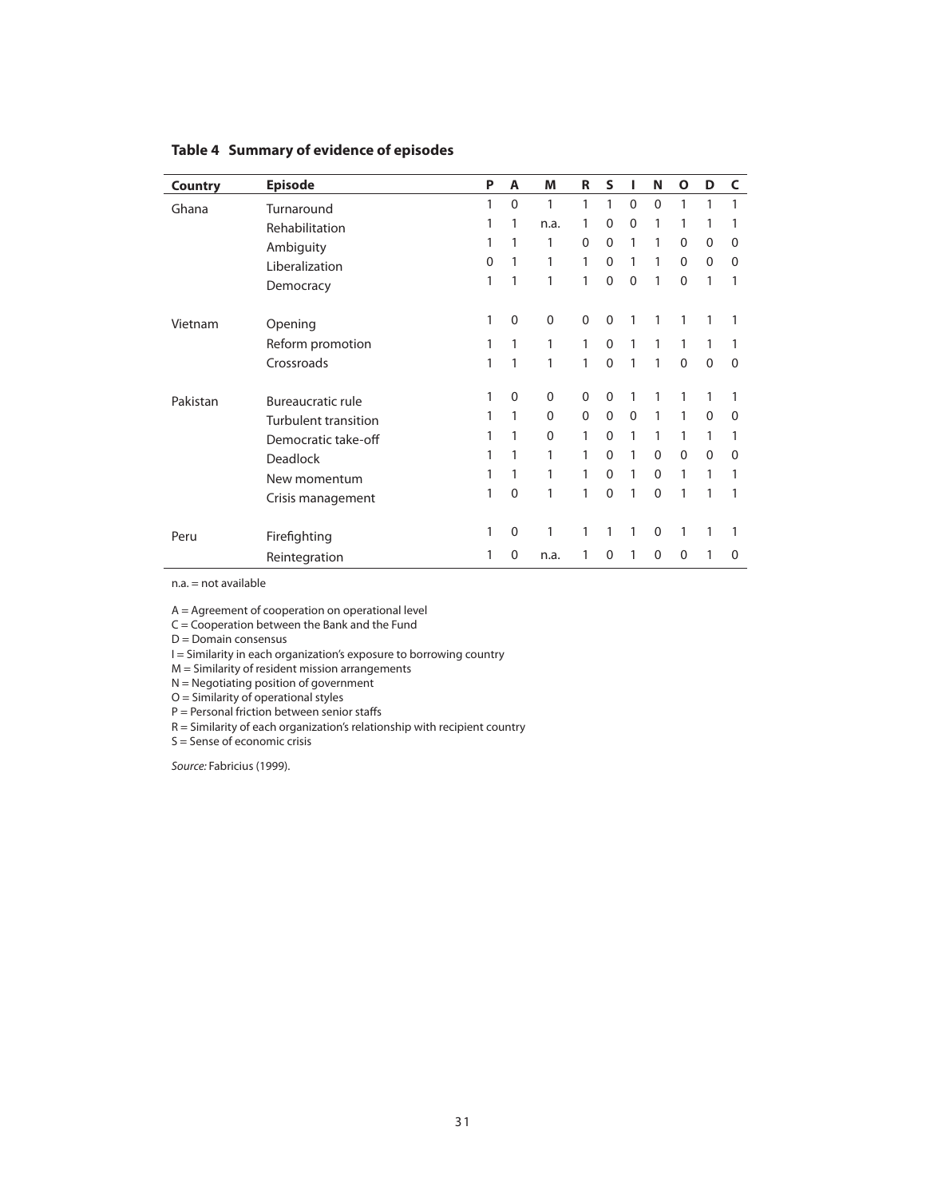**Table 4 Summary of evidence of episodes**

| Country | Episode | P | A | M | R | S | I | N | O | D | C |
|---|---|---|---|---|---|---|---|---|---|---|---|
| Ghana | Turnaround | 1 | 0 | 1 | 1 | 1 | 0 | 0 | 1 | 1 | 1 |
| | Rehabilitation | 1 | 1 | n.a. | 1 | 0 | 0 | 1 | 1 | 1 | 1 |
| | Ambiguity | 1 | 1 | 1 | 0 | 0 | 1 | 1 | 0 | 0 | 0 |
| | Liberalization | 0 | 1 | 1 | 1 | 0 | 1 | 1 | 0 | 0 | 0 |
| | Democracy | 1 | 1 | 1 | 1 | 0 | 0 | 1 | 0 | 1 | 1 |
| Vietnam | Opening | 1 | 0 | 0 | 0 | 0 | 1 | 1 | 1 | 1 | 1 |
| | Reform promotion | 1 | 1 | 1 | 1 | 0 | 1 | 1 | 1 | 1 | 1 |
| | Crossroads | 1 | 1 | 1 | 1 | 0 | 1 | 1 | 0 | 0 | 0 |
| Pakistan | Bureaucratic rule | 1 | 0 | 0 | 0 | 0 | 1 | 1 | 1 | 1 | 1 |
| | Turbulent transition | 1 | 1 | 0 | 0 | 0 | 0 | 1 | 1 | 0 | 0 |
| | Democratic take-off | 1 | 1 | 0 | 1 | 0 | 1 | 1 | 1 | 1 | 1 |
| | Deadlock | 1 | 1 | 1 | 1 | 0 | 1 | 0 | 0 | 0 | 0 |
| | New momentum | 1 | 1 | 1 | 1 | 0 | 1 | 0 | 1 | 1 | 1 |
| | Crisis management | 1 | 0 | 1 | 1 | 0 | 1 | 0 | 1 | 1 | 1 |
| Peru | Firefighting | 1 | 0 | 1 | 1 | 1 | 1 | 0 | 1 | 1 | 1 |
| | Reintegration | 1 | 0 | n.a. | 1 | 0 | 1 | 0 | 0 | 1 | 0 |

n.a. = not available

A = Agreement of cooperation on operational level  
C = Cooperation between the Bank and the Fund  
D = Domain consensus  
I = Similarity in each organization's exposure to borrowing country  
M = Similarity of resident mission arrangements  
N = Negotiating position of government  
O = Similarity of operational styles  
P = Personal friction between senior staffs  
R = Similarity of each organization's relationship with recipient country  
S = Sense of economic crisis

*Source:* Fabricius (1999).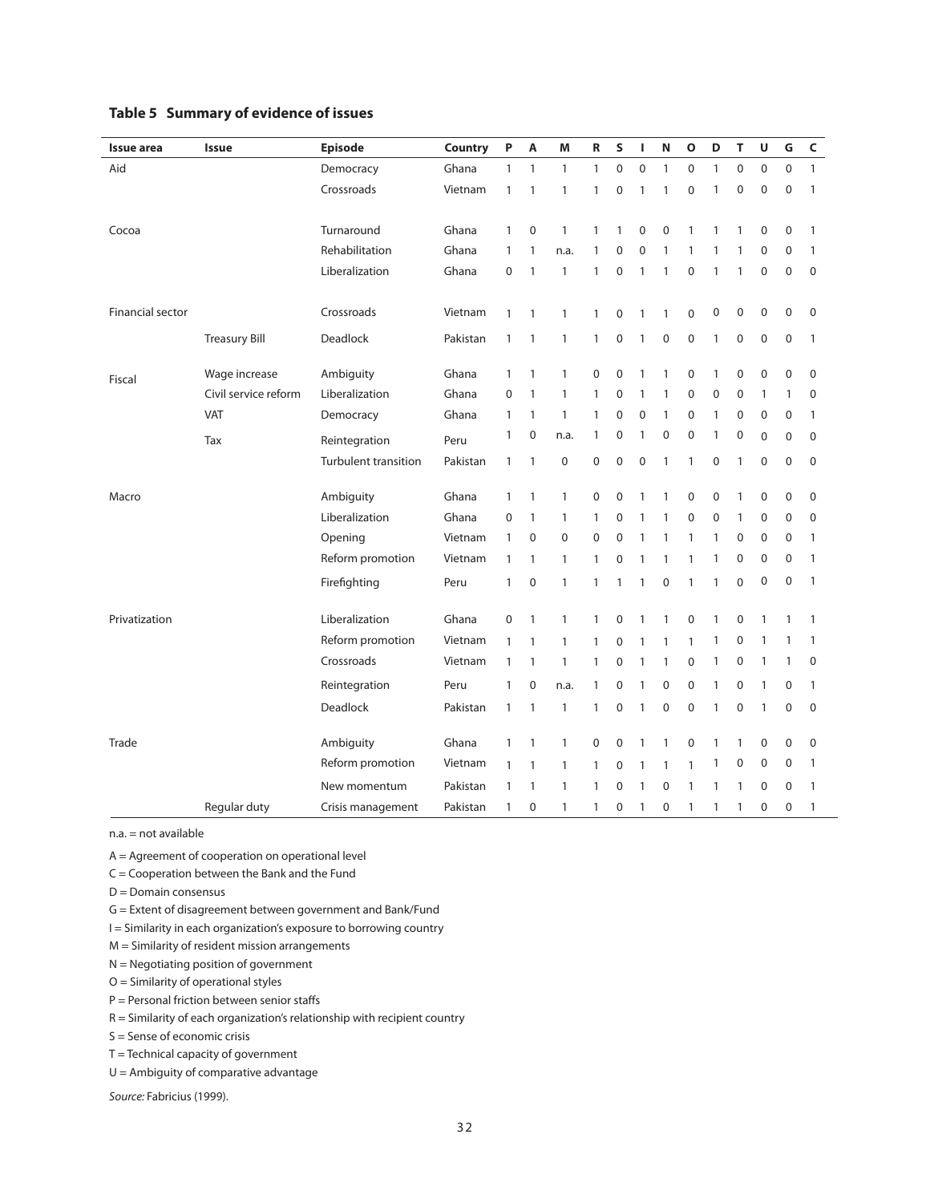### Table 5 Summary of evidence of issues

| Issue area | Issue | Episode | Country | P | A | M | R | S | I | N | O | D | T | U | G | C |
|---|---|---|---|---|---|---|---|---|---|---|---|---|---|---|---|---|
| Aid | | Democracy | Ghana | 1 | 1 | 1 | 1 | 0 | 0 | 1 | 0 | 1 | 0 | 0 | 0 | 1 |
| | | Crossroads | Vietnam | 1 | 1 | 1 | 1 | 0 | 1 | 1 | 0 | 1 | 0 | 0 | 0 | 1 |
| Cocoa | | Turnaround | Ghana | 1 | 0 | 1 | 1 | 1 | 0 | 0 | 1 | 1 | 1 | 0 | 0 | 1 |
| | | Rehabilitation | Ghana | 1 | 1 | n.a. | 1 | 0 | 0 | 1 | 1 | 1 | 1 | 0 | 0 | 1 |
| | | Liberalization | Ghana | 0 | 1 | 1 | 1 | 0 | 1 | 1 | 0 | 1 | 1 | 0 | 0 | 0 |
| Financial sector | | Crossroads | Vietnam | 1 | 1 | 1 | 1 | 0 | 1 | 1 | 0 | 0 | 0 | 0 | 0 | 0 |
| | Treasury Bill | Deadlock | Pakistan | 1 | 1 | 1 | 1 | 0 | 1 | 0 | 0 | 1 | 0 | 0 | 0 | 1 |
| Fiscal | Wage increase | Ambiguity | Ghana | 1 | 1 | 1 | 0 | 0 | 1 | 1 | 0 | 1 | 0 | 0 | 0 | 0 |
| | Civil service reform | Liberalization | Ghana | 0 | 1 | 1 | 1 | 0 | 1 | 1 | 0 | 0 | 0 | 1 | 1 | 0 |
| | VAT | Democracy | Ghana | 1 | 1 | 1 | 1 | 0 | 0 | 1 | 0 | 1 | 0 | 0 | 0 | 1 |
| | Tax | Reintegration | Peru | 1 | 0 | n.a. | 1 | 0 | 1 | 0 | 0 | 1 | 0 | 0 | 0 | 0 |
| | | Turbulent transition | Pakistan | 1 | 1 | 0 | 0 | 0 | 0 | 1 | 1 | 0 | 1 | 0 | 0 | 0 |
| Macro | | Ambiguity | Ghana | 1 | 1 | 1 | 0 | 0 | 1 | 1 | 0 | 0 | 1 | 0 | 0 | 0 |
| | | Liberalization | Ghana | 0 | 1 | 1 | 1 | 0 | 1 | 1 | 0 | 0 | 1 | 0 | 0 | 0 |
| | | Opening | Vietnam | 1 | 0 | 0 | 0 | 0 | 1 | 1 | 1 | 1 | 0 | 0 | 0 | 1 |
| | | Reform promotion | Vietnam | 1 | 1 | 1 | 1 | 0 | 1 | 1 | 1 | 1 | 0 | 0 | 0 | 1 |
| | | Firefighting | Peru | 1 | 0 | 1 | 1 | 1 | 1 | 0 | 1 | 1 | 0 | 0 | 0 | 1 |
| Privatization | | Liberalization | Ghana | 0 | 1 | 1 | 1 | 0 | 1 | 1 | 0 | 1 | 0 | 1 | 1 | 1 |
| | | Reform promotion | Vietnam | 1 | 1 | 1 | 1 | 0 | 1 | 1 | 1 | 1 | 0 | 1 | 1 | 1 |
| | | Crossroads | Vietnam | 1 | 1 | 1 | 1 | 0 | 1 | 1 | 0 | 1 | 0 | 1 | 1 | 0 |
| | | Reintegration | Peru | 1 | 0 | n.a. | 1 | 0 | 1 | 0 | 0 | 1 | 0 | 1 | 0 | 1 |
| | | Deadlock | Pakistan | 1 | 1 | 1 | 1 | 0 | 1 | 0 | 0 | 1 | 0 | 1 | 0 | 0 |
| Trade | | Ambiguity | Ghana | 1 | 1 | 1 | 0 | 0 | 1 | 1 | 0 | 1 | 1 | 0 | 0 | 0 |
| | | Reform promotion | Vietnam | 1 | 1 | 1 | 1 | 0 | 1 | 1 | 1 | 1 | 0 | 0 | 0 | 1 |
| | | New momentum | Pakistan | 1 | 1 | 1 | 1 | 0 | 1 | 0 | 1 | 1 | 1 | 0 | 0 | 1 |
| | Regular duty | Crisis management | Pakistan | 1 | 0 | 1 | 1 | 0 | 1 | 0 | 1 | 1 | 1 | 0 | 0 | 1 |

n.a. = not available

A = Agreement of cooperation on operational level

C = Cooperation between the Bank and the Fund

D = Domain consensus

G = Extent of disagreement between government and Bank/Fund

I = Similarity in each organization's exposure to borrowing country

M = Similarity of resident mission arrangements

N = Negotiating position of government

O = Similarity of operational styles

P = Personal friction between senior staffs

R = Similarity of each organization's relationship with recipient country

S = Sense of economic crisis

T = Technical capacity of government

U = Ambiguity of comparative advantage

*Source:* Fabricius (1999).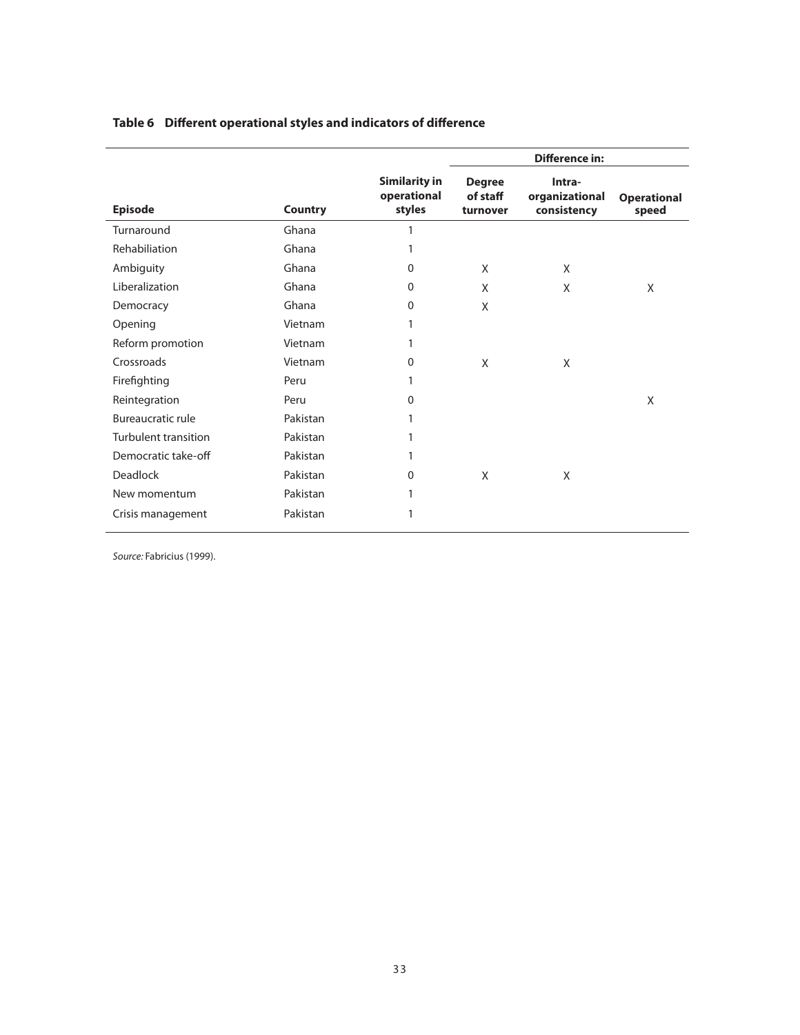**Table 6 Different operational styles and indicators of difference**

| Episode | Country | Similarity in operational styles | Difference in: Degree of staff turnover | Intra-organizational consistency | Operational speed |
|---|---|---|---|---|---|
| Turnaround | Ghana | 1 | | | |
| Rehabiliation | Ghana | 1 | | | |
| Ambiguity | Ghana | 0 | X | X | |
| Liberalization | Ghana | 0 | X | X | X |
| Democracy | Ghana | 0 | X | | |
| Opening | Vietnam | 1 | | | |
| Reform promotion | Vietnam | 1 | | | |
| Crossroads | Vietnam | 0 | X | X | |
| Firefighting | Peru | 1 | | | |
| Reintegration | Peru | 0 | | | X |
| Bureaucratic rule | Pakistan | 1 | | | |
| Turbulent transition | Pakistan | 1 | | | |
| Democratic take-off | Pakistan | 1 | | | |
| Deadlock | Pakistan | 0 | X | X | |
| New momentum | Pakistan | 1 | | | |
| Crisis management | Pakistan | 1 | | | |

*Source:* Fabricius (1999).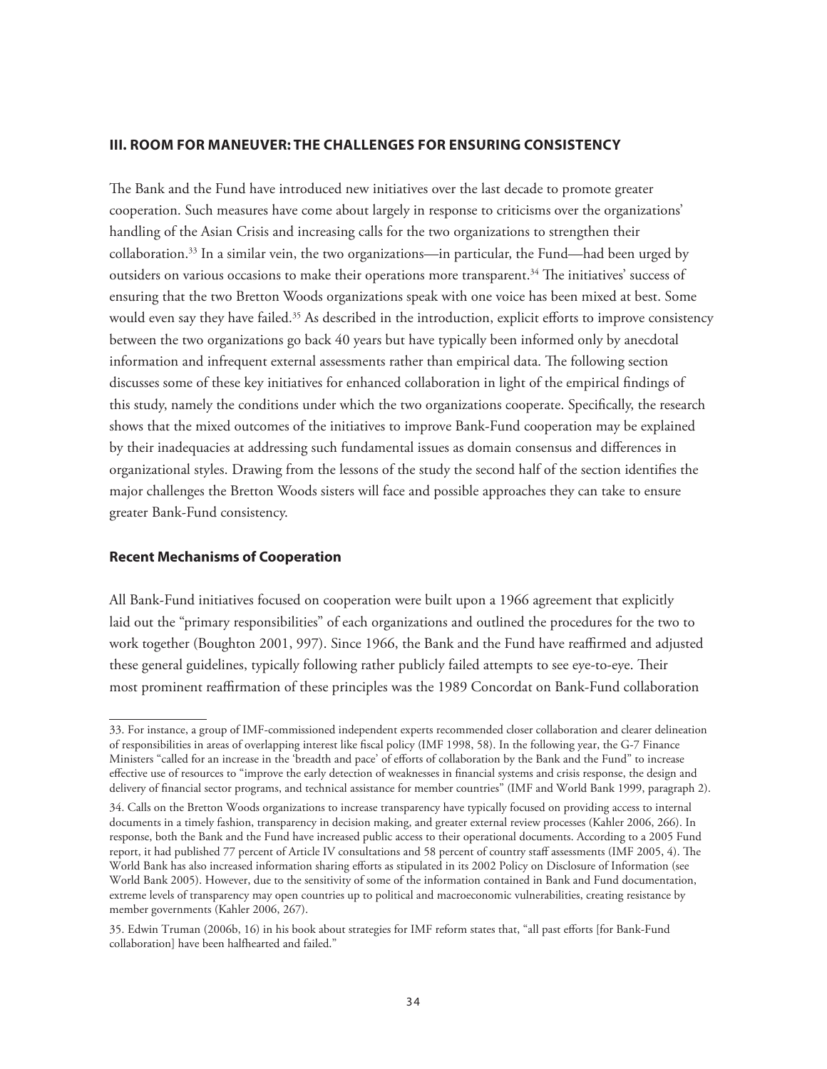### III. ROOM FOR MANEUVER: THE CHALLENGES FOR ENSURING CONSISTENCY

The Bank and the Fund have introduced new initiatives over the last decade to promote greater cooperation. Such measures have come about largely in response to criticisms over the organizations' handling of the Asian Crisis and increasing calls for the two organizations to strengthen their collaboration.[33] In a similar vein, the two organizations—in particular, the Fund—had been urged by outsiders on various occasions to make their operations more transparent.[34] The initiatives' success of ensuring that the two Bretton Woods organizations speak with one voice has been mixed at best. Some would even say they have failed.[35] As described in the introduction, explicit efforts to improve consistency between the two organizations go back 40 years but have typically been informed only by anecdotal information and infrequent external assessments rather than empirical data. The following section discusses some of these key initiatives for enhanced collaboration in light of the empirical findings of this study, namely the conditions under which the two organizations cooperate. Specifically, the research shows that the mixed outcomes of the initiatives to improve Bank-Fund cooperation may be explained by their inadequacies at addressing such fundamental issues as domain consensus and differences in organizational styles. Drawing from the lessons of the study the second half of the section identifies the major challenges the Bretton Woods sisters will face and possible approaches they can take to ensure greater Bank-Fund consistency.

#### Recent Mechanisms of Cooperation

All Bank-Fund initiatives focused on cooperation were built upon a 1966 agreement that explicitly laid out the "primary responsibilities" of each organizations and outlined the procedures for the two to work together (Boughton 2001, 997). Since 1966, the Bank and the Fund have reaffirmed and adjusted these general guidelines, typically following rather publicly failed attempts to see eye-to-eye. Their most prominent reaffirmation of these principles was the 1989 Concordat on Bank-Fund collaboration

---

33. For instance, a group of IMF-commissioned independent experts recommended closer collaboration and clearer delineation of responsibilities in areas of overlapping interest like fiscal policy (IMF 1998, 58). In the following year, the G-7 Finance Ministers "called for an increase in the 'breadth and pace' of efforts of collaboration by the Bank and the Fund" to increase effective use of resources to "improve the early detection of weaknesses in financial systems and crisis response, the design and delivery of financial sector programs, and technical assistance for member countries" (IMF and World Bank 1999, paragraph 2).

34. Calls on the Bretton Woods organizations to increase transparency have typically focused on providing access to internal documents in a timely fashion, transparency in decision making, and greater external review processes (Kahler 2006, 266). In response, both the Bank and the Fund have increased public access to their operational documents. According to a 2005 Fund report, it had published 77 percent of Article IV consultations and 58 percent of country staff assessments (IMF 2005, 4). The World Bank has also increased information sharing efforts as stipulated in its 2002 Policy on Disclosure of Information (see World Bank 2005). However, due to the sensitivity of some of the information contained in Bank and Fund documentation, extreme levels of transparency may open countries up to political and macroeconomic vulnerabilities, creating resistance by member governments (Kahler 2006, 267).

35. Edwin Truman (2006b, 16) in his book about strategies for IMF reform states that, "all past efforts [for Bank-Fund collaboration] have been halfhearted and failed."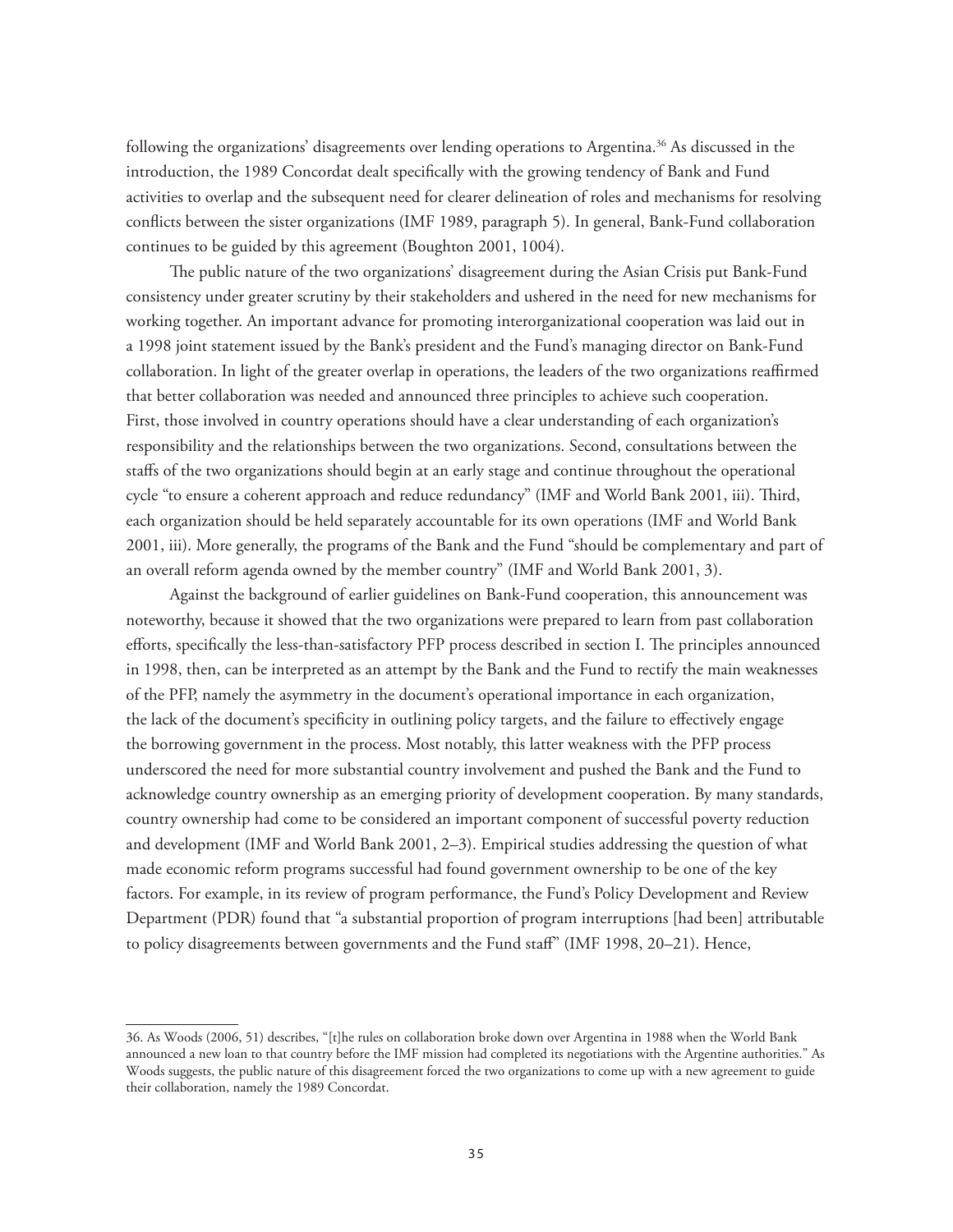following the organizations' disagreements over lending operations to Argentina.[36] As discussed in the introduction, the 1989 Concordat dealt specifically with the growing tendency of Bank and Fund activities to overlap and the subsequent need for clearer delineation of roles and mechanisms for resolving conflicts between the sister organizations (IMF 1989, paragraph 5). In general, Bank-Fund collaboration continues to be guided by this agreement (Boughton 2001, 1004).

The public nature of the two organizations' disagreement during the Asian Crisis put Bank-Fund consistency under greater scrutiny by their stakeholders and ushered in the need for new mechanisms for working together. An important advance for promoting interorganizational cooperation was laid out in a 1998 joint statement issued by the Bank's president and the Fund's managing director on Bank-Fund collaboration. In light of the greater overlap in operations, the leaders of the two organizations reaffirmed that better collaboration was needed and announced three principles to achieve such cooperation. First, those involved in country operations should have a clear understanding of each organization's responsibility and the relationships between the two organizations. Second, consultations between the staffs of the two organizations should begin at an early stage and continue throughout the operational cycle "to ensure a coherent approach and reduce redundancy" (IMF and World Bank 2001, iii). Third, each organization should be held separately accountable for its own operations (IMF and World Bank 2001, iii). More generally, the programs of the Bank and the Fund "should be complementary and part of an overall reform agenda owned by the member country" (IMF and World Bank 2001, 3).

Against the background of earlier guidelines on Bank-Fund cooperation, this announcement was noteworthy, because it showed that the two organizations were prepared to learn from past collaboration efforts, specifically the less-than-satisfactory PFP process described in section I. The principles announced in 1998, then, can be interpreted as an attempt by the Bank and the Fund to rectify the main weaknesses of the PFP, namely the asymmetry in the document's operational importance in each organization, the lack of the document's specificity in outlining policy targets, and the failure to effectively engage the borrowing government in the process. Most notably, this latter weakness with the PFP process underscored the need for more substantial country involvement and pushed the Bank and the Fund to acknowledge country ownership as an emerging priority of development cooperation. By many standards, country ownership had come to be considered an important component of successful poverty reduction and development (IMF and World Bank 2001, 2–3). Empirical studies addressing the question of what made economic reform programs successful had found government ownership to be one of the key factors. For example, in its review of program performance, the Fund's Policy Development and Review Department (PDR) found that "a substantial proportion of program interruptions [had been] attributable to policy disagreements between governments and the Fund staff" (IMF 1998, 20–21). Hence,

36. As Woods (2006, 51) describes, "[t]he rules on collaboration broke down over Argentina in 1988 when the World Bank announced a new loan to that country before the IMF mission had completed its negotiations with the Argentine authorities." As Woods suggests, the public nature of this disagreement forced the two organizations to come up with a new agreement to guide their collaboration, namely the 1989 Concordat.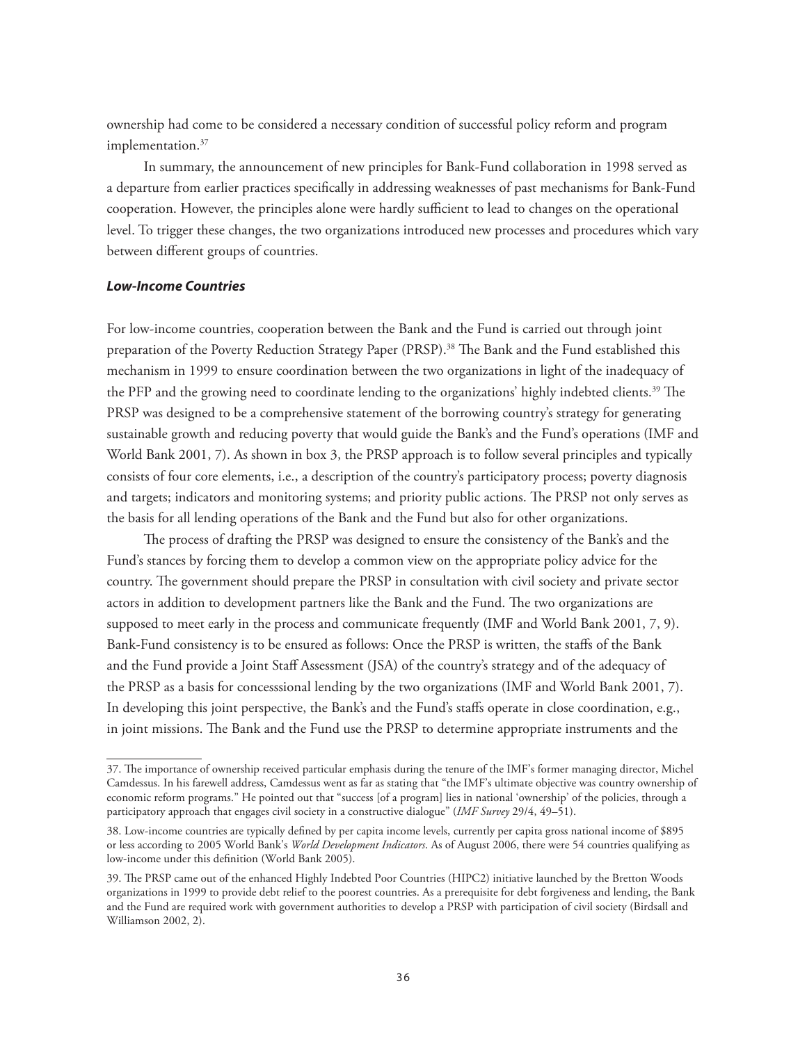ownership had come to be considered a necessary condition of successful policy reform and program implementation.[37]

In summary, the announcement of new principles for Bank-Fund collaboration in 1998 served as a departure from earlier practices specifically in addressing weaknesses of past mechanisms for Bank-Fund cooperation. However, the principles alone were hardly sufficient to lead to changes on the operational level. To trigger these changes, the two organizations introduced new processes and procedures which vary between different groups of countries.

### *Low-Income Countries*

For low-income countries, cooperation between the Bank and the Fund is carried out through joint preparation of the Poverty Reduction Strategy Paper (PRSP).[38] The Bank and the Fund established this mechanism in 1999 to ensure coordination between the two organizations in light of the inadequacy of the PFP and the growing need to coordinate lending to the organizations' highly indebted clients.[39] The PRSP was designed to be a comprehensive statement of the borrowing country's strategy for generating sustainable growth and reducing poverty that would guide the Bank's and the Fund's operations (IMF and World Bank 2001, 7). As shown in box 3, the PRSP approach is to follow several principles and typically consists of four core elements, i.e., a description of the country's participatory process; poverty diagnosis and targets; indicators and monitoring systems; and priority public actions. The PRSP not only serves as the basis for all lending operations of the Bank and the Fund but also for other organizations.

The process of drafting the PRSP was designed to ensure the consistency of the Bank's and the Fund's stances by forcing them to develop a common view on the appropriate policy advice for the country. The government should prepare the PRSP in consultation with civil society and private sector actors in addition to development partners like the Bank and the Fund. The two organizations are supposed to meet early in the process and communicate frequently (IMF and World Bank 2001, 7, 9). Bank-Fund consistency is to be ensured as follows: Once the PRSP is written, the staffs of the Bank and the Fund provide a Joint Staff Assessment (JSA) of the country's strategy and of the adequacy of the PRSP as a basis for concesssional lending by the two organizations (IMF and World Bank 2001, 7). In developing this joint perspective, the Bank's and the Fund's staffs operate in close coordination, e.g., in joint missions. The Bank and the Fund use the PRSP to determine appropriate instruments and the

---

37. The importance of ownership received particular emphasis during the tenure of the IMF's former managing director, Michel Camdessus. In his farewell address, Camdessus went as far as stating that "the IMF's ultimate objective was country ownership of economic reform programs." He pointed out that "success [of a program] lies in national 'ownership' of the policies, through a participatory approach that engages civil society in a constructive dialogue" (*IMF Survey* 29/4, 49–51).

38. Low-income countries are typically defined by per capita income levels, currently per capita gross national income of $895 or less according to 2005 World Bank's *World Development Indicators*. As of August 2006, there were 54 countries qualifying as low-income under this definition (World Bank 2005).

39. The PRSP came out of the enhanced Highly Indebted Poor Countries (HIPC2) initiative launched by the Bretton Woods organizations in 1999 to provide debt relief to the poorest countries. As a prerequisite for debt forgiveness and lending, the Bank and the Fund are required work with government authorities to develop a PRSP with participation of civil society (Birdsall and Williamson 2002, 2).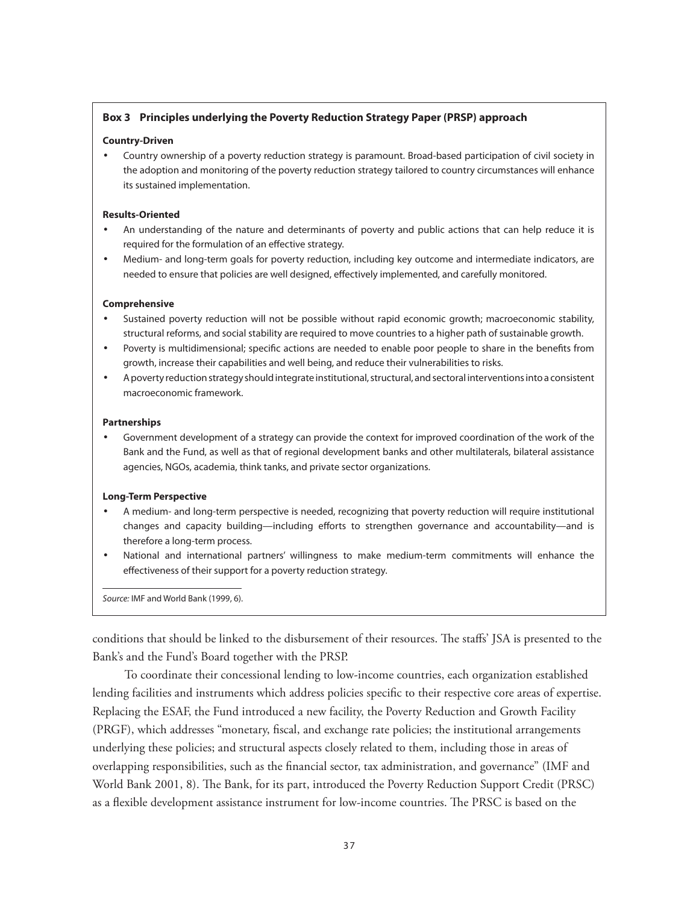**Box 3 Principles underlying the Poverty Reduction Strategy Paper (PRSP) approach**

**Country-Driven**

- Country ownership of a poverty reduction strategy is paramount. Broad-based participation of civil society in the adoption and monitoring of the poverty reduction strategy tailored to country circumstances will enhance its sustained implementation.

**Results-Oriented**

- An understanding of the nature and determinants of poverty and public actions that can help reduce it is required for the formulation of an effective strategy.
- Medium- and long-term goals for poverty reduction, including key outcome and intermediate indicators, are needed to ensure that policies are well designed, effectively implemented, and carefully monitored.

**Comprehensive**

- Sustained poverty reduction will not be possible without rapid economic growth; macroeconomic stability, structural reforms, and social stability are required to move countries to a higher path of sustainable growth.
- Poverty is multidimensional; specific actions are needed to enable poor people to share in the benefits from growth, increase their capabilities and well being, and reduce their vulnerabilities to risks.
- A poverty reduction strategy should integrate institutional, structural, and sectoral interventions into a consistent macroeconomic framework.

**Partnerships**

- Government development of a strategy can provide the context for improved coordination of the work of the Bank and the Fund, as well as that of regional development banks and other multilaterals, bilateral assistance agencies, NGOs, academia, think tanks, and private sector organizations.

**Long-Term Perspective**

- A medium- and long-term perspective is needed, recognizing that poverty reduction will require institutional changes and capacity building—including efforts to strengthen governance and accountability—and is therefore a long-term process.
- National and international partners' willingness to make medium-term commitments will enhance the effectiveness of their support for a poverty reduction strategy.

*Source:* IMF and World Bank (1999, 6).

conditions that should be linked to the disbursement of their resources. The staffs' JSA is presented to the Bank's and the Fund's Board together with the PRSP.

To coordinate their concessional lending to low-income countries, each organization established lending facilities and instruments which address policies specific to their respective core areas of expertise. Replacing the ESAF, the Fund introduced a new facility, the Poverty Reduction and Growth Facility (PRGF), which addresses "monetary, fiscal, and exchange rate policies; the institutional arrangements underlying these policies; and structural aspects closely related to them, including those in areas of overlapping responsibilities, such as the financial sector, tax administration, and governance" (IMF and World Bank 2001, 8). The Bank, for its part, introduced the Poverty Reduction Support Credit (PRSC) as a flexible development assistance instrument for low-income countries. The PRSC is based on the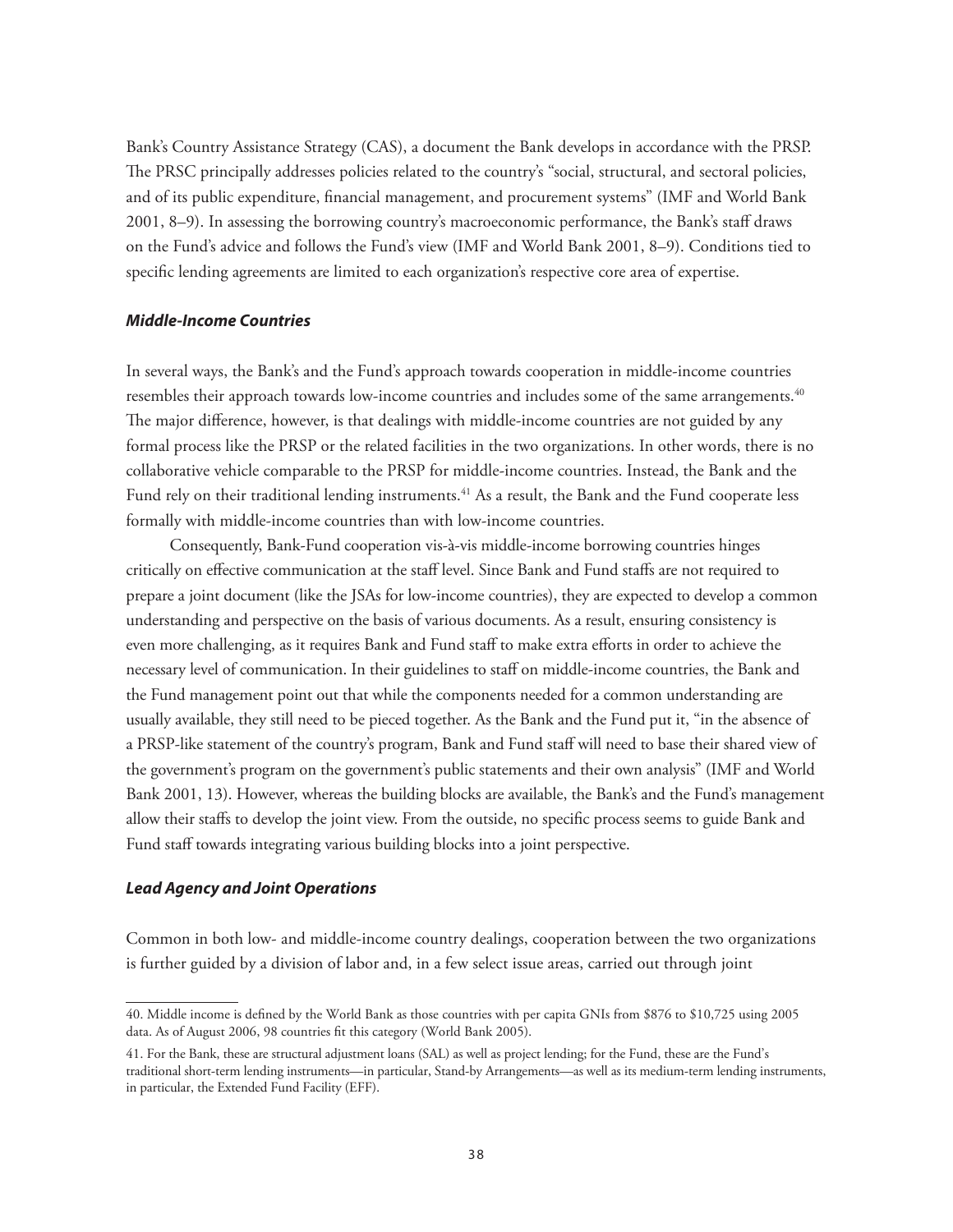Bank's Country Assistance Strategy (CAS), a document the Bank develops in accordance with the PRSP. The PRSC principally addresses policies related to the country's "social, structural, and sectoral policies, and of its public expenditure, financial management, and procurement systems" (IMF and World Bank 2001, 8–9). In assessing the borrowing country's macroeconomic performance, the Bank's staff draws on the Fund's advice and follows the Fund's view (IMF and World Bank 2001, 8–9). Conditions tied to specific lending agreements are limited to each organization's respective core area of expertise.

### *Middle-Income Countries*

In several ways, the Bank's and the Fund's approach towards cooperation in middle-income countries resembles their approach towards low-income countries and includes some of the same arrangements.[40] The major difference, however, is that dealings with middle-income countries are not guided by any formal process like the PRSP or the related facilities in the two organizations. In other words, there is no collaborative vehicle comparable to the PRSP for middle-income countries. Instead, the Bank and the Fund rely on their traditional lending instruments.[41] As a result, the Bank and the Fund cooperate less formally with middle-income countries than with low-income countries.

Consequently, Bank-Fund cooperation vis-à-vis middle-income borrowing countries hinges critically on effective communication at the staff level. Since Bank and Fund staffs are not required to prepare a joint document (like the JSAs for low-income countries), they are expected to develop a common understanding and perspective on the basis of various documents. As a result, ensuring consistency is even more challenging, as it requires Bank and Fund staff to make extra efforts in order to achieve the necessary level of communication. In their guidelines to staff on middle-income countries, the Bank and the Fund management point out that while the components needed for a common understanding are usually available, they still need to be pieced together. As the Bank and the Fund put it, "in the absence of a PRSP-like statement of the country's program, Bank and Fund staff will need to base their shared view of the government's program on the government's public statements and their own analysis" (IMF and World Bank 2001, 13). However, whereas the building blocks are available, the Bank's and the Fund's management allow their staffs to develop the joint view. From the outside, no specific process seems to guide Bank and Fund staff towards integrating various building blocks into a joint perspective.

### *Lead Agency and Joint Operations*

Common in both low- and middle-income country dealings, cooperation between the two organizations is further guided by a division of labor and, in a few select issue areas, carried out through joint

---

40. Middle income is defined by the World Bank as those countries with per capita GNIs from $876 to $10,725 using 2005 data. As of August 2006, 98 countries fit this category (World Bank 2005).

41. For the Bank, these are structural adjustment loans (SAL) as well as project lending; for the Fund, these are the Fund's traditional short-term lending instruments—in particular, Stand-by Arrangements—as well as its medium-term lending instruments, in particular, the Extended Fund Facility (EFF).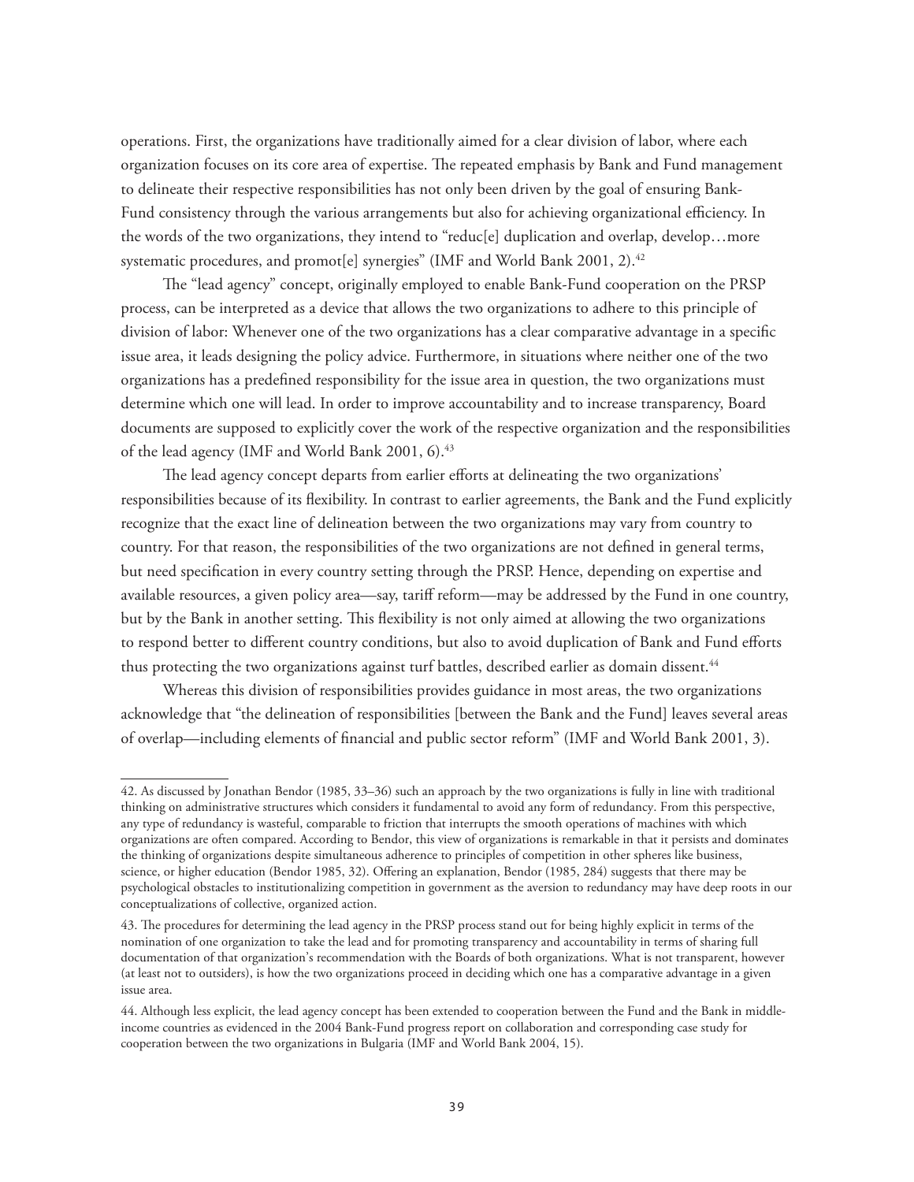operations. First, the organizations have traditionally aimed for a clear division of labor, where each organization focuses on its core area of expertise. The repeated emphasis by Bank and Fund management to delineate their respective responsibilities has not only been driven by the goal of ensuring Bank-Fund consistency through the various arrangements but also for achieving organizational efficiency. In the words of the two organizations, they intend to "reduc[e] duplication and overlap, develop…more systematic procedures, and promot[e] synergies" (IMF and World Bank 2001, 2).[42]

The "lead agency" concept, originally employed to enable Bank-Fund cooperation on the PRSP process, can be interpreted as a device that allows the two organizations to adhere to this principle of division of labor: Whenever one of the two organizations has a clear comparative advantage in a specific issue area, it leads designing the policy advice. Furthermore, in situations where neither one of the two organizations has a predefined responsibility for the issue area in question, the two organizations must determine which one will lead. In order to improve accountability and to increase transparency, Board documents are supposed to explicitly cover the work of the respective organization and the responsibilities of the lead agency (IMF and World Bank 2001, 6).[43]

The lead agency concept departs from earlier efforts at delineating the two organizations' responsibilities because of its flexibility. In contrast to earlier agreements, the Bank and the Fund explicitly recognize that the exact line of delineation between the two organizations may vary from country to country. For that reason, the responsibilities of the two organizations are not defined in general terms, but need specification in every country setting through the PRSP. Hence, depending on expertise and available resources, a given policy area—say, tariff reform—may be addressed by the Fund in one country, but by the Bank in another setting. This flexibility is not only aimed at allowing the two organizations to respond better to different country conditions, but also to avoid duplication of Bank and Fund efforts thus protecting the two organizations against turf battles, described earlier as domain dissent.[44]

Whereas this division of responsibilities provides guidance in most areas, the two organizations acknowledge that "the delineation of responsibilities [between the Bank and the Fund] leaves several areas of overlap—including elements of financial and public sector reform" (IMF and World Bank 2001, 3).

---

42. As discussed by Jonathan Bendor (1985, 33–36) such an approach by the two organizations is fully in line with traditional thinking on administrative structures which considers it fundamental to avoid any form of redundancy. From this perspective, any type of redundancy is wasteful, comparable to friction that interrupts the smooth operations of machines with which organizations are often compared. According to Bendor, this view of organizations is remarkable in that it persists and dominates the thinking of organizations despite simultaneous adherence to principles of competition in other spheres like business, science, or higher education (Bendor 1985, 32). Offering an explanation, Bendor (1985, 284) suggests that there may be psychological obstacles to institutionalizing competition in government as the aversion to redundancy may have deep roots in our conceptualizations of collective, organized action.

43. The procedures for determining the lead agency in the PRSP process stand out for being highly explicit in terms of the nomination of one organization to take the lead and for promoting transparency and accountability in terms of sharing full documentation of that organization's recommendation with the Boards of both organizations. What is not transparent, however (at least not to outsiders), is how the two organizations proceed in deciding which one has a comparative advantage in a given issue area.

44. Although less explicit, the lead agency concept has been extended to cooperation between the Fund and the Bank in middle-income countries as evidenced in the 2004 Bank-Fund progress report on collaboration and corresponding case study for cooperation between the two organizations in Bulgaria (IMF and World Bank 2004, 15).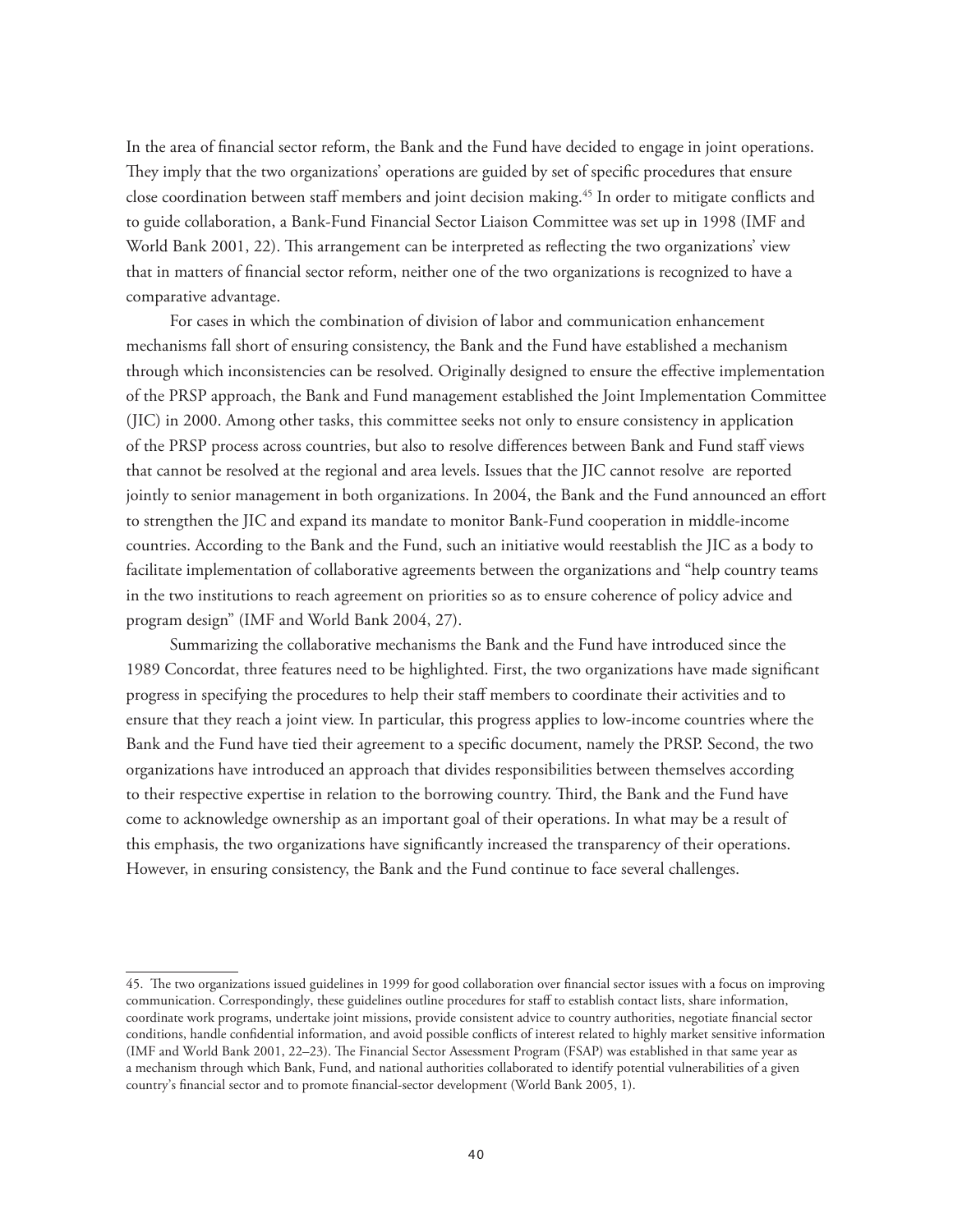In the area of financial sector reform, the Bank and the Fund have decided to engage in joint operations. They imply that the two organizations' operations are guided by set of specific procedures that ensure close coordination between staff members and joint decision making.[45] In order to mitigate conflicts and to guide collaboration, a Bank-Fund Financial Sector Liaison Committee was set up in 1998 (IMF and World Bank 2001, 22). This arrangement can be interpreted as reflecting the two organizations' view that in matters of financial sector reform, neither one of the two organizations is recognized to have a comparative advantage.

For cases in which the combination of division of labor and communication enhancement mechanisms fall short of ensuring consistency, the Bank and the Fund have established a mechanism through which inconsistencies can be resolved. Originally designed to ensure the effective implementation of the PRSP approach, the Bank and Fund management established the Joint Implementation Committee (JIC) in 2000. Among other tasks, this committee seeks not only to ensure consistency in application of the PRSP process across countries, but also to resolve differences between Bank and Fund staff views that cannot be resolved at the regional and area levels. Issues that the JIC cannot resolve are reported jointly to senior management in both organizations. In 2004, the Bank and the Fund announced an effort to strengthen the JIC and expand its mandate to monitor Bank-Fund cooperation in middle-income countries. According to the Bank and the Fund, such an initiative would reestablish the JIC as a body to facilitate implementation of collaborative agreements between the organizations and "help country teams in the two institutions to reach agreement on priorities so as to ensure coherence of policy advice and program design" (IMF and World Bank 2004, 27).

Summarizing the collaborative mechanisms the Bank and the Fund have introduced since the 1989 Concordat, three features need to be highlighted. First, the two organizations have made significant progress in specifying the procedures to help their staff members to coordinate their activities and to ensure that they reach a joint view. In particular, this progress applies to low-income countries where the Bank and the Fund have tied their agreement to a specific document, namely the PRSP. Second, the two organizations have introduced an approach that divides responsibilities between themselves according to their respective expertise in relation to the borrowing country. Third, the Bank and the Fund have come to acknowledge ownership as an important goal of their operations. In what may be a result of this emphasis, the two organizations have significantly increased the transparency of their operations. However, in ensuring consistency, the Bank and the Fund continue to face several challenges.

45. The two organizations issued guidelines in 1999 for good collaboration over financial sector issues with a focus on improving communication. Correspondingly, these guidelines outline procedures for staff to establish contact lists, share information, coordinate work programs, undertake joint missions, provide consistent advice to country authorities, negotiate financial sector conditions, handle confidential information, and avoid possible conflicts of interest related to highly market sensitive information (IMF and World Bank 2001, 22–23). The Financial Sector Assessment Program (FSAP) was established in that same year as a mechanism through which Bank, Fund, and national authorities collaborated to identify potential vulnerabilities of a given country's financial sector and to promote financial-sector development (World Bank 2005, 1).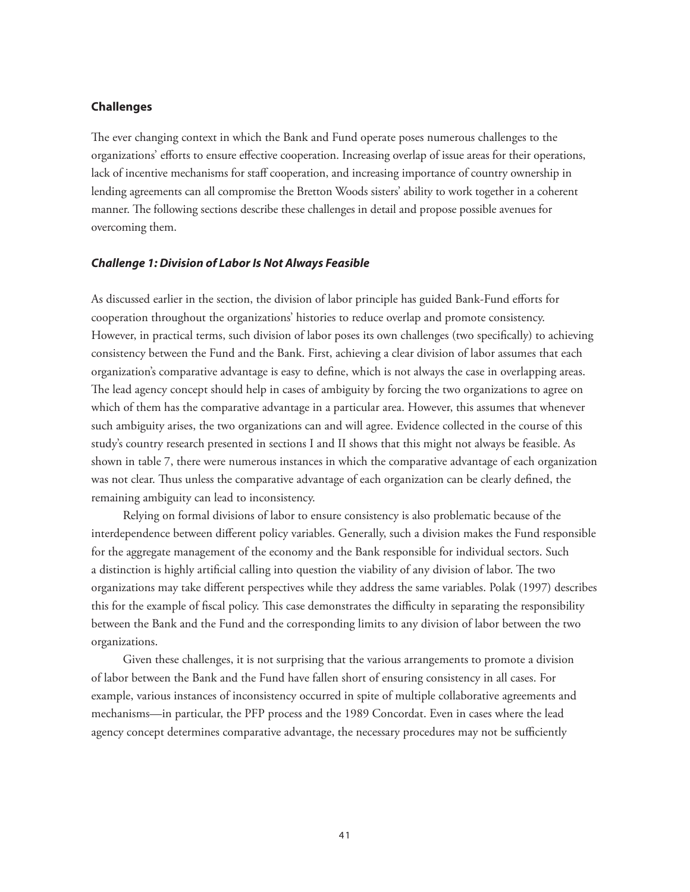### Challenges

The ever changing context in which the Bank and Fund operate poses numerous challenges to the organizations' efforts to ensure effective cooperation. Increasing overlap of issue areas for their operations, lack of incentive mechanisms for staff cooperation, and increasing importance of country ownership in lending agreements can all compromise the Bretton Woods sisters' ability to work together in a coherent manner. The following sections describe these challenges in detail and propose possible avenues for overcoming them.

#### *Challenge 1: Division of Labor Is Not Always Feasible*

As discussed earlier in the section, the division of labor principle has guided Bank-Fund efforts for cooperation throughout the organizations' histories to reduce overlap and promote consistency. However, in practical terms, such division of labor poses its own challenges (two specifically) to achieving consistency between the Fund and the Bank. First, achieving a clear division of labor assumes that each organization's comparative advantage is easy to define, which is not always the case in overlapping areas. The lead agency concept should help in cases of ambiguity by forcing the two organizations to agree on which of them has the comparative advantage in a particular area. However, this assumes that whenever such ambiguity arises, the two organizations can and will agree. Evidence collected in the course of this study's country research presented in sections I and II shows that this might not always be feasible. As shown in table 7, there were numerous instances in which the comparative advantage of each organization was not clear. Thus unless the comparative advantage of each organization can be clearly defined, the remaining ambiguity can lead to inconsistency.

Relying on formal divisions of labor to ensure consistency is also problematic because of the interdependence between different policy variables. Generally, such a division makes the Fund responsible for the aggregate management of the economy and the Bank responsible for individual sectors. Such a distinction is highly artificial calling into question the viability of any division of labor. The two organizations may take different perspectives while they address the same variables. Polak (1997) describes this for the example of fiscal policy. This case demonstrates the difficulty in separating the responsibility between the Bank and the Fund and the corresponding limits to any division of labor between the two organizations.

Given these challenges, it is not surprising that the various arrangements to promote a division of labor between the Bank and the Fund have fallen short of ensuring consistency in all cases. For example, various instances of inconsistency occurred in spite of multiple collaborative agreements and mechanisms—in particular, the PFP process and the 1989 Concordat. Even in cases where the lead agency concept determines comparative advantage, the necessary procedures may not be sufficiently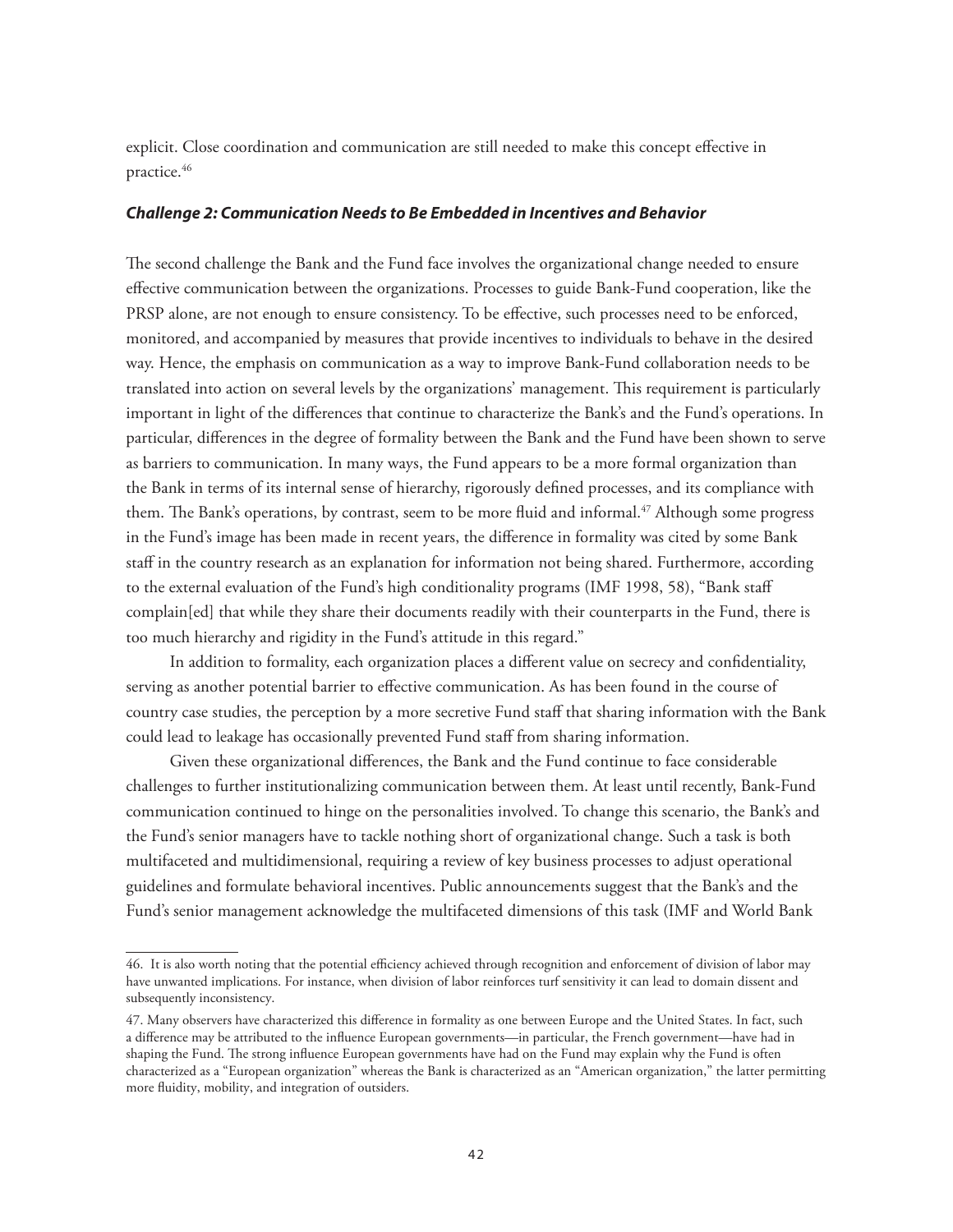explicit. Close coordination and communication are still needed to make this concept effective in practice.[46]

### *Challenge 2: Communication Needs to Be Embedded in Incentives and Behavior*

The second challenge the Bank and the Fund face involves the organizational change needed to ensure effective communication between the organizations. Processes to guide Bank-Fund cooperation, like the PRSP alone, are not enough to ensure consistency. To be effective, such processes need to be enforced, monitored, and accompanied by measures that provide incentives to individuals to behave in the desired way. Hence, the emphasis on communication as a way to improve Bank-Fund collaboration needs to be translated into action on several levels by the organizations' management. This requirement is particularly important in light of the differences that continue to characterize the Bank's and the Fund's operations. In particular, differences in the degree of formality between the Bank and the Fund have been shown to serve as barriers to communication. In many ways, the Fund appears to be a more formal organization than the Bank in terms of its internal sense of hierarchy, rigorously defined processes, and its compliance with them. The Bank's operations, by contrast, seem to be more fluid and informal.[47] Although some progress in the Fund's image has been made in recent years, the difference in formality was cited by some Bank staff in the country research as an explanation for information not being shared. Furthermore, according to the external evaluation of the Fund's high conditionality programs (IMF 1998, 58), "Bank staff complain[ed] that while they share their documents readily with their counterparts in the Fund, there is too much hierarchy and rigidity in the Fund's attitude in this regard."

In addition to formality, each organization places a different value on secrecy and confidentiality, serving as another potential barrier to effective communication. As has been found in the course of country case studies, the perception by a more secretive Fund staff that sharing information with the Bank could lead to leakage has occasionally prevented Fund staff from sharing information.

Given these organizational differences, the Bank and the Fund continue to face considerable challenges to further institutionalizing communication between them. At least until recently, Bank-Fund communication continued to hinge on the personalities involved. To change this scenario, the Bank's and the Fund's senior managers have to tackle nothing short of organizational change. Such a task is both multifaceted and multidimensional, requiring a review of key business processes to adjust operational guidelines and formulate behavioral incentives. Public announcements suggest that the Bank's and the Fund's senior management acknowledge the multifaceted dimensions of this task (IMF and World Bank

---

46. It is also worth noting that the potential efficiency achieved through recognition and enforcement of division of labor may have unwanted implications. For instance, when division of labor reinforces turf sensitivity it can lead to domain dissent and subsequently inconsistency.

47. Many observers have characterized this difference in formality as one between Europe and the United States. In fact, such a difference may be attributed to the influence European governments—in particular, the French government—have had in shaping the Fund. The strong influence European governments have had on the Fund may explain why the Fund is often characterized as a "European organization" whereas the Bank is characterized as an "American organization," the latter permitting more fluidity, mobility, and integration of outsiders.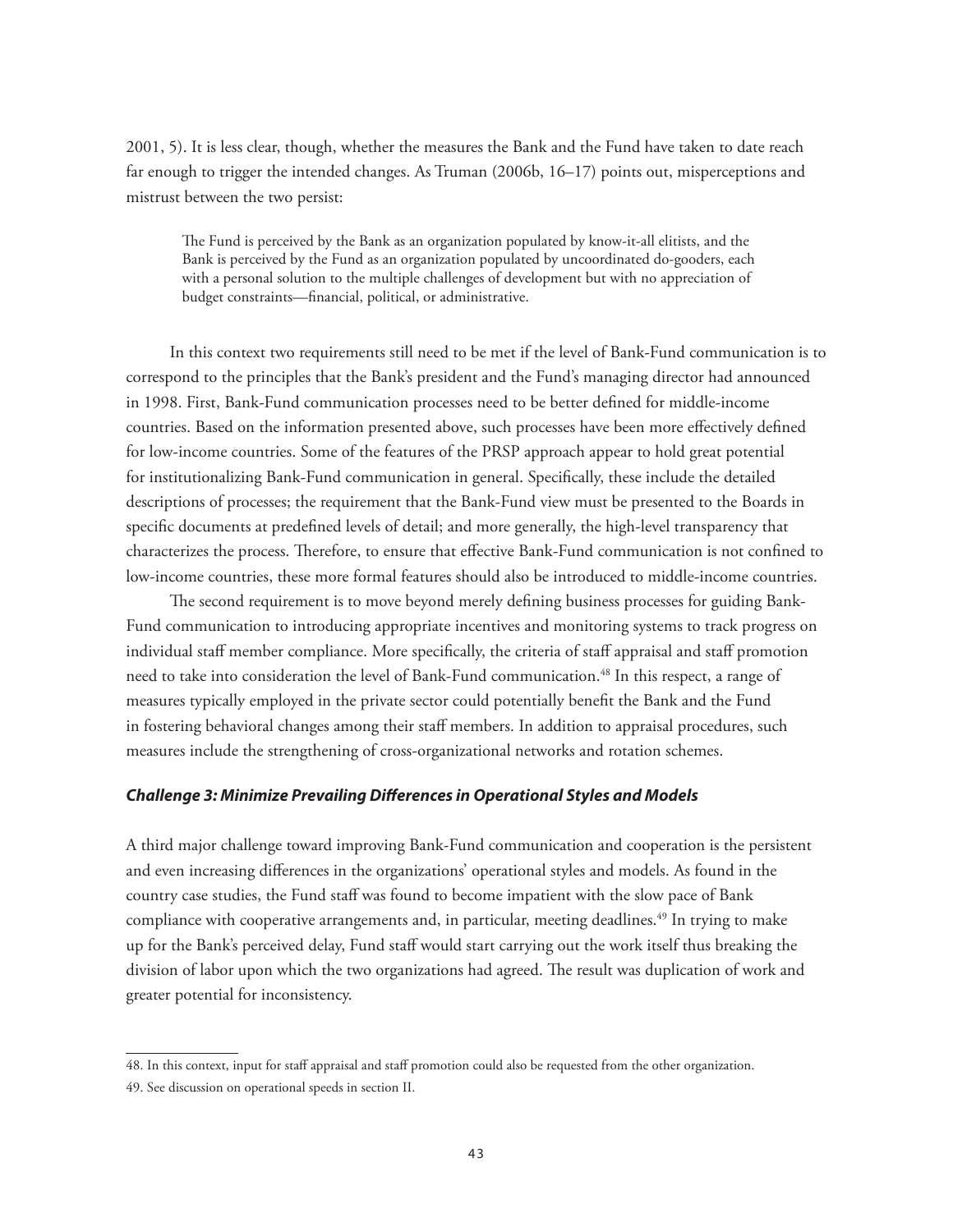2001, 5). It is less clear, though, whether the measures the Bank and the Fund have taken to date reach far enough to trigger the intended changes. As Truman (2006b, 16–17) points out, misperceptions and mistrust between the two persist:

> The Fund is perceived by the Bank as an organization populated by know-it-all elitists, and the Bank is perceived by the Fund as an organization populated by uncoordinated do-gooders, each with a personal solution to the multiple challenges of development but with no appreciation of budget constraints—financial, political, or administrative.

In this context two requirements still need to be met if the level of Bank-Fund communication is to correspond to the principles that the Bank's president and the Fund's managing director had announced in 1998. First, Bank-Fund communication processes need to be better defined for middle-income countries. Based on the information presented above, such processes have been more effectively defined for low-income countries. Some of the features of the PRSP approach appear to hold great potential for institutionalizing Bank-Fund communication in general. Specifically, these include the detailed descriptions of processes; the requirement that the Bank-Fund view must be presented to the Boards in specific documents at predefined levels of detail; and more generally, the high-level transparency that characterizes the process. Therefore, to ensure that effective Bank-Fund communication is not confined to low-income countries, these more formal features should also be introduced to middle-income countries.

The second requirement is to move beyond merely defining business processes for guiding Bank-Fund communication to introducing appropriate incentives and monitoring systems to track progress on individual staff member compliance. More specifically, the criteria of staff appraisal and staff promotion need to take into consideration the level of Bank-Fund communication.[48] In this respect, a range of measures typically employed in the private sector could potentially benefit the Bank and the Fund in fostering behavioral changes among their staff members. In addition to appraisal procedures, such measures include the strengthening of cross-organizational networks and rotation schemes.

### *Challenge 3: Minimize Prevailing Differences in Operational Styles and Models*

A third major challenge toward improving Bank-Fund communication and cooperation is the persistent and even increasing differences in the organizations' operational styles and models. As found in the country case studies, the Fund staff was found to become impatient with the slow pace of Bank compliance with cooperative arrangements and, in particular, meeting deadlines.[49] In trying to make up for the Bank's perceived delay, Fund staff would start carrying out the work itself thus breaking the division of labor upon which the two organizations had agreed. The result was duplication of work and greater potential for inconsistency.

---

48. In this context, input for staff appraisal and staff promotion could also be requested from the other organization.

49. See discussion on operational speeds in section II.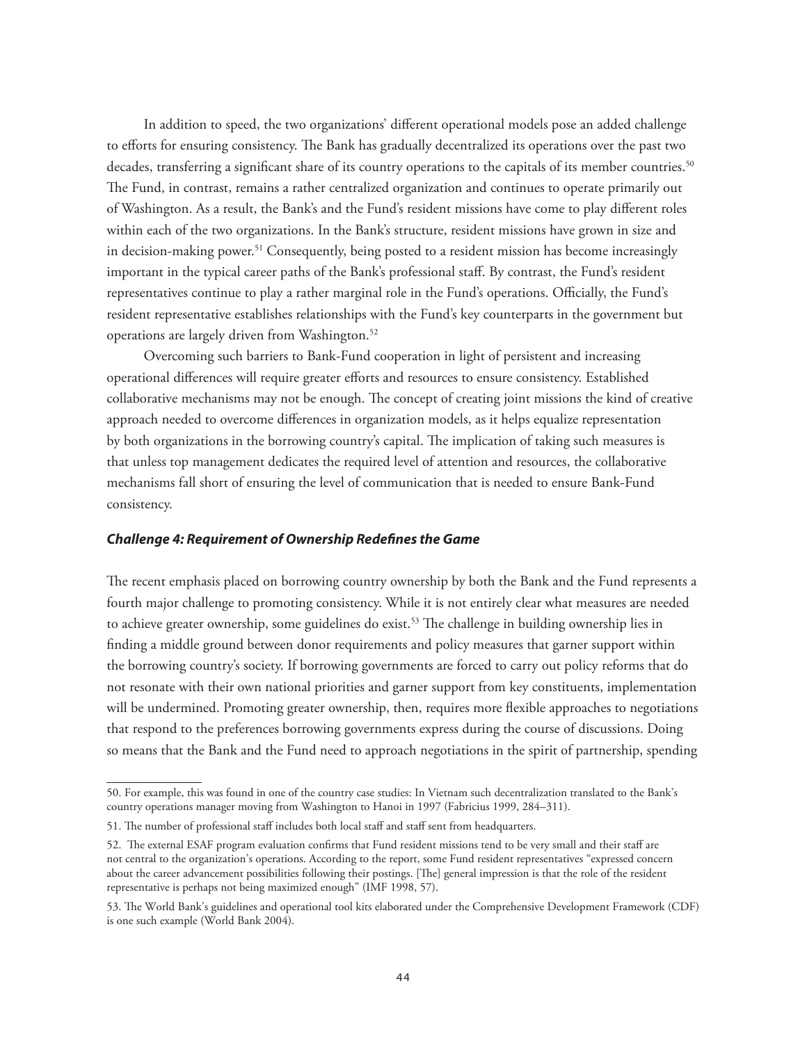In addition to speed, the two organizations' different operational models pose an added challenge to efforts for ensuring consistency. The Bank has gradually decentralized its operations over the past two decades, transferring a significant share of its country operations to the capitals of its member countries.[50] The Fund, in contrast, remains a rather centralized organization and continues to operate primarily out of Washington. As a result, the Bank's and the Fund's resident missions have come to play different roles within each of the two organizations. In the Bank's structure, resident missions have grown in size and in decision-making power.[51] Consequently, being posted to a resident mission has become increasingly important in the typical career paths of the Bank's professional staff. By contrast, the Fund's resident representatives continue to play a rather marginal role in the Fund's operations. Officially, the Fund's resident representative establishes relationships with the Fund's key counterparts in the government but operations are largely driven from Washington.[52]

Overcoming such barriers to Bank-Fund cooperation in light of persistent and increasing operational differences will require greater efforts and resources to ensure consistency. Established collaborative mechanisms may not be enough. The concept of creating joint missions the kind of creative approach needed to overcome differences in organization models, as it helps equalize representation by both organizations in the borrowing country's capital. The implication of taking such measures is that unless top management dedicates the required level of attention and resources, the collaborative mechanisms fall short of ensuring the level of communication that is needed to ensure Bank-Fund consistency.

### *Challenge 4: Requirement of Ownership Redefines the Game*

The recent emphasis placed on borrowing country ownership by both the Bank and the Fund represents a fourth major challenge to promoting consistency. While it is not entirely clear what measures are needed to achieve greater ownership, some guidelines do exist.[53] The challenge in building ownership lies in finding a middle ground between donor requirements and policy measures that garner support within the borrowing country's society. If borrowing governments are forced to carry out policy reforms that do not resonate with their own national priorities and garner support from key constituents, implementation will be undermined. Promoting greater ownership, then, requires more flexible approaches to negotiations that respond to the preferences borrowing governments express during the course of discussions. Doing so means that the Bank and the Fund need to approach negotiations in the spirit of partnership, spending

---

50. For example, this was found in one of the country case studies: In Vietnam such decentralization translated to the Bank's country operations manager moving from Washington to Hanoi in 1997 (Fabricius 1999, 284–311).

51. The number of professional staff includes both local staff and staff sent from headquarters.

52. The external ESAF program evaluation confirms that Fund resident missions tend to be very small and their staff are not central to the organization's operations. According to the report, some Fund resident representatives "expressed concern about the career advancement possibilities following their postings. [The] general impression is that the role of the resident representative is perhaps not being maximized enough" (IMF 1998, 57).

53. The World Bank's guidelines and operational tool kits elaborated under the Comprehensive Development Framework (CDF) is one such example (World Bank 2004).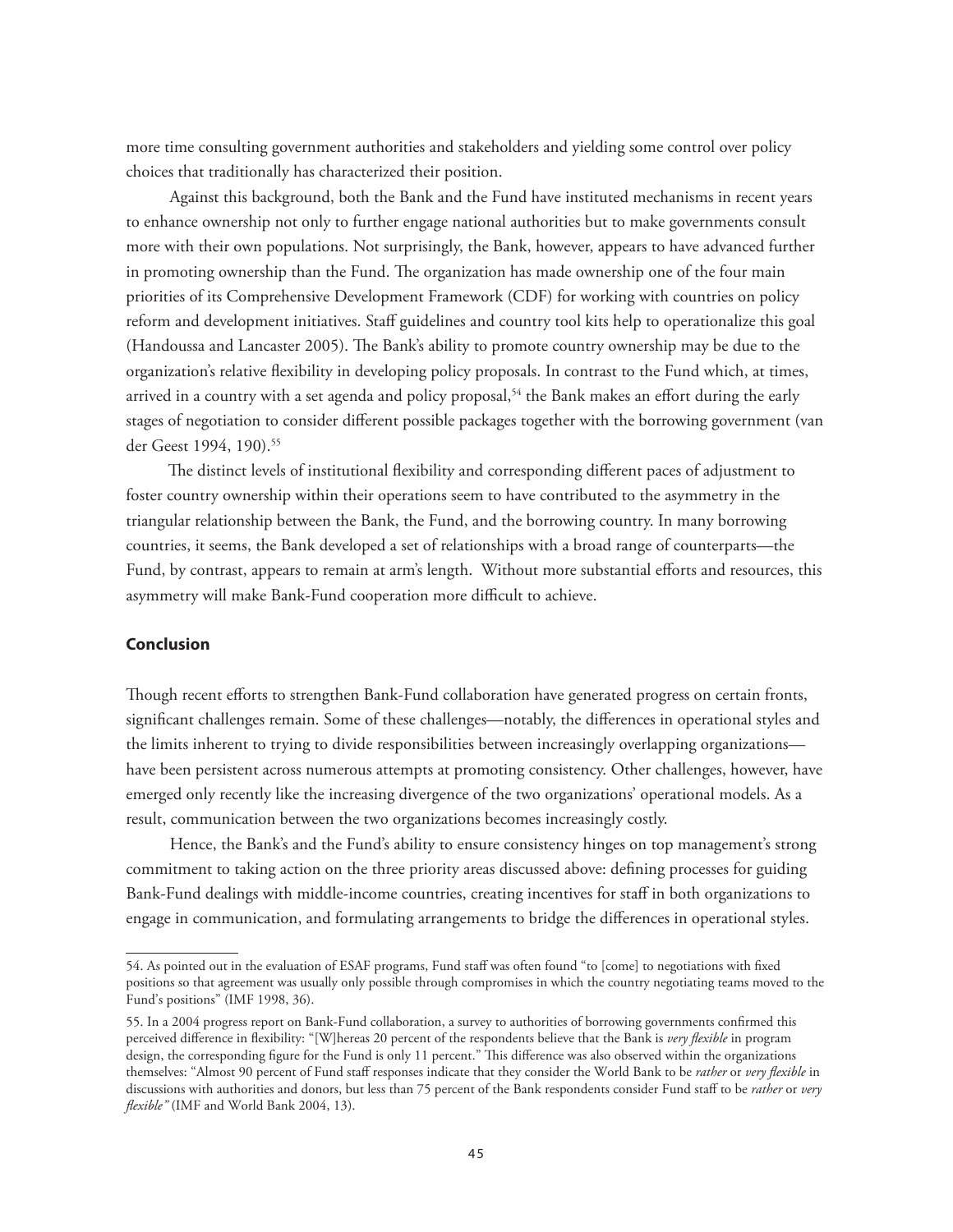more time consulting government authorities and stakeholders and yielding some control over policy choices that traditionally has characterized their position.

Against this background, both the Bank and the Fund have instituted mechanisms in recent years to enhance ownership not only to further engage national authorities but to make governments consult more with their own populations. Not surprisingly, the Bank, however, appears to have advanced further in promoting ownership than the Fund. The organization has made ownership one of the four main priorities of its Comprehensive Development Framework (CDF) for working with countries on policy reform and development initiatives. Staff guidelines and country tool kits help to operationalize this goal (Handoussa and Lancaster 2005). The Bank's ability to promote country ownership may be due to the organization's relative flexibility in developing policy proposals. In contrast to the Fund which, at times, arrived in a country with a set agenda and policy proposal,[54] the Bank makes an effort during the early stages of negotiation to consider different possible packages together with the borrowing government (van der Geest 1994, 190).[55]

The distinct levels of institutional flexibility and corresponding different paces of adjustment to foster country ownership within their operations seem to have contributed to the asymmetry in the triangular relationship between the Bank, the Fund, and the borrowing country. In many borrowing countries, it seems, the Bank developed a set of relationships with a broad range of counterparts—the Fund, by contrast, appears to remain at arm's length. Without more substantial efforts and resources, this asymmetry will make Bank-Fund cooperation more difficult to achieve.

## Conclusion

Though recent efforts to strengthen Bank-Fund collaboration have generated progress on certain fronts, significant challenges remain. Some of these challenges—notably, the differences in operational styles and the limits inherent to trying to divide responsibilities between increasingly overlapping organizations—have been persistent across numerous attempts at promoting consistency. Other challenges, however, have emerged only recently like the increasing divergence of the two organizations' operational models. As a result, communication between the two organizations becomes increasingly costly.

Hence, the Bank's and the Fund's ability to ensure consistency hinges on top management's strong commitment to taking action on the three priority areas discussed above: defining processes for guiding Bank-Fund dealings with middle-income countries, creating incentives for staff in both organizations to engage in communication, and formulating arrangements to bridge the differences in operational styles.

---

54. As pointed out in the evaluation of ESAF programs, Fund staff was often found "to [come] to negotiations with fixed positions so that agreement was usually only possible through compromises in which the country negotiating teams moved to the Fund's positions" (IMF 1998, 36).

55. In a 2004 progress report on Bank-Fund collaboration, a survey to authorities of borrowing governments confirmed this perceived difference in flexibility: "[W]hereas 20 percent of the respondents believe that the Bank is *very flexible* in program design, the corresponding figure for the Fund is only 11 percent." This difference was also observed within the organizations themselves: "Almost 90 percent of Fund staff responses indicate that they consider the World Bank to be *rather* or *very flexible* in discussions with authorities and donors, but less than 75 percent of the Bank respondents consider Fund staff to be *rather* or *very flexible"* (IMF and World Bank 2004, 13).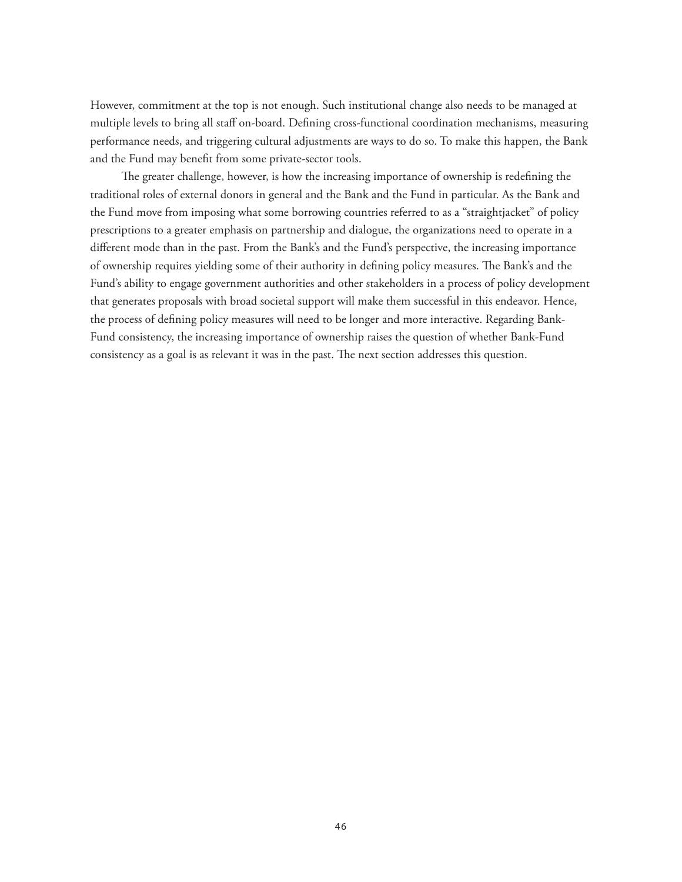However, commitment at the top is not enough. Such institutional change also needs to be managed at multiple levels to bring all staff on-board. Defining cross-functional coordination mechanisms, measuring performance needs, and triggering cultural adjustments are ways to do so. To make this happen, the Bank and the Fund may benefit from some private-sector tools.

The greater challenge, however, is how the increasing importance of ownership is redefining the traditional roles of external donors in general and the Bank and the Fund in particular. As the Bank and the Fund move from imposing what some borrowing countries referred to as a "straightjacket" of policy prescriptions to a greater emphasis on partnership and dialogue, the organizations need to operate in a different mode than in the past. From the Bank's and the Fund's perspective, the increasing importance of ownership requires yielding some of their authority in defining policy measures. The Bank's and the Fund's ability to engage government authorities and other stakeholders in a process of policy development that generates proposals with broad societal support will make them successful in this endeavor. Hence, the process of defining policy measures will need to be longer and more interactive. Regarding Bank-Fund consistency, the increasing importance of ownership raises the question of whether Bank-Fund consistency as a goal is as relevant it was in the past. The next section addresses this question.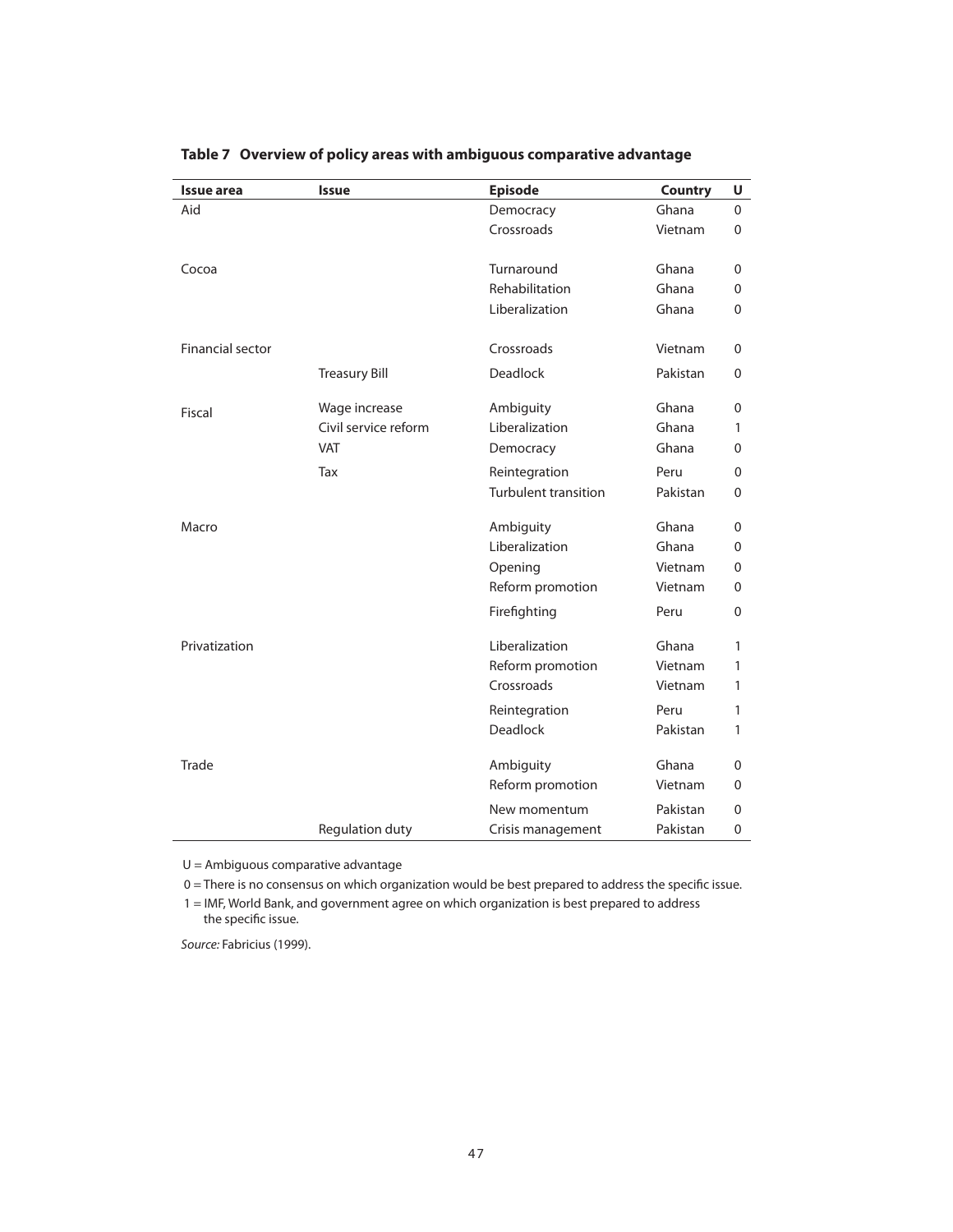**Table 7 Overview of policy areas with ambiguous comparative advantage**

| Issue area | Issue | Episode | Country | U |
|---|---|---|---|---|
| Aid | | Democracy | Ghana | 0 |
| | | Crossroads | Vietnam | 0 |
| Cocoa | | Turnaround | Ghana | 0 |
| | | Rehabilitation | Ghana | 0 |
| | | Liberalization | Ghana | 0 |
| Financial sector | | Crossroads | Vietnam | 0 |
| | Treasury Bill | Deadlock | Pakistan | 0 |
| Fiscal | Wage increase | Ambiguity | Ghana | 0 |
| | Civil service reform | Liberalization | Ghana | 1 |
| | VAT | Democracy | Ghana | 0 |
| | Tax | Reintegration | Peru | 0 |
| | | Turbulent transition | Pakistan | 0 |
| Macro | | Ambiguity | Ghana | 0 |
| | | Liberalization | Ghana | 0 |
| | | Opening | Vietnam | 0 |
| | | Reform promotion | Vietnam | 0 |
| | | Firefighting | Peru | 0 |
| Privatization | | Liberalization | Ghana | 1 |
| | | Reform promotion | Vietnam | 1 |
| | | Crossroads | Vietnam | 1 |
| | | Reintegration | Peru | 1 |
| | | Deadlock | Pakistan | 1 |
| Trade | | Ambiguity | Ghana | 0 |
| | | Reform promotion | Vietnam | 0 |
| | | New momentum | Pakistan | 0 |
| | Regulation duty | Crisis management | Pakistan | 0 |

U = Ambiguous comparative advantage

0 = There is no consensus on which organization would be best prepared to address the specific issue.

1 = IMF, World Bank, and government agree on which organization is best prepared to address the specific issue.

*Source:* Fabricius (1999).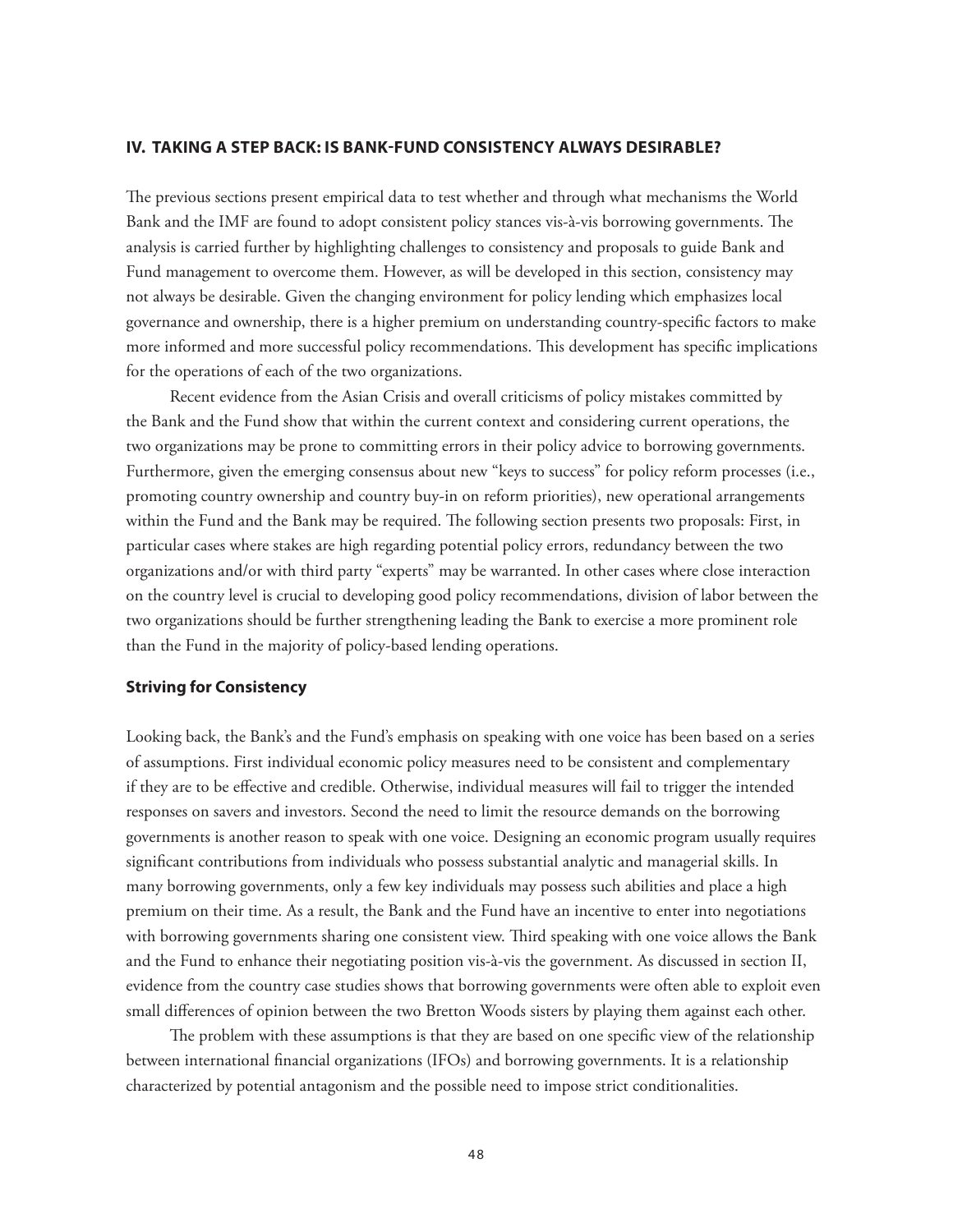## IV. TAKING A STEP BACK: IS BANK-FUND CONSISTENCY ALWAYS DESIRABLE?

The previous sections present empirical data to test whether and through what mechanisms the World Bank and the IMF are found to adopt consistent policy stances vis-à-vis borrowing governments. The analysis is carried further by highlighting challenges to consistency and proposals to guide Bank and Fund management to overcome them. However, as will be developed in this section, consistency may not always be desirable. Given the changing environment for policy lending which emphasizes local governance and ownership, there is a higher premium on understanding country-specific factors to make more informed and more successful policy recommendations. This development has specific implications for the operations of each of the two organizations.

Recent evidence from the Asian Crisis and overall criticisms of policy mistakes committed by the Bank and the Fund show that within the current context and considering current operations, the two organizations may be prone to committing errors in their policy advice to borrowing governments. Furthermore, given the emerging consensus about new "keys to success" for policy reform processes (i.e., promoting country ownership and country buy-in on reform priorities), new operational arrangements within the Fund and the Bank may be required. The following section presents two proposals: First, in particular cases where stakes are high regarding potential policy errors, redundancy between the two organizations and/or with third party "experts" may be warranted. In other cases where close interaction on the country level is crucial to developing good policy recommendations, division of labor between the two organizations should be further strengthening leading the Bank to exercise a more prominent role than the Fund in the majority of policy-based lending operations.

### Striving for Consistency

Looking back, the Bank's and the Fund's emphasis on speaking with one voice has been based on a series of assumptions. First individual economic policy measures need to be consistent and complementary if they are to be effective and credible. Otherwise, individual measures will fail to trigger the intended responses on savers and investors. Second the need to limit the resource demands on the borrowing governments is another reason to speak with one voice. Designing an economic program usually requires significant contributions from individuals who possess substantial analytic and managerial skills. In many borrowing governments, only a few key individuals may possess such abilities and place a high premium on their time. As a result, the Bank and the Fund have an incentive to enter into negotiations with borrowing governments sharing one consistent view. Third speaking with one voice allows the Bank and the Fund to enhance their negotiating position vis-à-vis the government. As discussed in section II, evidence from the country case studies shows that borrowing governments were often able to exploit even small differences of opinion between the two Bretton Woods sisters by playing them against each other.

The problem with these assumptions is that they are based on one specific view of the relationship between international financial organizations (IFOs) and borrowing governments. It is a relationship characterized by potential antagonism and the possible need to impose strict conditionalities.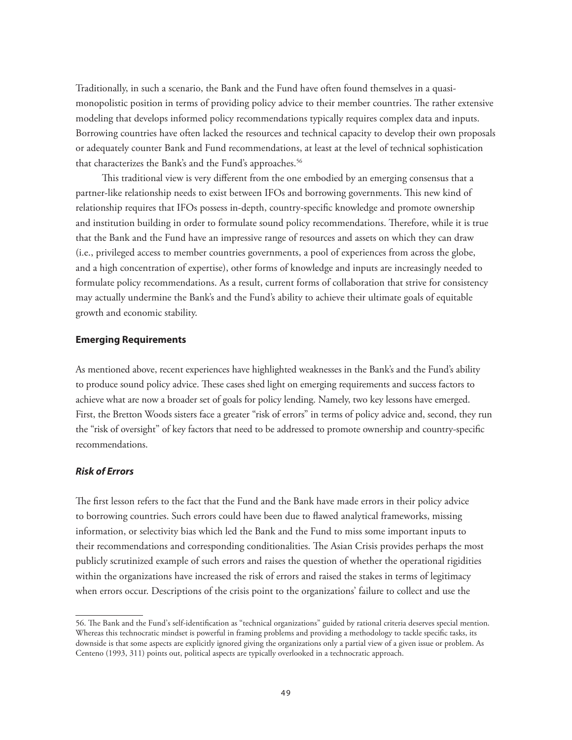Traditionally, in such a scenario, the Bank and the Fund have often found themselves in a quasi-monopolistic position in terms of providing policy advice to their member countries. The rather extensive modeling that develops informed policy recommendations typically requires complex data and inputs. Borrowing countries have often lacked the resources and technical capacity to develop their own proposals or adequately counter Bank and Fund recommendations, at least at the level of technical sophistication that characterizes the Bank's and the Fund's approaches.[56]

This traditional view is very different from the one embodied by an emerging consensus that a partner-like relationship needs to exist between IFOs and borrowing governments. This new kind of relationship requires that IFOs possess in-depth, country-specific knowledge and promote ownership and institution building in order to formulate sound policy recommendations. Therefore, while it is true that the Bank and the Fund have an impressive range of resources and assets on which they can draw (i.e., privileged access to member countries governments, a pool of experiences from across the globe, and a high concentration of expertise), other forms of knowledge and inputs are increasingly needed to formulate policy recommendations. As a result, current forms of collaboration that strive for consistency may actually undermine the Bank's and the Fund's ability to achieve their ultimate goals of equitable growth and economic stability.

### Emerging Requirements

As mentioned above, recent experiences have highlighted weaknesses in the Bank's and the Fund's ability to produce sound policy advice. These cases shed light on emerging requirements and success factors to achieve what are now a broader set of goals for policy lending. Namely, two key lessons have emerged. First, the Bretton Woods sisters face a greater "risk of errors" in terms of policy advice and, second, they run the "risk of oversight" of key factors that need to be addressed to promote ownership and country-specific recommendations.

#### *Risk of Errors*

The first lesson refers to the fact that the Fund and the Bank have made errors in their policy advice to borrowing countries. Such errors could have been due to flawed analytical frameworks, missing information, or selectivity bias which led the Bank and the Fund to miss some important inputs to their recommendations and corresponding conditionalities. The Asian Crisis provides perhaps the most publicly scrutinized example of such errors and raises the question of whether the operational rigidities within the organizations have increased the risk of errors and raised the stakes in terms of legitimacy when errors occur. Descriptions of the crisis point to the organizations' failure to collect and use the

---

56. The Bank and the Fund's self-identification as "technical organizations" guided by rational criteria deserves special mention. Whereas this technocratic mindset is powerful in framing problems and providing a methodology to tackle specific tasks, its downside is that some aspects are explicitly ignored giving the organizations only a partial view of a given issue or problem. As Centeno (1993, 311) points out, political aspects are typically overlooked in a technocratic approach.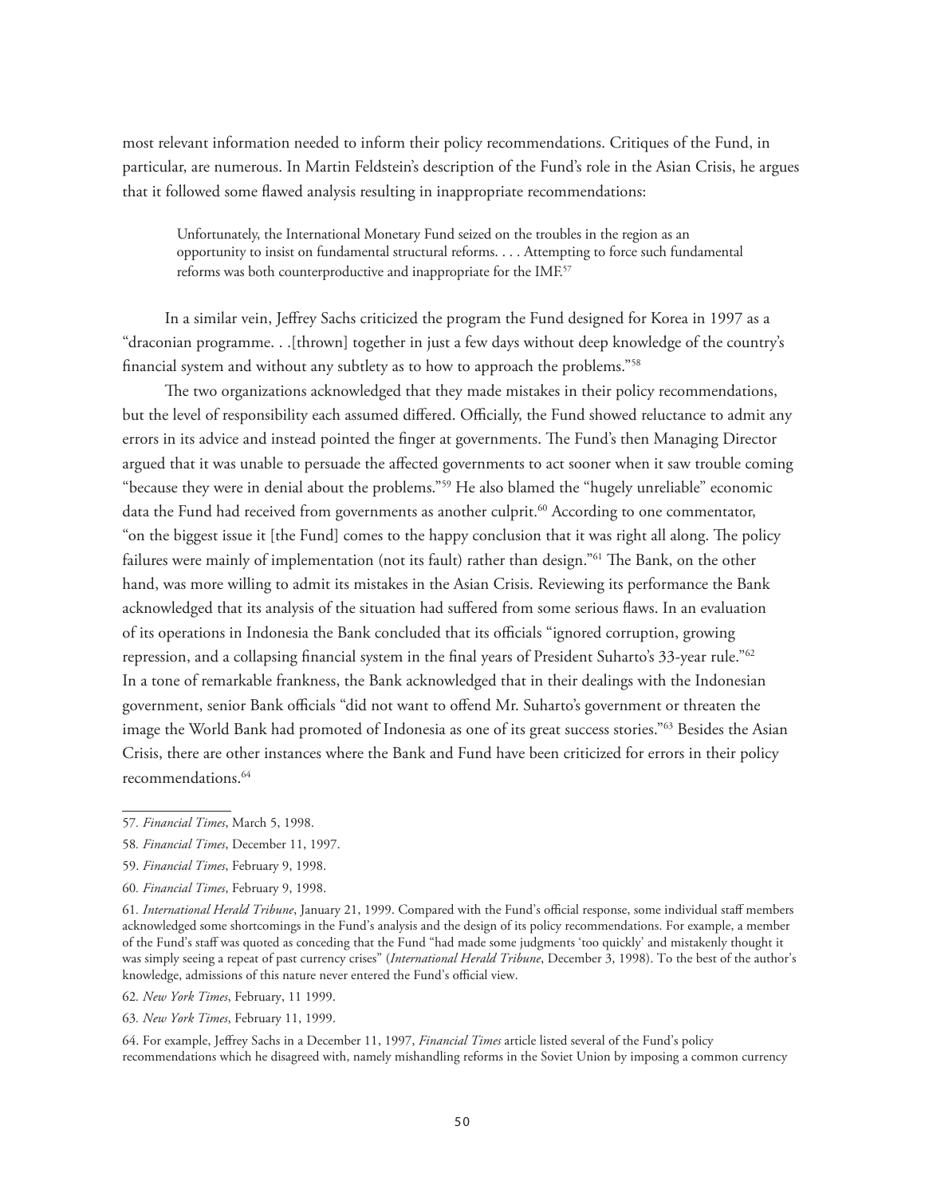most relevant information needed to inform their policy recommendations. Critiques of the Fund, in particular, are numerous. In Martin Feldstein's description of the Fund's role in the Asian Crisis, he argues that it followed some flawed analysis resulting in inappropriate recommendations:

> Unfortunately, the International Monetary Fund seized on the troubles in the region as an opportunity to insist on fundamental structural reforms. . . . Attempting to force such fundamental reforms was both counterproductive and inappropriate for the IMF.[57]

In a similar vein, Jeffrey Sachs criticized the program the Fund designed for Korea in 1997 as a "draconian programme. . .[thrown] together in just a few days without deep knowledge of the country's financial system and without any subtlety as to how to approach the problems."[58]

The two organizations acknowledged that they made mistakes in their policy recommendations, but the level of responsibility each assumed differed. Officially, the Fund showed reluctance to admit any errors in its advice and instead pointed the finger at governments. The Fund's then Managing Director argued that it was unable to persuade the affected governments to act sooner when it saw trouble coming "because they were in denial about the problems."[59] He also blamed the "hugely unreliable" economic data the Fund had received from governments as another culprit.[60] According to one commentator, "on the biggest issue it [the Fund] comes to the happy conclusion that it was right all along. The policy failures were mainly of implementation (not its fault) rather than design."[61] The Bank, on the other hand, was more willing to admit its mistakes in the Asian Crisis. Reviewing its performance the Bank acknowledged that its analysis of the situation had suffered from some serious flaws. In an evaluation of its operations in Indonesia the Bank concluded that its officials "ignored corruption, growing repression, and a collapsing financial system in the final years of President Suharto's 33-year rule."[62] In a tone of remarkable frankness, the Bank acknowledged that in their dealings with the Indonesian government, senior Bank officials "did not want to offend Mr. Suharto's government or threaten the image the World Bank had promoted of Indonesia as one of its great success stories."[63] Besides the Asian Crisis, there are other instances where the Bank and Fund have been criticized for errors in their policy recommendations.[64]

---

57. *Financial Times*, March 5, 1998.

58. *Financial Times*, December 11, 1997.

59. *Financial Times*, February 9, 1998.

60. *Financial Times*, February 9, 1998.

61. *International Herald Tribune*, January 21, 1999. Compared with the Fund's official response, some individual staff members acknowledged some shortcomings in the Fund's analysis and the design of its policy recommendations. For example, a member of the Fund's staff was quoted as conceding that the Fund "had made some judgments 'too quickly' and mistakenly thought it was simply seeing a repeat of past currency crises" (*International Herald Tribune*, December 3, 1998). To the best of the author's knowledge, admissions of this nature never entered the Fund's official view.

62. *New York Times*, February, 11 1999.

63. *New York Times*, February 11, 1999.

64. For example, Jeffrey Sachs in a December 11, 1997, *Financial Times* article listed several of the Fund's policy recommendations which he disagreed with, namely mishandling reforms in the Soviet Union by imposing a common currency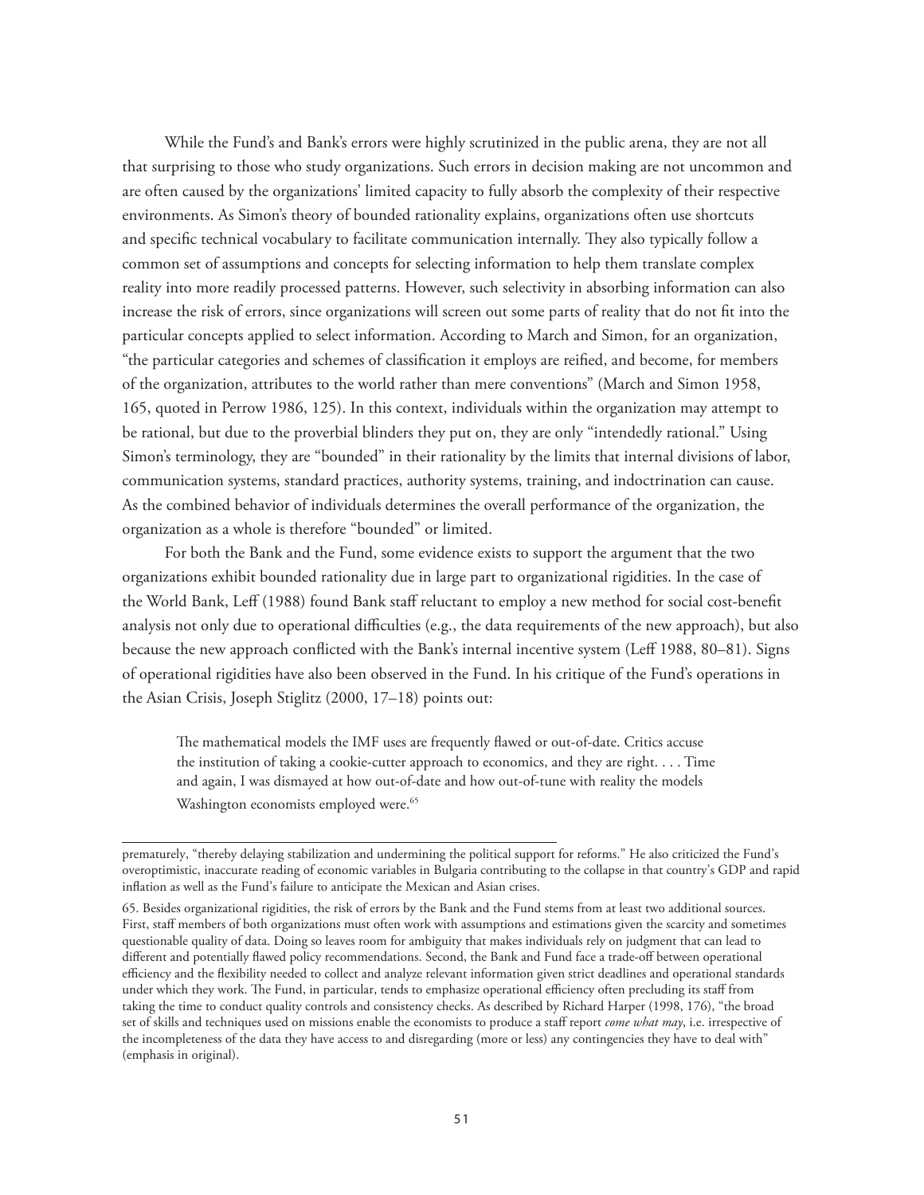While the Fund's and Bank's errors were highly scrutinized in the public arena, they are not all that surprising to those who study organizations. Such errors in decision making are not uncommon and are often caused by the organizations' limited capacity to fully absorb the complexity of their respective environments. As Simon's theory of bounded rationality explains, organizations often use shortcuts and specific technical vocabulary to facilitate communication internally. They also typically follow a common set of assumptions and concepts for selecting information to help them translate complex reality into more readily processed patterns. However, such selectivity in absorbing information can also increase the risk of errors, since organizations will screen out some parts of reality that do not fit into the particular concepts applied to select information. According to March and Simon, for an organization, "the particular categories and schemes of classification it employs are reified, and become, for members of the organization, attributes to the world rather than mere conventions" (March and Simon 1958, 165, quoted in Perrow 1986, 125). In this context, individuals within the organization may attempt to be rational, but due to the proverbial blinders they put on, they are only "intendedly rational." Using Simon's terminology, they are "bounded" in their rationality by the limits that internal divisions of labor, communication systems, standard practices, authority systems, training, and indoctrination can cause. As the combined behavior of individuals determines the overall performance of the organization, the organization as a whole is therefore "bounded" or limited.

For both the Bank and the Fund, some evidence exists to support the argument that the two organizations exhibit bounded rationality due in large part to organizational rigidities. In the case of the World Bank, Leff (1988) found Bank staff reluctant to employ a new method for social cost-benefit analysis not only due to operational difficulties (e.g., the data requirements of the new approach), but also because the new approach conflicted with the Bank's internal incentive system (Leff 1988, 80–81). Signs of operational rigidities have also been observed in the Fund. In his critique of the Fund's operations in the Asian Crisis, Joseph Stiglitz (2000, 17–18) points out:

> The mathematical models the IMF uses are frequently flawed or out-of-date. Critics accuse the institution of taking a cookie-cutter approach to economics, and they are right. . . . Time and again, I was dismayed at how out-of-date and how out-of-tune with reality the models Washington economists employed were.[65]

---

prematurely, "thereby delaying stabilization and undermining the political support for reforms." He also criticized the Fund's overoptimistic, inaccurate reading of economic variables in Bulgaria contributing to the collapse in that country's GDP and rapid inflation as well as the Fund's failure to anticipate the Mexican and Asian crises.

65. Besides organizational rigidities, the risk of errors by the Bank and the Fund stems from at least two additional sources. First, staff members of both organizations must often work with assumptions and estimations given the scarcity and sometimes questionable quality of data. Doing so leaves room for ambiguity that makes individuals rely on judgment that can lead to different and potentially flawed policy recommendations. Second, the Bank and Fund face a trade-off between operational efficiency and the flexibility needed to collect and analyze relevant information given strict deadlines and operational standards under which they work. The Fund, in particular, tends to emphasize operational efficiency often precluding its staff from taking the time to conduct quality controls and consistency checks. As described by Richard Harper (1998, 176), "the broad set of skills and techniques used on missions enable the economists to produce a staff report *come what may*, i.e. irrespective of the incompleteness of the data they have access to and disregarding (more or less) any contingencies they have to deal with" (emphasis in original).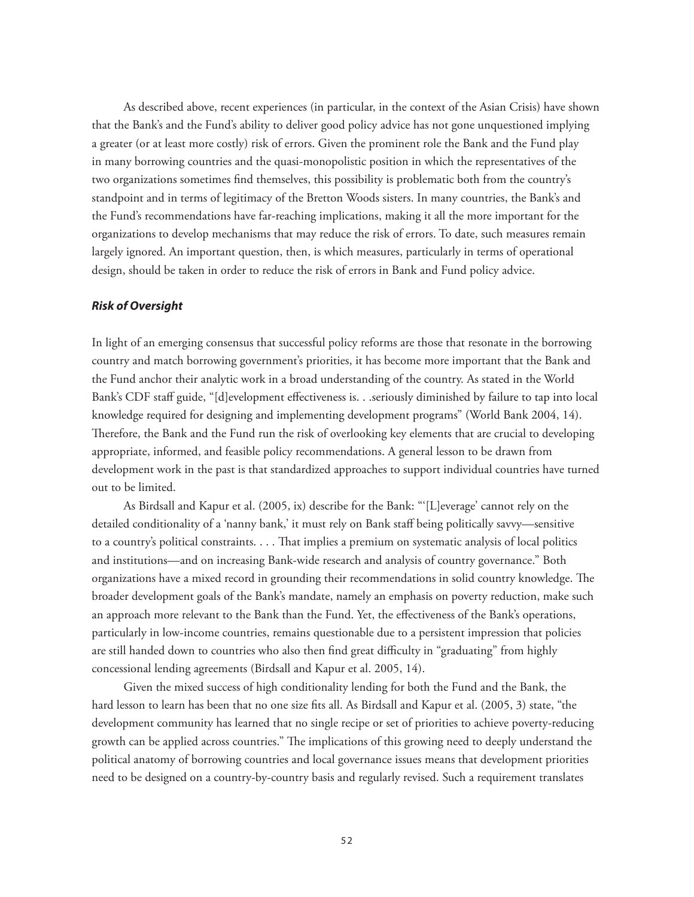As described above, recent experiences (in particular, in the context of the Asian Crisis) have shown that the Bank's and the Fund's ability to deliver good policy advice has not gone unquestioned implying a greater (or at least more costly) risk of errors. Given the prominent role the Bank and the Fund play in many borrowing countries and the quasi-monopolistic position in which the representatives of the two organizations sometimes find themselves, this possibility is problematic both from the country's standpoint and in terms of legitimacy of the Bretton Woods sisters. In many countries, the Bank's and the Fund's recommendations have far-reaching implications, making it all the more important for the organizations to develop mechanisms that may reduce the risk of errors. To date, such measures remain largely ignored. An important question, then, is which measures, particularly in terms of operational design, should be taken in order to reduce the risk of errors in Bank and Fund policy advice.

### ***Risk of Oversight***

In light of an emerging consensus that successful policy reforms are those that resonate in the borrowing country and match borrowing government's priorities, it has become more important that the Bank and the Fund anchor their analytic work in a broad understanding of the country. As stated in the World Bank's CDF staff guide, "[d]evelopment effectiveness is. . .seriously diminished by failure to tap into local knowledge required for designing and implementing development programs" (World Bank 2004, 14). Therefore, the Bank and the Fund run the risk of overlooking key elements that are crucial to developing appropriate, informed, and feasible policy recommendations. A general lesson to be drawn from development work in the past is that standardized approaches to support individual countries have turned out to be limited.

As Birdsall and Kapur et al. (2005, ix) describe for the Bank: "'[L]everage' cannot rely on the detailed conditionality of a 'nanny bank,' it must rely on Bank staff being politically savvy—sensitive to a country's political constraints. . . . That implies a premium on systematic analysis of local politics and institutions—and on increasing Bank-wide research and analysis of country governance." Both organizations have a mixed record in grounding their recommendations in solid country knowledge. The broader development goals of the Bank's mandate, namely an emphasis on poverty reduction, make such an approach more relevant to the Bank than the Fund. Yet, the effectiveness of the Bank's operations, particularly in low-income countries, remains questionable due to a persistent impression that policies are still handed down to countries who also then find great difficulty in "graduating" from highly concessional lending agreements (Birdsall and Kapur et al. 2005, 14).

Given the mixed success of high conditionality lending for both the Fund and the Bank, the hard lesson to learn has been that no one size fits all. As Birdsall and Kapur et al. (2005, 3) state, "the development community has learned that no single recipe or set of priorities to achieve poverty-reducing growth can be applied across countries." The implications of this growing need to deeply understand the political anatomy of borrowing countries and local governance issues means that development priorities need to be designed on a country-by-country basis and regularly revised. Such a requirement translates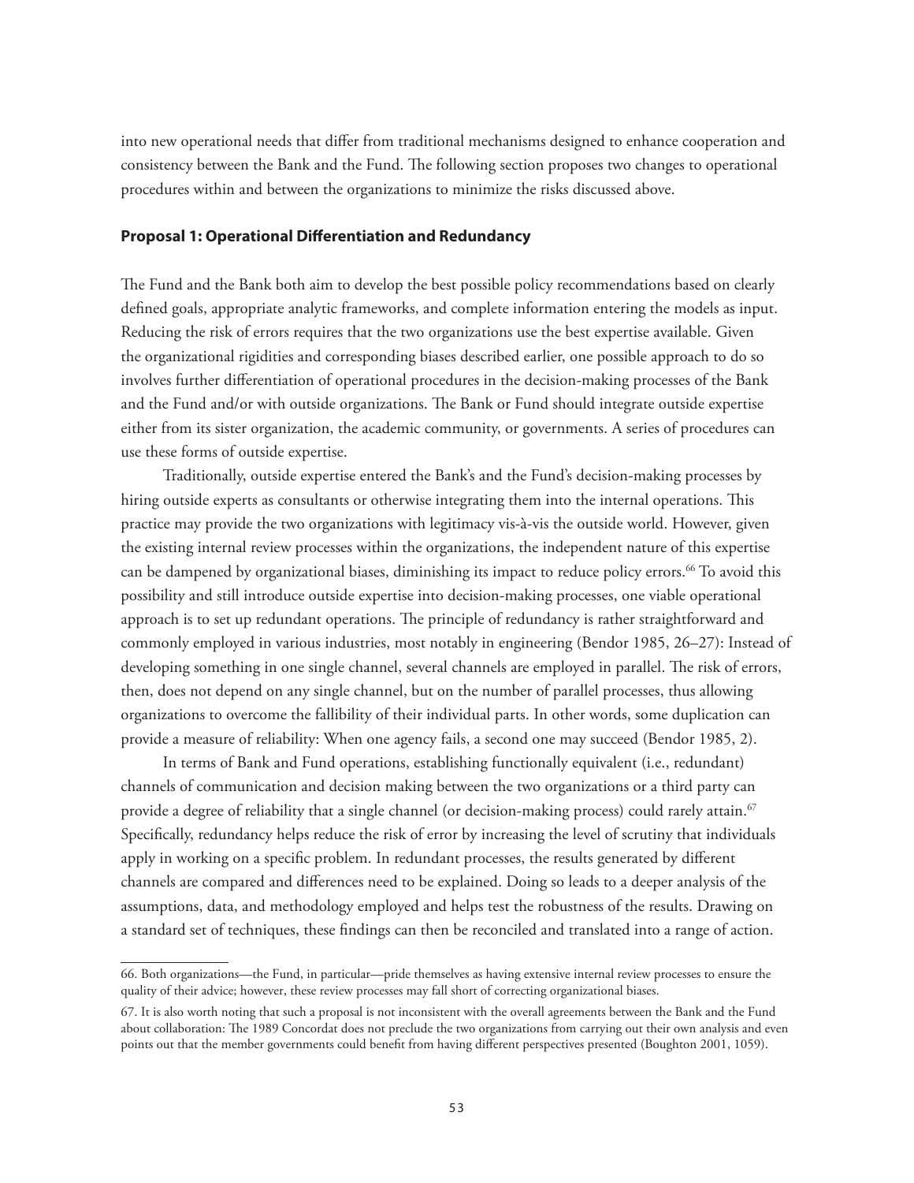into new operational needs that differ from traditional mechanisms designed to enhance cooperation and consistency between the Bank and the Fund. The following section proposes two changes to operational procedures within and between the organizations to minimize the risks discussed above.

### Proposal 1: Operational Differentiation and Redundancy

The Fund and the Bank both aim to develop the best possible policy recommendations based on clearly defined goals, appropriate analytic frameworks, and complete information entering the models as input. Reducing the risk of errors requires that the two organizations use the best expertise available. Given the organizational rigidities and corresponding biases described earlier, one possible approach to do so involves further differentiation of operational procedures in the decision-making processes of the Bank and the Fund and/or with outside organizations. The Bank or Fund should integrate outside expertise either from its sister organization, the academic community, or governments. A series of procedures can use these forms of outside expertise.

Traditionally, outside expertise entered the Bank's and the Fund's decision-making processes by hiring outside experts as consultants or otherwise integrating them into the internal operations. This practice may provide the two organizations with legitimacy vis-à-vis the outside world. However, given the existing internal review processes within the organizations, the independent nature of this expertise can be dampened by organizational biases, diminishing its impact to reduce policy errors.[66] To avoid this possibility and still introduce outside expertise into decision-making processes, one viable operational approach is to set up redundant operations. The principle of redundancy is rather straightforward and commonly employed in various industries, most notably in engineering (Bendor 1985, 26–27): Instead of developing something in one single channel, several channels are employed in parallel. The risk of errors, then, does not depend on any single channel, but on the number of parallel processes, thus allowing organizations to overcome the fallibility of their individual parts. In other words, some duplication can provide a measure of reliability: When one agency fails, a second one may succeed (Bendor 1985, 2).

In terms of Bank and Fund operations, establishing functionally equivalent (i.e., redundant) channels of communication and decision making between the two organizations or a third party can provide a degree of reliability that a single channel (or decision-making process) could rarely attain.[67] Specifically, redundancy helps reduce the risk of error by increasing the level of scrutiny that individuals apply in working on a specific problem. In redundant processes, the results generated by different channels are compared and differences need to be explained. Doing so leads to a deeper analysis of the assumptions, data, and methodology employed and helps test the robustness of the results. Drawing on a standard set of techniques, these findings can then be reconciled and translated into a range of action.

---

66. Both organizations—the Fund, in particular—pride themselves as having extensive internal review processes to ensure the quality of their advice; however, these review processes may fall short of correcting organizational biases.

67. It is also worth noting that such a proposal is not inconsistent with the overall agreements between the Bank and the Fund about collaboration: The 1989 Concordat does not preclude the two organizations from carrying out their own analysis and even points out that the member governments could benefit from having different perspectives presented (Boughton 2001, 1059).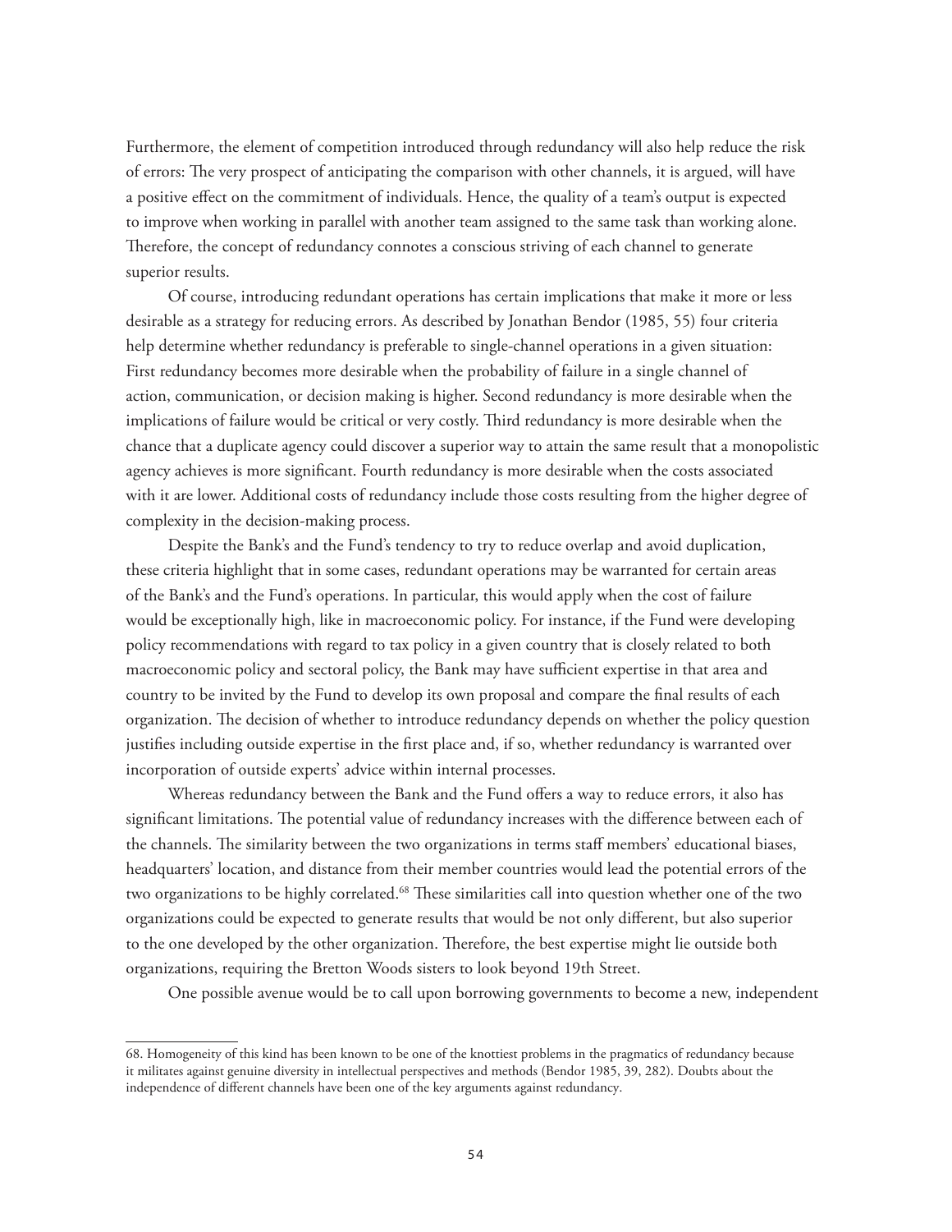Furthermore, the element of competition introduced through redundancy will also help reduce the risk of errors: The very prospect of anticipating the comparison with other channels, it is argued, will have a positive effect on the commitment of individuals. Hence, the quality of a team's output is expected to improve when working in parallel with another team assigned to the same task than working alone. Therefore, the concept of redundancy connotes a conscious striving of each channel to generate superior results.

Of course, introducing redundant operations has certain implications that make it more or less desirable as a strategy for reducing errors. As described by Jonathan Bendor (1985, 55) four criteria help determine whether redundancy is preferable to single-channel operations in a given situation: First redundancy becomes more desirable when the probability of failure in a single channel of action, communication, or decision making is higher. Second redundancy is more desirable when the implications of failure would be critical or very costly. Third redundancy is more desirable when the chance that a duplicate agency could discover a superior way to attain the same result that a monopolistic agency achieves is more significant. Fourth redundancy is more desirable when the costs associated with it are lower. Additional costs of redundancy include those costs resulting from the higher degree of complexity in the decision-making process.

Despite the Bank's and the Fund's tendency to try to reduce overlap and avoid duplication, these criteria highlight that in some cases, redundant operations may be warranted for certain areas of the Bank's and the Fund's operations. In particular, this would apply when the cost of failure would be exceptionally high, like in macroeconomic policy. For instance, if the Fund were developing policy recommendations with regard to tax policy in a given country that is closely related to both macroeconomic policy and sectoral policy, the Bank may have sufficient expertise in that area and country to be invited by the Fund to develop its own proposal and compare the final results of each organization. The decision of whether to introduce redundancy depends on whether the policy question justifies including outside expertise in the first place and, if so, whether redundancy is warranted over incorporation of outside experts' advice within internal processes.

Whereas redundancy between the Bank and the Fund offers a way to reduce errors, it also has significant limitations. The potential value of redundancy increases with the difference between each of the channels. The similarity between the two organizations in terms staff members' educational biases, headquarters' location, and distance from their member countries would lead the potential errors of the two organizations to be highly correlated.[68] These similarities call into question whether one of the two organizations could be expected to generate results that would be not only different, but also superior to the one developed by the other organization. Therefore, the best expertise might lie outside both organizations, requiring the Bretton Woods sisters to look beyond 19th Street.

One possible avenue would be to call upon borrowing governments to become a new, independent

---

68. Homogeneity of this kind has been known to be one of the knottiest problems in the pragmatics of redundancy because it militates against genuine diversity in intellectual perspectives and methods (Bendor 1985, 39, 282). Doubts about the independence of different channels have been one of the key arguments against redundancy.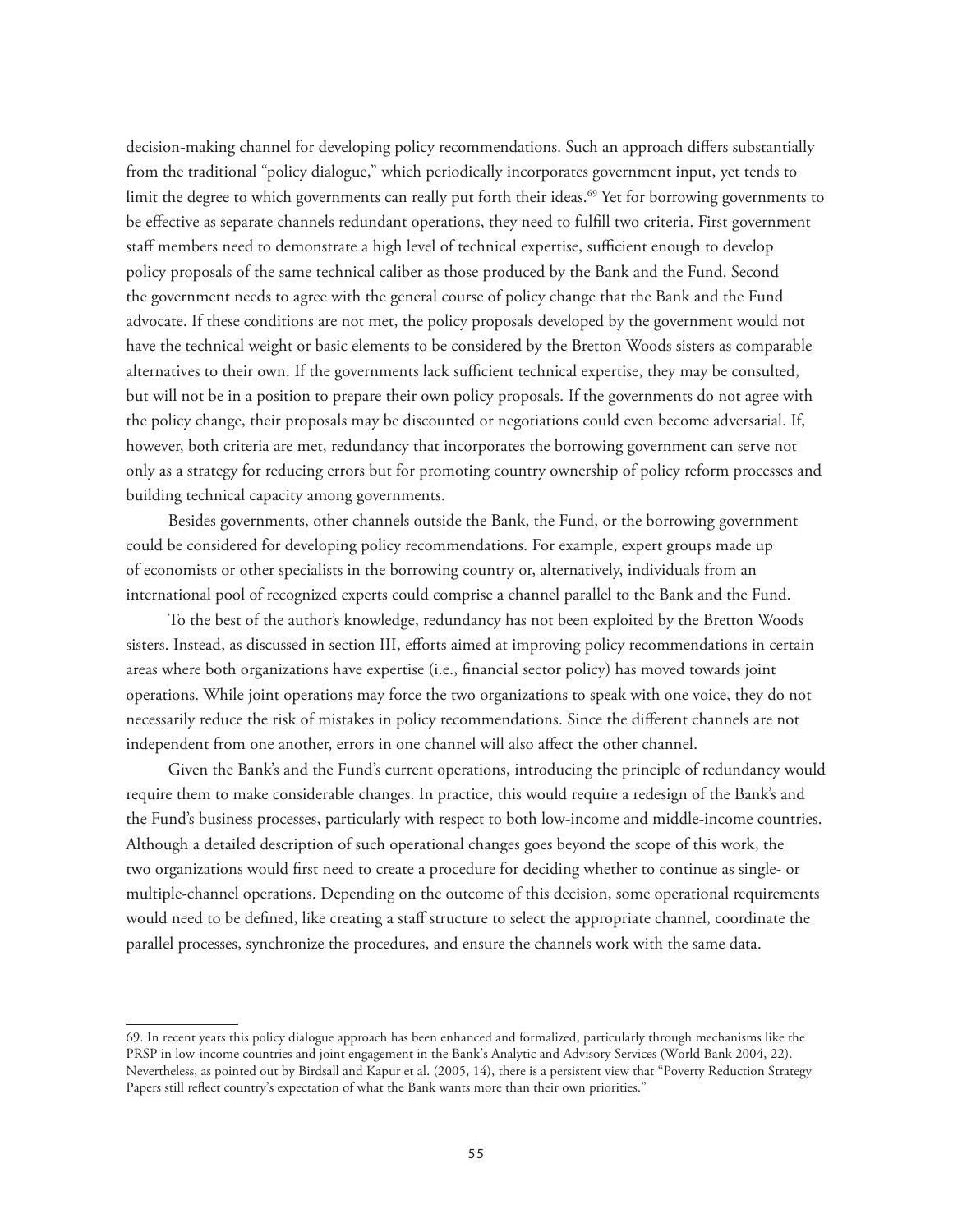decision-making channel for developing policy recommendations. Such an approach differs substantially from the traditional "policy dialogue," which periodically incorporates government input, yet tends to limit the degree to which governments can really put forth their ideas.[69] Yet for borrowing governments to be effective as separate channels redundant operations, they need to fulfill two criteria. First government staff members need to demonstrate a high level of technical expertise, sufficient enough to develop policy proposals of the same technical caliber as those produced by the Bank and the Fund. Second the government needs to agree with the general course of policy change that the Bank and the Fund advocate. If these conditions are not met, the policy proposals developed by the government would not have the technical weight or basic elements to be considered by the Bretton Woods sisters as comparable alternatives to their own. If the governments lack sufficient technical expertise, they may be consulted, but will not be in a position to prepare their own policy proposals. If the governments do not agree with the policy change, their proposals may be discounted or negotiations could even become adversarial. If, however, both criteria are met, redundancy that incorporates the borrowing government can serve not only as a strategy for reducing errors but for promoting country ownership of policy reform processes and building technical capacity among governments.

Besides governments, other channels outside the Bank, the Fund, or the borrowing government could be considered for developing policy recommendations. For example, expert groups made up of economists or other specialists in the borrowing country or, alternatively, individuals from an international pool of recognized experts could comprise a channel parallel to the Bank and the Fund.

To the best of the author's knowledge, redundancy has not been exploited by the Bretton Woods sisters. Instead, as discussed in section III, efforts aimed at improving policy recommendations in certain areas where both organizations have expertise (i.e., financial sector policy) has moved towards joint operations. While joint operations may force the two organizations to speak with one voice, they do not necessarily reduce the risk of mistakes in policy recommendations. Since the different channels are not independent from one another, errors in one channel will also affect the other channel.

Given the Bank's and the Fund's current operations, introducing the principle of redundancy would require them to make considerable changes. In practice, this would require a redesign of the Bank's and the Fund's business processes, particularly with respect to both low-income and middle-income countries. Although a detailed description of such operational changes goes beyond the scope of this work, the two organizations would first need to create a procedure for deciding whether to continue as single- or multiple-channel operations. Depending on the outcome of this decision, some operational requirements would need to be defined, like creating a staff structure to select the appropriate channel, coordinate the parallel processes, synchronize the procedures, and ensure the channels work with the same data.

---

69. In recent years this policy dialogue approach has been enhanced and formalized, particularly through mechanisms like the PRSP in low-income countries and joint engagement in the Bank's Analytic and Advisory Services (World Bank 2004, 22). Nevertheless, as pointed out by Birdsall and Kapur et al. (2005, 14), there is a persistent view that "Poverty Reduction Strategy Papers still reflect country's expectation of what the Bank wants more than their own priorities."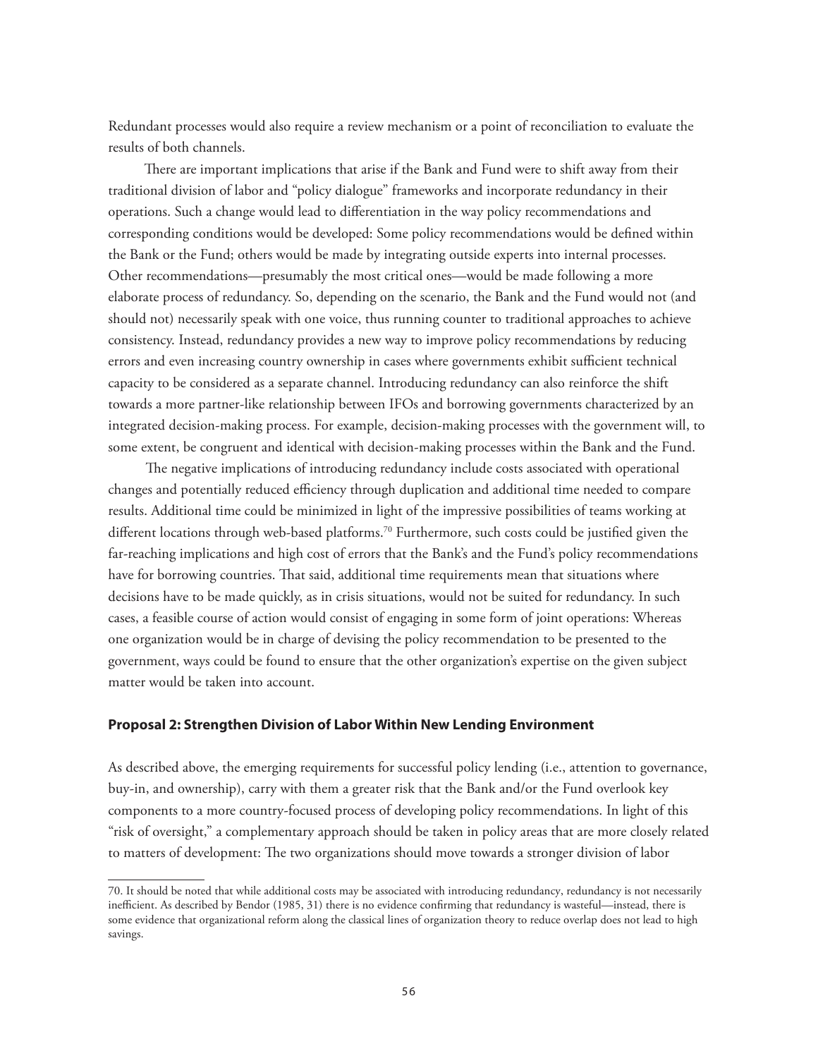Redundant processes would also require a review mechanism or a point of reconciliation to evaluate the results of both channels.

There are important implications that arise if the Bank and Fund were to shift away from their traditional division of labor and "policy dialogue" frameworks and incorporate redundancy in their operations. Such a change would lead to differentiation in the way policy recommendations and corresponding conditions would be developed: Some policy recommendations would be defined within the Bank or the Fund; others would be made by integrating outside experts into internal processes. Other recommendations—presumably the most critical ones—would be made following a more elaborate process of redundancy. So, depending on the scenario, the Bank and the Fund would not (and should not) necessarily speak with one voice, thus running counter to traditional approaches to achieve consistency. Instead, redundancy provides a new way to improve policy recommendations by reducing errors and even increasing country ownership in cases where governments exhibit sufficient technical capacity to be considered as a separate channel. Introducing redundancy can also reinforce the shift towards a more partner-like relationship between IFOs and borrowing governments characterized by an integrated decision-making process. For example, decision-making processes with the government will, to some extent, be congruent and identical with decision-making processes within the Bank and the Fund.

The negative implications of introducing redundancy include costs associated with operational changes and potentially reduced efficiency through duplication and additional time needed to compare results. Additional time could be minimized in light of the impressive possibilities of teams working at different locations through web-based platforms.[70] Furthermore, such costs could be justified given the far-reaching implications and high cost of errors that the Bank's and the Fund's policy recommendations have for borrowing countries. That said, additional time requirements mean that situations where decisions have to be made quickly, as in crisis situations, would not be suited for redundancy. In such cases, a feasible course of action would consist of engaging in some form of joint operations: Whereas one organization would be in charge of devising the policy recommendation to be presented to the government, ways could be found to ensure that the other organization's expertise on the given subject matter would be taken into account.

### Proposal 2: Strengthen Division of Labor Within New Lending Environment

As described above, the emerging requirements for successful policy lending (i.e., attention to governance, buy-in, and ownership), carry with them a greater risk that the Bank and/or the Fund overlook key components to a more country-focused process of developing policy recommendations. In light of this "risk of oversight," a complementary approach should be taken in policy areas that are more closely related to matters of development: The two organizations should move towards a stronger division of labor

---

70. It should be noted that while additional costs may be associated with introducing redundancy, redundancy is not necessarily inefficient. As described by Bendor (1985, 31) there is no evidence confirming that redundancy is wasteful—instead, there is some evidence that organizational reform along the classical lines of organization theory to reduce overlap does not lead to high savings.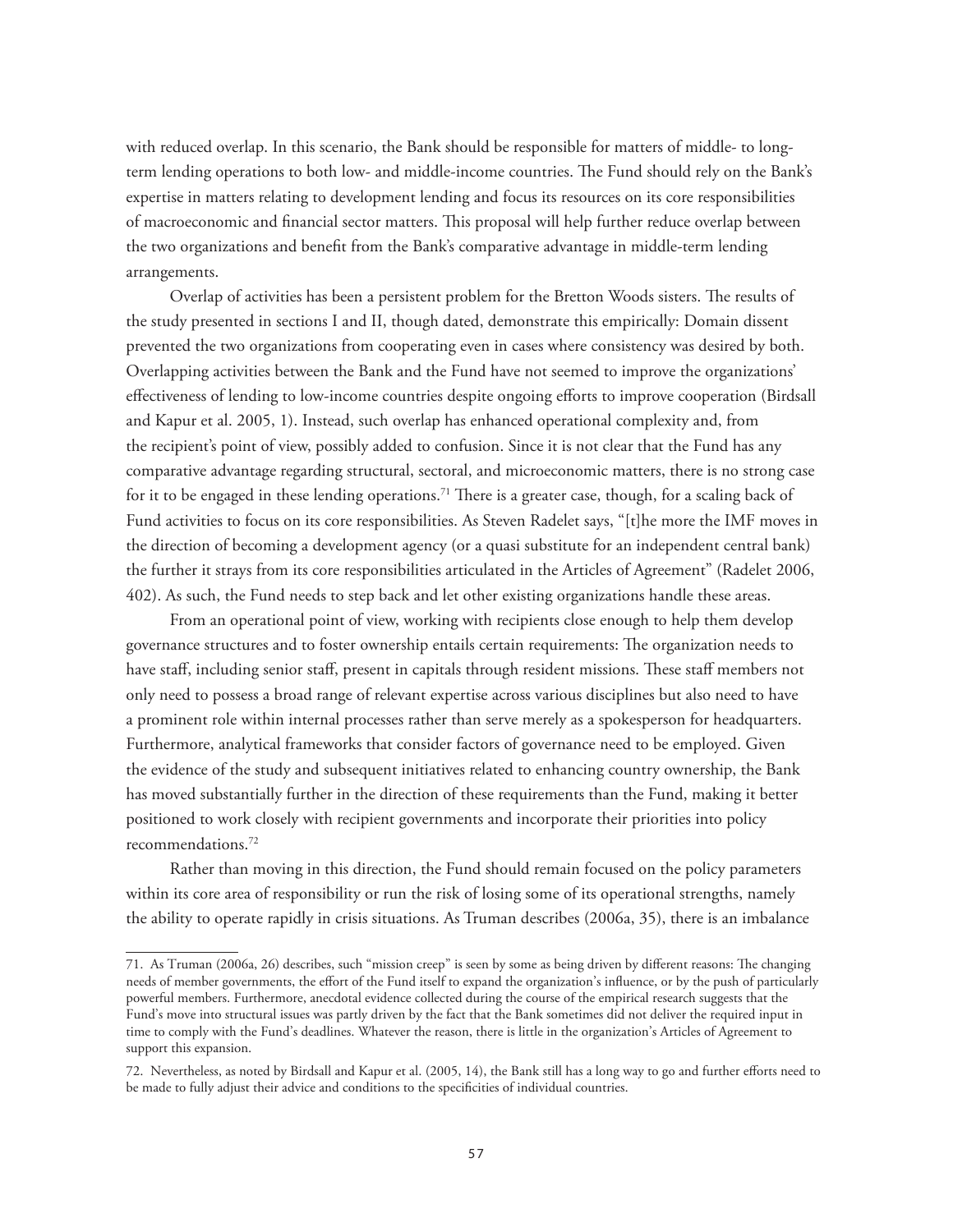with reduced overlap. In this scenario, the Bank should be responsible for matters of middle- to long-term lending operations to both low- and middle-income countries. The Fund should rely on the Bank's expertise in matters relating to development lending and focus its resources on its core responsibilities of macroeconomic and financial sector matters. This proposal will help further reduce overlap between the two organizations and benefit from the Bank's comparative advantage in middle-term lending arrangements.

Overlap of activities has been a persistent problem for the Bretton Woods sisters. The results of the study presented in sections I and II, though dated, demonstrate this empirically: Domain dissent prevented the two organizations from cooperating even in cases where consistency was desired by both. Overlapping activities between the Bank and the Fund have not seemed to improve the organizations' effectiveness of lending to low-income countries despite ongoing efforts to improve cooperation (Birdsall and Kapur et al. 2005, 1). Instead, such overlap has enhanced operational complexity and, from the recipient's point of view, possibly added to confusion. Since it is not clear that the Fund has any comparative advantage regarding structural, sectoral, and microeconomic matters, there is no strong case for it to be engaged in these lending operations.[71] There is a greater case, though, for a scaling back of Fund activities to focus on its core responsibilities. As Steven Radelet says, "[t]he more the IMF moves in the direction of becoming a development agency (or a quasi substitute for an independent central bank) the further it strays from its core responsibilities articulated in the Articles of Agreement" (Radelet 2006, 402). As such, the Fund needs to step back and let other existing organizations handle these areas.

From an operational point of view, working with recipients close enough to help them develop governance structures and to foster ownership entails certain requirements: The organization needs to have staff, including senior staff, present in capitals through resident missions. These staff members not only need to possess a broad range of relevant expertise across various disciplines but also need to have a prominent role within internal processes rather than serve merely as a spokesperson for headquarters. Furthermore, analytical frameworks that consider factors of governance need to be employed. Given the evidence of the study and subsequent initiatives related to enhancing country ownership, the Bank has moved substantially further in the direction of these requirements than the Fund, making it better positioned to work closely with recipient governments and incorporate their priorities into policy recommendations.[72]

Rather than moving in this direction, the Fund should remain focused on the policy parameters within its core area of responsibility or run the risk of losing some of its operational strengths, namely the ability to operate rapidly in crisis situations. As Truman describes (2006a, 35), there is an imbalance

---

71. As Truman (2006a, 26) describes, such "mission creep" is seen by some as being driven by different reasons: The changing needs of member governments, the effort of the Fund itself to expand the organization's influence, or by the push of particularly powerful members. Furthermore, anecdotal evidence collected during the course of the empirical research suggests that the Fund's move into structural issues was partly driven by the fact that the Bank sometimes did not deliver the required input in time to comply with the Fund's deadlines. Whatever the reason, there is little in the organization's Articles of Agreement to support this expansion.

72. Nevertheless, as noted by Birdsall and Kapur et al. (2005, 14), the Bank still has a long way to go and further efforts need to be made to fully adjust their advice and conditions to the specificities of individual countries.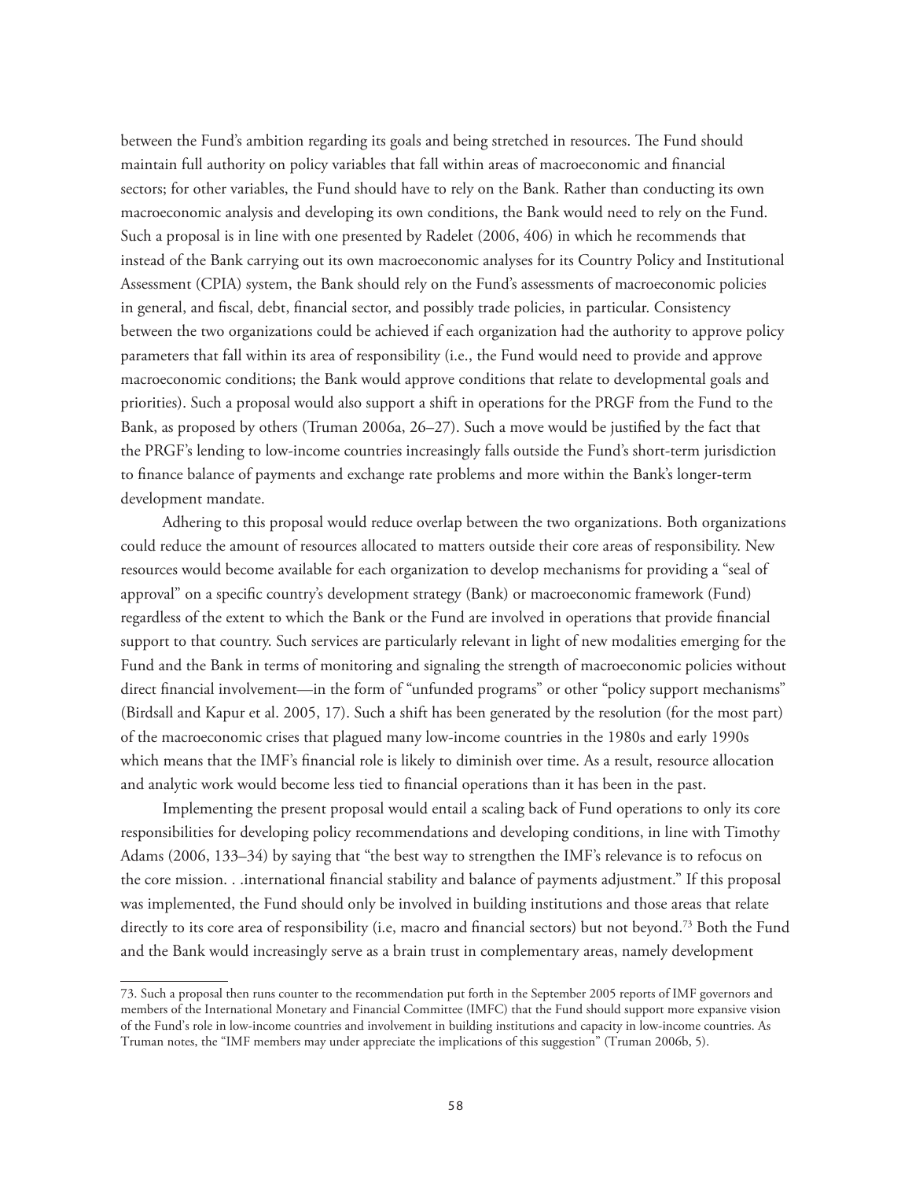between the Fund's ambition regarding its goals and being stretched in resources. The Fund should maintain full authority on policy variables that fall within areas of macroeconomic and financial sectors; for other variables, the Fund should have to rely on the Bank. Rather than conducting its own macroeconomic analysis and developing its own conditions, the Bank would need to rely on the Fund. Such a proposal is in line with one presented by Radelet (2006, 406) in which he recommends that instead of the Bank carrying out its own macroeconomic analyses for its Country Policy and Institutional Assessment (CPIA) system, the Bank should rely on the Fund's assessments of macroeconomic policies in general, and fiscal, debt, financial sector, and possibly trade policies, in particular. Consistency between the two organizations could be achieved if each organization had the authority to approve policy parameters that fall within its area of responsibility (i.e., the Fund would need to provide and approve macroeconomic conditions; the Bank would approve conditions that relate to developmental goals and priorities). Such a proposal would also support a shift in operations for the PRGF from the Fund to the Bank, as proposed by others (Truman 2006a, 26–27). Such a move would be justified by the fact that the PRGF's lending to low-income countries increasingly falls outside the Fund's short-term jurisdiction to finance balance of payments and exchange rate problems and more within the Bank's longer-term development mandate.

Adhering to this proposal would reduce overlap between the two organizations. Both organizations could reduce the amount of resources allocated to matters outside their core areas of responsibility. New resources would become available for each organization to develop mechanisms for providing a "seal of approval" on a specific country's development strategy (Bank) or macroeconomic framework (Fund) regardless of the extent to which the Bank or the Fund are involved in operations that provide financial support to that country. Such services are particularly relevant in light of new modalities emerging for the Fund and the Bank in terms of monitoring and signaling the strength of macroeconomic policies without direct financial involvement—in the form of "unfunded programs" or other "policy support mechanisms" (Birdsall and Kapur et al. 2005, 17). Such a shift has been generated by the resolution (for the most part) of the macroeconomic crises that plagued many low-income countries in the 1980s and early 1990s which means that the IMF's financial role is likely to diminish over time. As a result, resource allocation and analytic work would become less tied to financial operations than it has been in the past.

Implementing the present proposal would entail a scaling back of Fund operations to only its core responsibilities for developing policy recommendations and developing conditions, in line with Timothy Adams (2006, 133–34) by saying that "the best way to strengthen the IMF's relevance is to refocus on the core mission. . .international financial stability and balance of payments adjustment." If this proposal was implemented, the Fund should only be involved in building institutions and those areas that relate directly to its core area of responsibility (i.e, macro and financial sectors) but not beyond.[73] Both the Fund and the Bank would increasingly serve as a brain trust in complementary areas, namely development

73. Such a proposal then runs counter to the recommendation put forth in the September 2005 reports of IMF governors and members of the International Monetary and Financial Committee (IMFC) that the Fund should support more expansive vision of the Fund's role in low-income countries and involvement in building institutions and capacity in low-income countries. As Truman notes, the "IMF members may under appreciate the implications of this suggestion" (Truman 2006b, 5).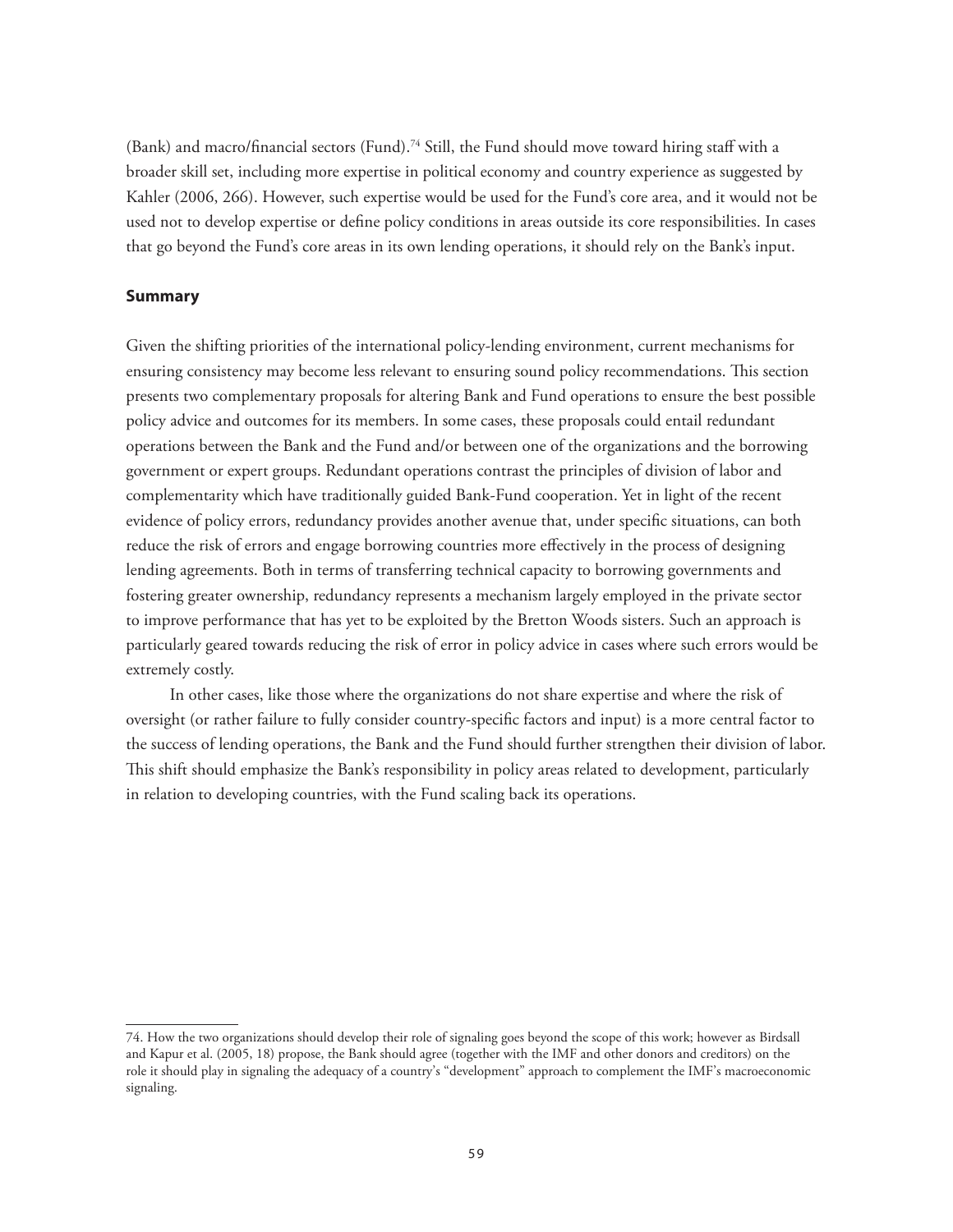(Bank) and macro/financial sectors (Fund).[74] Still, the Fund should move toward hiring staff with a broader skill set, including more expertise in political economy and country experience as suggested by Kahler (2006, 266). However, such expertise would be used for the Fund's core area, and it would not be used not to develop expertise or define policy conditions in areas outside its core responsibilities. In cases that go beyond the Fund's core areas in its own lending operations, it should rely on the Bank's input.

### Summary

Given the shifting priorities of the international policy-lending environment, current mechanisms for ensuring consistency may become less relevant to ensuring sound policy recommendations. This section presents two complementary proposals for altering Bank and Fund operations to ensure the best possible policy advice and outcomes for its members. In some cases, these proposals could entail redundant operations between the Bank and the Fund and/or between one of the organizations and the borrowing government or expert groups. Redundant operations contrast the principles of division of labor and complementarity which have traditionally guided Bank-Fund cooperation. Yet in light of the recent evidence of policy errors, redundancy provides another avenue that, under specific situations, can both reduce the risk of errors and engage borrowing countries more effectively in the process of designing lending agreements. Both in terms of transferring technical capacity to borrowing governments and fostering greater ownership, redundancy represents a mechanism largely employed in the private sector to improve performance that has yet to be exploited by the Bretton Woods sisters. Such an approach is particularly geared towards reducing the risk of error in policy advice in cases where such errors would be extremely costly.

In other cases, like those where the organizations do not share expertise and where the risk of oversight (or rather failure to fully consider country-specific factors and input) is a more central factor to the success of lending operations, the Bank and the Fund should further strengthen their division of labor. This shift should emphasize the Bank's responsibility in policy areas related to development, particularly in relation to developing countries, with the Fund scaling back its operations.

---

74. How the two organizations should develop their role of signaling goes beyond the scope of this work; however as Birdsall and Kapur et al. (2005, 18) propose, the Bank should agree (together with the IMF and other donors and creditors) on the role it should play in signaling the adequacy of a country's "development" approach to complement the IMF's macroeconomic signaling.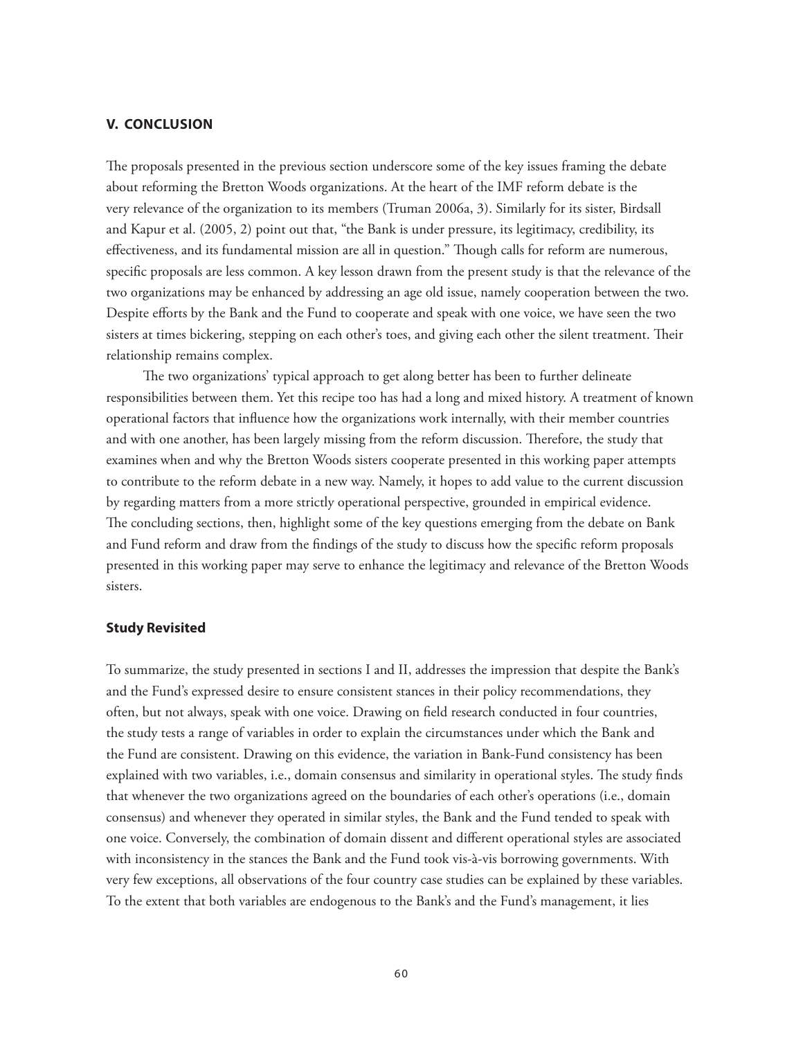## V. CONCLUSION

The proposals presented in the previous section underscore some of the key issues framing the debate about reforming the Bretton Woods organizations. At the heart of the IMF reform debate is the very relevance of the organization to its members (Truman 2006a, 3). Similarly for its sister, Birdsall and Kapur et al. (2005, 2) point out that, "the Bank is under pressure, its legitimacy, credibility, its effectiveness, and its fundamental mission are all in question." Though calls for reform are numerous, specific proposals are less common. A key lesson drawn from the present study is that the relevance of the two organizations may be enhanced by addressing an age old issue, namely cooperation between the two. Despite efforts by the Bank and the Fund to cooperate and speak with one voice, we have seen the two sisters at times bickering, stepping on each other's toes, and giving each other the silent treatment. Their relationship remains complex.

The two organizations' typical approach to get along better has been to further delineate responsibilities between them. Yet this recipe too has had a long and mixed history. A treatment of known operational factors that influence how the organizations work internally, with their member countries and with one another, has been largely missing from the reform discussion. Therefore, the study that examines when and why the Bretton Woods sisters cooperate presented in this working paper attempts to contribute to the reform debate in a new way. Namely, it hopes to add value to the current discussion by regarding matters from a more strictly operational perspective, grounded in empirical evidence. The concluding sections, then, highlight some of the key questions emerging from the debate on Bank and Fund reform and draw from the findings of the study to discuss how the specific reform proposals presented in this working paper may serve to enhance the legitimacy and relevance of the Bretton Woods sisters.

### Study Revisited

To summarize, the study presented in sections I and II, addresses the impression that despite the Bank's and the Fund's expressed desire to ensure consistent stances in their policy recommendations, they often, but not always, speak with one voice. Drawing on field research conducted in four countries, the study tests a range of variables in order to explain the circumstances under which the Bank and the Fund are consistent. Drawing on this evidence, the variation in Bank-Fund consistency has been explained with two variables, i.e., domain consensus and similarity in operational styles. The study finds that whenever the two organizations agreed on the boundaries of each other's operations (i.e., domain consensus) and whenever they operated in similar styles, the Bank and the Fund tended to speak with one voice. Conversely, the combination of domain dissent and different operational styles are associated with inconsistency in the stances the Bank and the Fund took vis-à-vis borrowing governments. With very few exceptions, all observations of the four country case studies can be explained by these variables. To the extent that both variables are endogenous to the Bank's and the Fund's management, it lies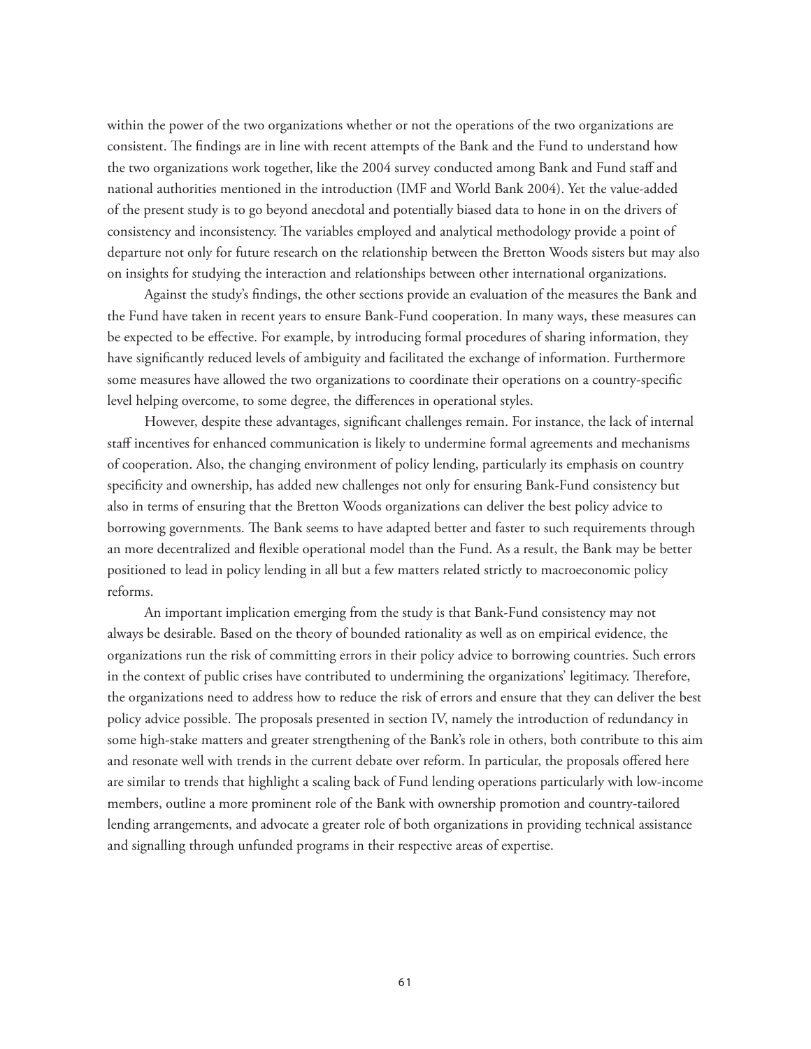within the power of the two organizations whether or not the operations of the two organizations are consistent. The findings are in line with recent attempts of the Bank and the Fund to understand how the two organizations work together, like the 2004 survey conducted among Bank and Fund staff and national authorities mentioned in the introduction (IMF and World Bank 2004). Yet the value-added of the present study is to go beyond anecdotal and potentially biased data to hone in on the drivers of consistency and inconsistency. The variables employed and analytical methodology provide a point of departure not only for future research on the relationship between the Bretton Woods sisters but may also on insights for studying the interaction and relationships between other international organizations.

Against the study's findings, the other sections provide an evaluation of the measures the Bank and the Fund have taken in recent years to ensure Bank-Fund cooperation. In many ways, these measures can be expected to be effective. For example, by introducing formal procedures of sharing information, they have significantly reduced levels of ambiguity and facilitated the exchange of information. Furthermore some measures have allowed the two organizations to coordinate their operations on a country-specific level helping overcome, to some degree, the differences in operational styles.

However, despite these advantages, significant challenges remain. For instance, the lack of internal staff incentives for enhanced communication is likely to undermine formal agreements and mechanisms of cooperation. Also, the changing environment of policy lending, particularly its emphasis on country specificity and ownership, has added new challenges not only for ensuring Bank-Fund consistency but also in terms of ensuring that the Bretton Woods organizations can deliver the best policy advice to borrowing governments. The Bank seems to have adapted better and faster to such requirements through an more decentralized and flexible operational model than the Fund. As a result, the Bank may be better positioned to lead in policy lending in all but a few matters related strictly to macroeconomic policy reforms.

An important implication emerging from the study is that Bank-Fund consistency may not always be desirable. Based on the theory of bounded rationality as well as on empirical evidence, the organizations run the risk of committing errors in their policy advice to borrowing countries. Such errors in the context of public crises have contributed to undermining the organizations' legitimacy. Therefore, the organizations need to address how to reduce the risk of errors and ensure that they can deliver the best policy advice possible. The proposals presented in section IV, namely the introduction of redundancy in some high-stake matters and greater strengthening of the Bank's role in others, both contribute to this aim and resonate well with trends in the current debate over reform. In particular, the proposals offered here are similar to trends that highlight a scaling back of Fund lending operations particularly with low-income members, outline a more prominent role of the Bank with ownership promotion and country-tailored lending arrangements, and advocate a greater role of both organizations in providing technical assistance and signalling through unfunded programs in their respective areas of expertise.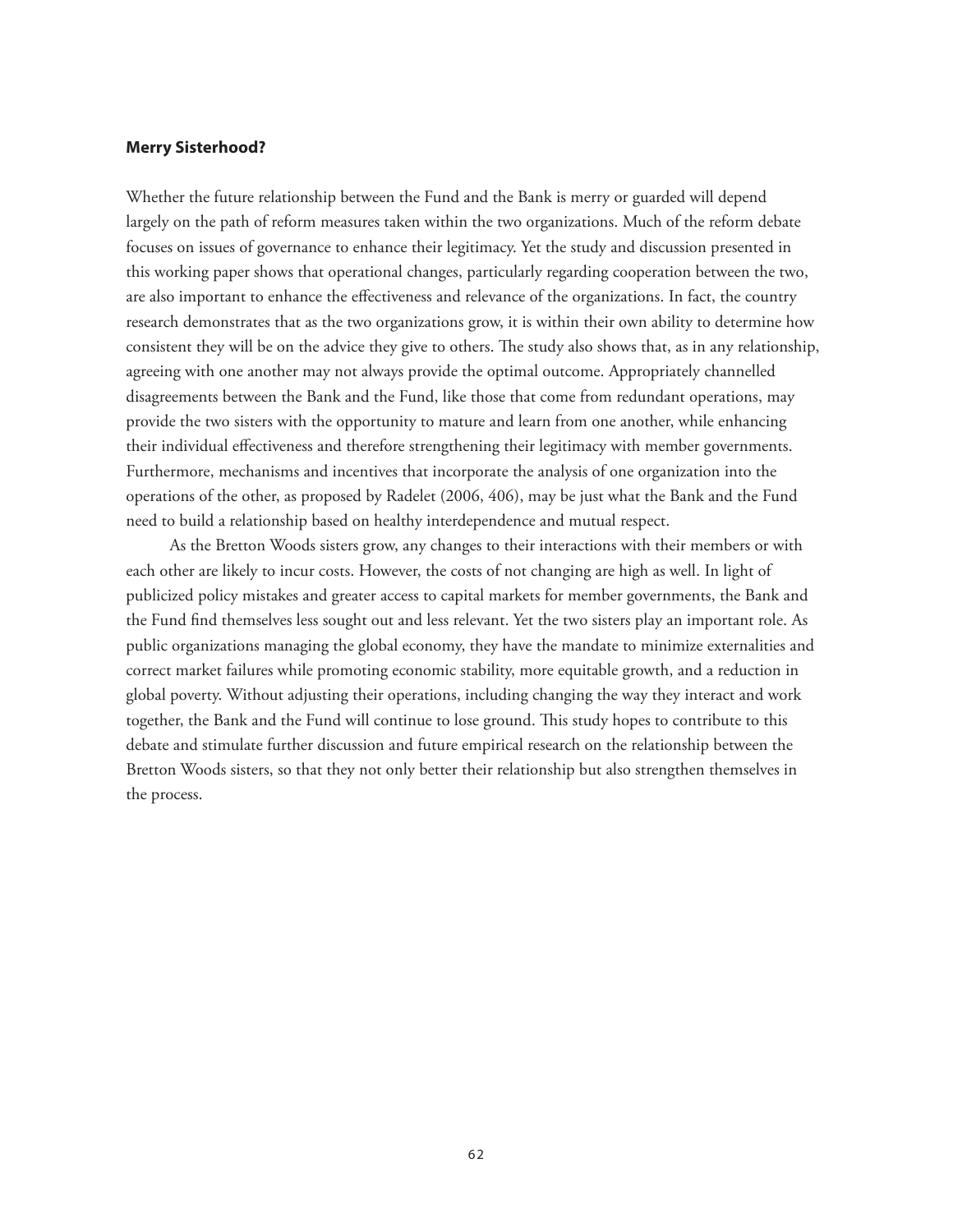### Merry Sisterhood?

Whether the future relationship between the Fund and the Bank is merry or guarded will depend largely on the path of reform measures taken within the two organizations. Much of the reform debate focuses on issues of governance to enhance their legitimacy. Yet the study and discussion presented in this working paper shows that operational changes, particularly regarding cooperation between the two, are also important to enhance the effectiveness and relevance of the organizations. In fact, the country research demonstrates that as the two organizations grow, it is within their own ability to determine how consistent they will be on the advice they give to others. The study also shows that, as in any relationship, agreeing with one another may not always provide the optimal outcome. Appropriately channelled disagreements between the Bank and the Fund, like those that come from redundant operations, may provide the two sisters with the opportunity to mature and learn from one another, while enhancing their individual effectiveness and therefore strengthening their legitimacy with member governments. Furthermore, mechanisms and incentives that incorporate the analysis of one organization into the operations of the other, as proposed by Radelet (2006, 406), may be just what the Bank and the Fund need to build a relationship based on healthy interdependence and mutual respect.

As the Bretton Woods sisters grow, any changes to their interactions with their members or with each other are likely to incur costs. However, the costs of not changing are high as well. In light of publicized policy mistakes and greater access to capital markets for member governments, the Bank and the Fund find themselves less sought out and less relevant. Yet the two sisters play an important role. As public organizations managing the global economy, they have the mandate to minimize externalities and correct market failures while promoting economic stability, more equitable growth, and a reduction in global poverty. Without adjusting their operations, including changing the way they interact and work together, the Bank and the Fund will continue to lose ground. This study hopes to contribute to this debate and stimulate further discussion and future empirical research on the relationship between the Bretton Woods sisters, so that they not only better their relationship but also strengthen themselves in the process.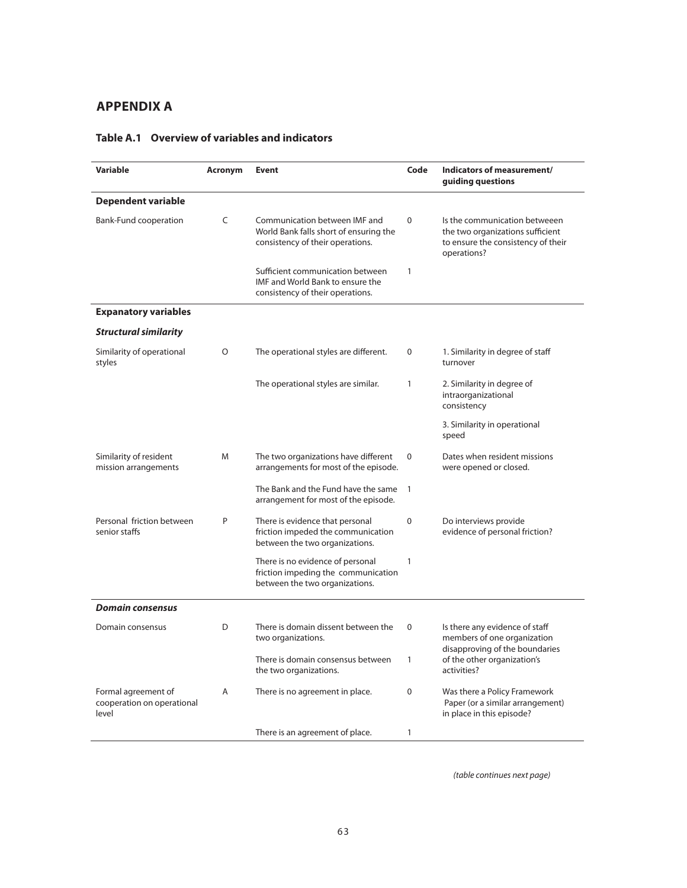# APPENDIX A

## Table A.1 Overview of variables and indicators

| Variable | Acronym | Event | Code | Indicators of measurement/ guiding questions |
|---|---|---|---|---|
| **Dependent variable** | | | | |
| Bank-Fund cooperation | C | Communication between IMF and World Bank falls short of ensuring the consistency of their operations. | 0 | Is the communication betweeen the two organizations sufficient to ensure the consistency of their operations? |
| | | Sufficient communication between IMF and World Bank to ensure the consistency of their operations. | 1 | |
| **Expanatory variables** | | | | |
| ***Structural similarity*** | | | | |
| Similarity of operational styles | O | The operational styles are different. | 0 | 1. Similarity in degree of staff turnover |
| | | The operational styles are similar. | 1 | 2. Similarity in degree of intraorganizational consistency |
| | | | | 3. Similarity in operational speed |
| Similarity of resident mission arrangements | M | The two organizations have different arrangements for most of the episode. | 0 | Dates when resident missions were opened or closed. |
| | | The Bank and the Fund have the same arrangement for most of the episode. | 1 | |
| Personal friction between senior staffs | P | There is evidence that personal friction impeded the communication between the two organizations. | 0 | Do interviews provide evidence of personal friction? |
| | | There is no evidence of personal friction impeding the communication between the two organizations. | 1 | |
| ***Domain consensus*** | | | | |
| Domain consensus | D | There is domain dissent between the two organizations. | 0 | Is there any evidence of staff members of one organization disapproving of the boundaries of the other organization's activities? |
| | | There is domain consensus between the two organizations. | 1 | |
| Formal agreement of cooperation on operational level | A | There is no agreement in place. | 0 | Was there a Policy Framework Paper (or a similar arrangement) in place in this episode? |
| | | There is an agreement of place. | 1 | |

*(table continues next page)*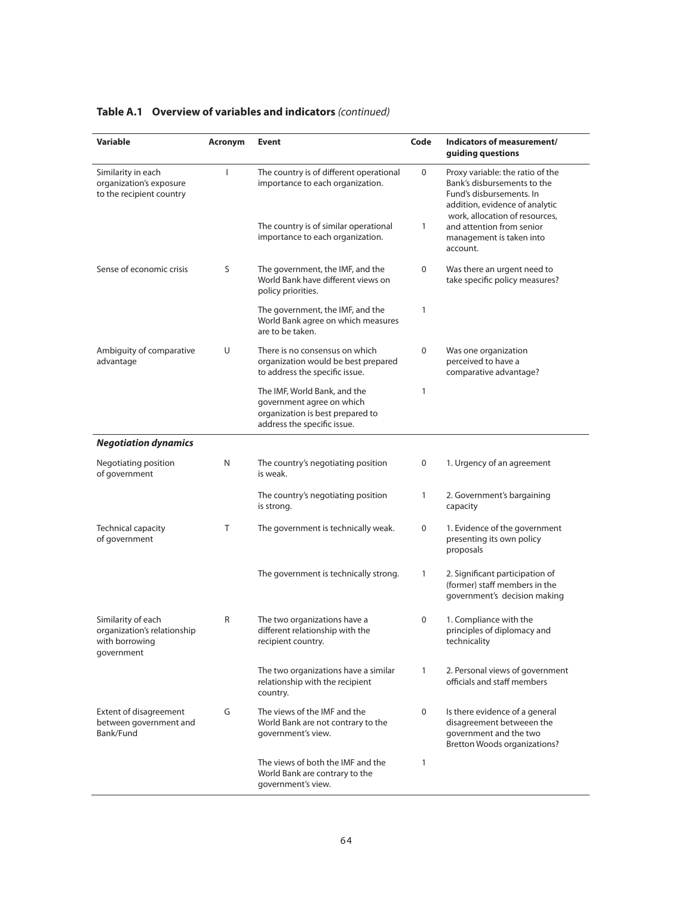**Table A.1 Overview of variables and indicators** *(continued)*

| Variable | Acronym | Event | Code | Indicators of measurement/ guiding questions |
|---|---|---|---|---|
| Similarity in each organization's exposure to the recipient country | I | The country is of different operational importance to each organization. | 0 | Proxy variable: the ratio of the Bank's disbursements to the Fund's disbursements. In addition, evidence of analytic work, allocation of resources, and attention from senior management is taken into account. |
| | | The country is of similar operational importance to each organization. | 1 | |
| Sense of economic crisis | S | The government, the IMF, and the World Bank have different views on policy priorities. | 0 | Was there an urgent need to take specific policy measures? |
| | | The government, the IMF, and the World Bank agree on which measures are to be taken. | 1 | |
| Ambiguity of comparative advantage | U | There is no consensus on which organization would be best prepared to address the specific issue. | 0 | Was one organization perceived to have a comparative advantage? |
| | | The IMF, World Bank, and the government agree on which organization is best prepared to address the specific issue. | 1 | |
| ***Negotiation dynamics*** | | | | |
| Negotiating position of government | N | The country's negotiating position is weak. | 0 | 1. Urgency of an agreement |
| | | The country's negotiating position is strong. | 1 | 2. Government's bargaining capacity |
| Technical capacity of government | T | The government is technically weak. | 0 | 1. Evidence of the government presenting its own policy proposals |
| | | The government is technically strong. | 1 | 2. Significant participation of (former) staff members in the government's decision making |
| Similarity of each organization's relationship with borrowing government | R | The two organizations have a different relationship with the recipient country. | 0 | 1. Compliance with the principles of diplomacy and technicality |
| | | The two organizations have a similar relationship with the recipient country. | 1 | 2. Personal views of government officials and staff members |
| Extent of disagreement between government and Bank/Fund | G | The views of the IMF and the World Bank are not contrary to the government's view. | 0 | Is there evidence of a general disagreement betweeen the government and the two Bretton Woods organizations? |
| | | The views of both the IMF and the World Bank are contrary to the government's view. | 1 | |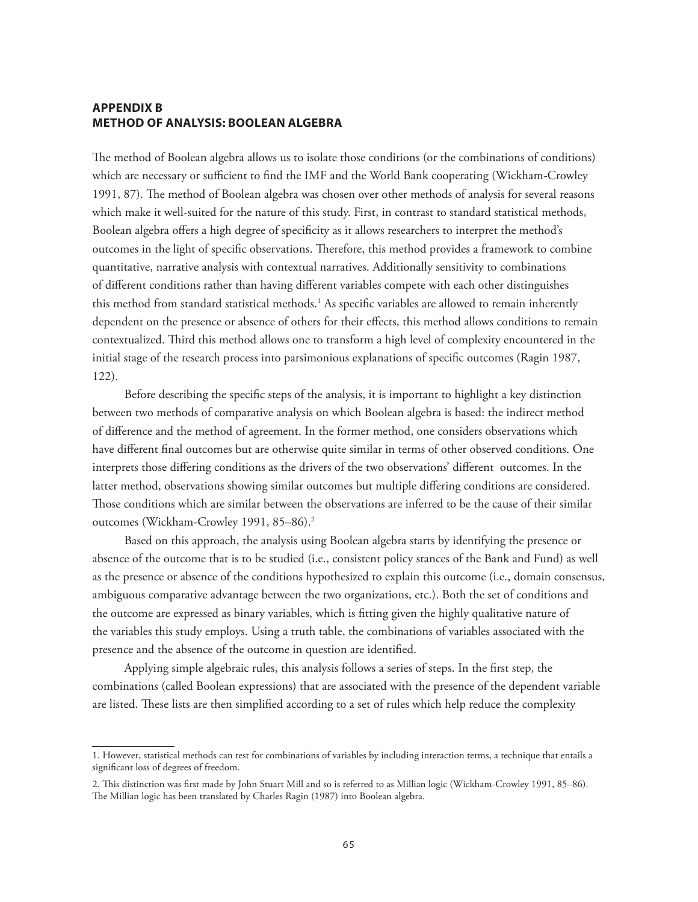## APPENDIX B
## METHOD OF ANALYSIS: BOOLEAN ALGEBRA

The method of Boolean algebra allows us to isolate those conditions (or the combinations of conditions) which are necessary or sufficient to find the IMF and the World Bank cooperating (Wickham-Crowley 1991, 87). The method of Boolean algebra was chosen over other methods of analysis for several reasons which make it well-suited for the nature of this study. First, in contrast to standard statistical methods, Boolean algebra offers a high degree of specificity as it allows researchers to interpret the method's outcomes in the light of specific observations. Therefore, this method provides a framework to combine quantitative, narrative analysis with contextual narratives. Additionally sensitivity to combinations of different conditions rather than having different variables compete with each other distinguishes this method from standard statistical methods.[1] As specific variables are allowed to remain inherently dependent on the presence or absence of others for their effects, this method allows conditions to remain contextualized. Third this method allows one to transform a high level of complexity encountered in the initial stage of the research process into parsimonious explanations of specific outcomes (Ragin 1987, 122).

Before describing the specific steps of the analysis, it is important to highlight a key distinction between two methods of comparative analysis on which Boolean algebra is based: the indirect method of difference and the method of agreement. In the former method, one considers observations which have different final outcomes but are otherwise quite similar in terms of other observed conditions. One interprets those differing conditions as the drivers of the two observations' different outcomes. In the latter method, observations showing similar outcomes but multiple differing conditions are considered. Those conditions which are similar between the observations are inferred to be the cause of their similar outcomes (Wickham-Crowley 1991, 85–86).[2]

Based on this approach, the analysis using Boolean algebra starts by identifying the presence or absence of the outcome that is to be studied (i.e., consistent policy stances of the Bank and Fund) as well as the presence or absence of the conditions hypothesized to explain this outcome (i.e., domain consensus, ambiguous comparative advantage between the two organizations, etc.). Both the set of conditions and the outcome are expressed as binary variables, which is fitting given the highly qualitative nature of the variables this study employs. Using a truth table, the combinations of variables associated with the presence and the absence of the outcome in question are identified.

Applying simple algebraic rules, this analysis follows a series of steps. In the first step, the combinations (called Boolean expressions) that are associated with the presence of the dependent variable are listed. These lists are then simplified according to a set of rules which help reduce the complexity

---

1. However, statistical methods can test for combinations of variables by including interaction terms, a technique that entails a significant loss of degrees of freedom.

2. This distinction was first made by John Stuart Mill and so is referred to as Millian logic (Wickham-Crowley 1991, 85–86). The Millian logic has been translated by Charles Ragin (1987) into Boolean algebra.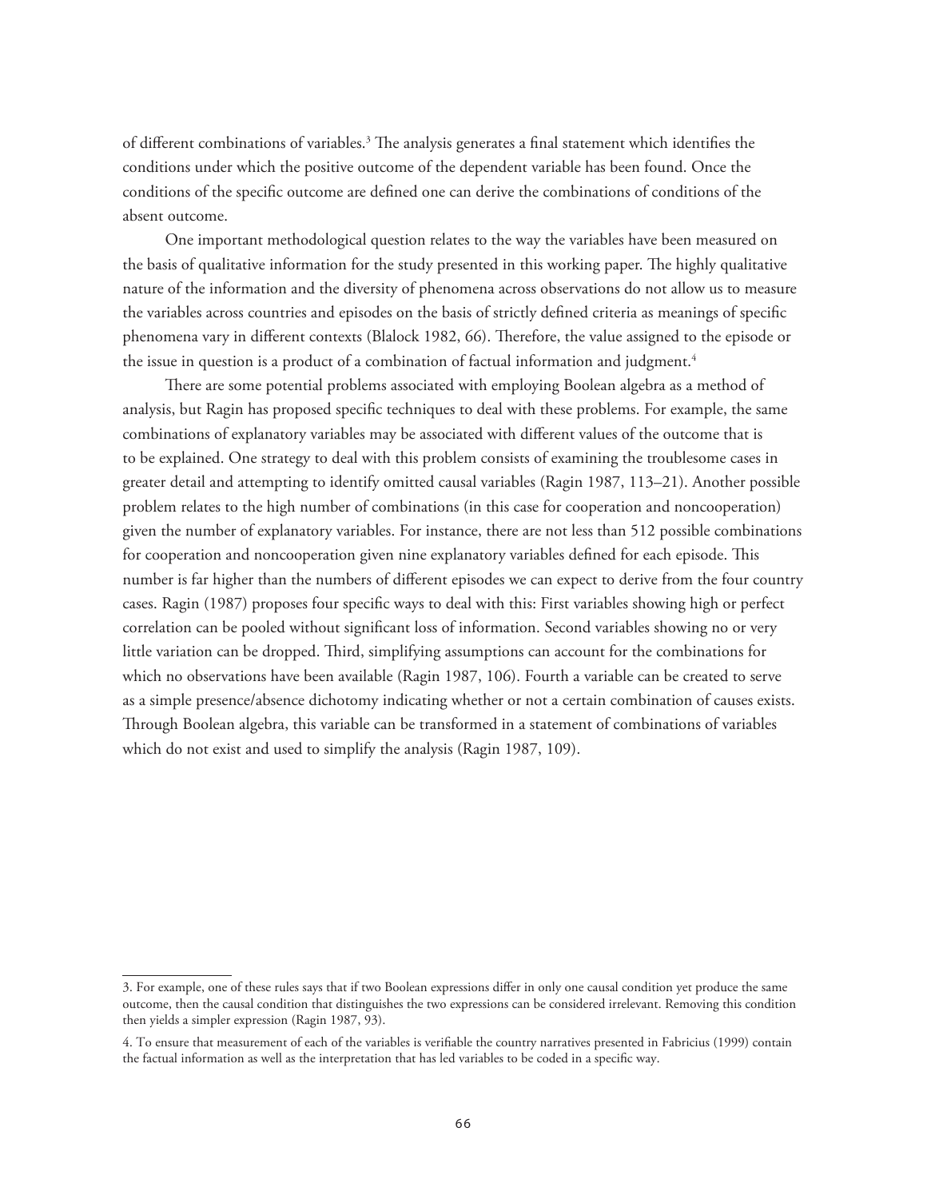of different combinations of variables.[3] The analysis generates a final statement which identifies the conditions under which the positive outcome of the dependent variable has been found. Once the conditions of the specific outcome are defined one can derive the combinations of conditions of the absent outcome.

One important methodological question relates to the way the variables have been measured on the basis of qualitative information for the study presented in this working paper. The highly qualitative nature of the information and the diversity of phenomena across observations do not allow us to measure the variables across countries and episodes on the basis of strictly defined criteria as meanings of specific phenomena vary in different contexts (Blalock 1982, 66). Therefore, the value assigned to the episode or the issue in question is a product of a combination of factual information and judgment.[4]

There are some potential problems associated with employing Boolean algebra as a method of analysis, but Ragin has proposed specific techniques to deal with these problems. For example, the same combinations of explanatory variables may be associated with different values of the outcome that is to be explained. One strategy to deal with this problem consists of examining the troublesome cases in greater detail and attempting to identify omitted causal variables (Ragin 1987, 113–21). Another possible problem relates to the high number of combinations (in this case for cooperation and noncooperation) given the number of explanatory variables. For instance, there are not less than 512 possible combinations for cooperation and noncooperation given nine explanatory variables defined for each episode. This number is far higher than the numbers of different episodes we can expect to derive from the four country cases. Ragin (1987) proposes four specific ways to deal with this: First variables showing high or perfect correlation can be pooled without significant loss of information. Second variables showing no or very little variation can be dropped. Third, simplifying assumptions can account for the combinations for which no observations have been available (Ragin 1987, 106). Fourth a variable can be created to serve as a simple presence/absence dichotomy indicating whether or not a certain combination of causes exists. Through Boolean algebra, this variable can be transformed in a statement of combinations of variables which do not exist and used to simplify the analysis (Ragin 1987, 109).

3. For example, one of these rules says that if two Boolean expressions differ in only one causal condition yet produce the same outcome, then the causal condition that distinguishes the two expressions can be considered irrelevant. Removing this condition then yields a simpler expression (Ragin 1987, 93).

4. To ensure that measurement of each of the variables is verifiable the country narratives presented in Fabricius (1999) contain the factual information as well as the interpretation that has led variables to be coded in a specific way.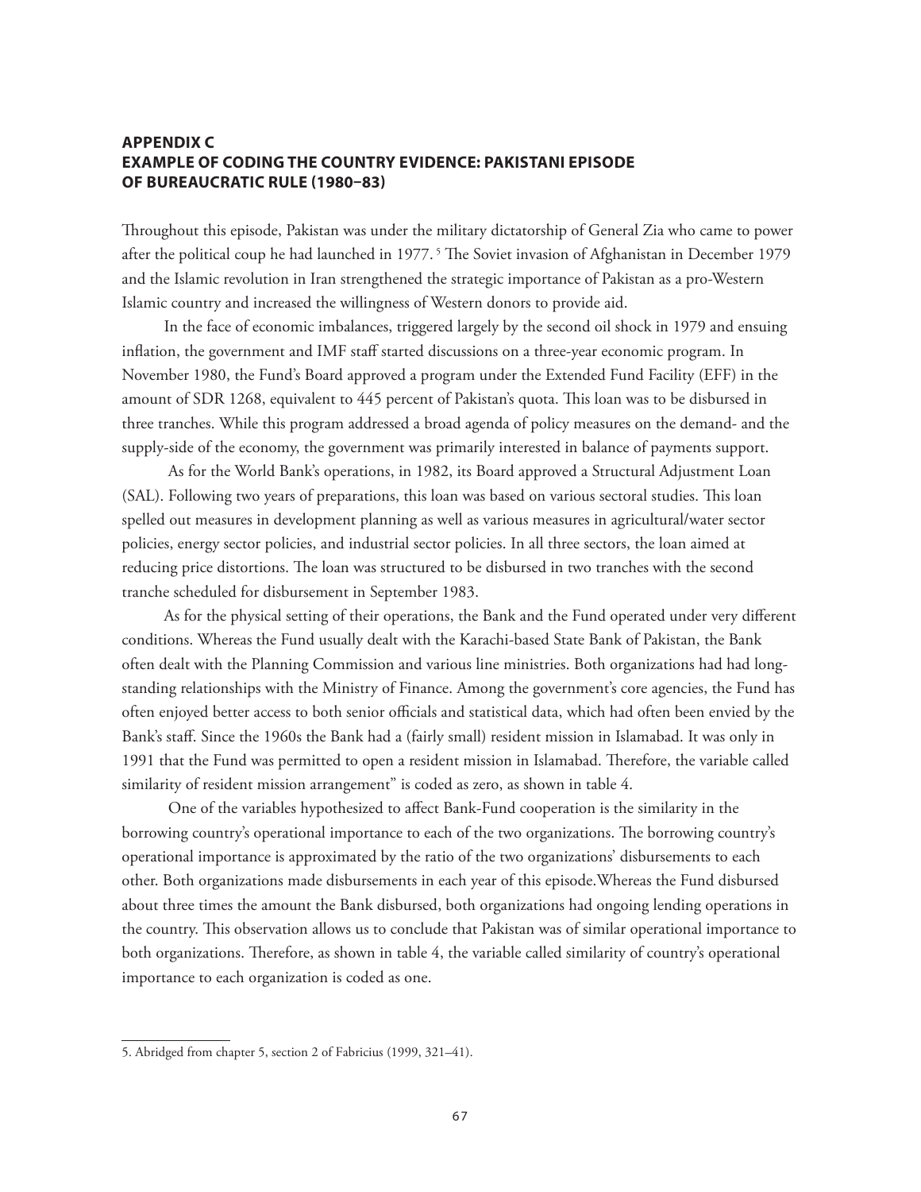## APPENDIX C
## EXAMPLE OF CODING THE COUNTRY EVIDENCE: PAKISTANI EPISODE OF BUREAUCRATIC RULE (1980–83)

Throughout this episode, Pakistan was under the military dictatorship of General Zia who came to power after the political coup he had launched in 1977. [5] The Soviet invasion of Afghanistan in December 1979 and the Islamic revolution in Iran strengthened the strategic importance of Pakistan as a pro-Western Islamic country and increased the willingness of Western donors to provide aid.

In the face of economic imbalances, triggered largely by the second oil shock in 1979 and ensuing inflation, the government and IMF staff started discussions on a three-year economic program. In November 1980, the Fund's Board approved a program under the Extended Fund Facility (EFF) in the amount of SDR 1268, equivalent to 445 percent of Pakistan's quota. This loan was to be disbursed in three tranches. While this program addressed a broad agenda of policy measures on the demand- and the supply-side of the economy, the government was primarily interested in balance of payments support.

As for the World Bank's operations, in 1982, its Board approved a Structural Adjustment Loan (SAL). Following two years of preparations, this loan was based on various sectoral studies. This loan spelled out measures in development planning as well as various measures in agricultural/water sector policies, energy sector policies, and industrial sector policies. In all three sectors, the loan aimed at reducing price distortions. The loan was structured to be disbursed in two tranches with the second tranche scheduled for disbursement in September 1983.

As for the physical setting of their operations, the Bank and the Fund operated under very different conditions. Whereas the Fund usually dealt with the Karachi-based State Bank of Pakistan, the Bank often dealt with the Planning Commission and various line ministries. Both organizations had had long-standing relationships with the Ministry of Finance. Among the government's core agencies, the Fund has often enjoyed better access to both senior officials and statistical data, which had often been envied by the Bank's staff. Since the 1960s the Bank had a (fairly small) resident mission in Islamabad. It was only in 1991 that the Fund was permitted to open a resident mission in Islamabad. Therefore, the variable called similarity of resident mission arrangement" is coded as zero, as shown in table 4.

One of the variables hypothesized to affect Bank-Fund cooperation is the similarity in the borrowing country's operational importance to each of the two organizations. The borrowing country's operational importance is approximated by the ratio of the two organizations' disbursements to each other. Both organizations made disbursements in each year of this episode.Whereas the Fund disbursed about three times the amount the Bank disbursed, both organizations had ongoing lending operations in the country. This observation allows us to conclude that Pakistan was of similar operational importance to both organizations. Therefore, as shown in table 4, the variable called similarity of country's operational importance to each organization is coded as one.

---

5. Abridged from chapter 5, section 2 of Fabricius (1999, 321–41).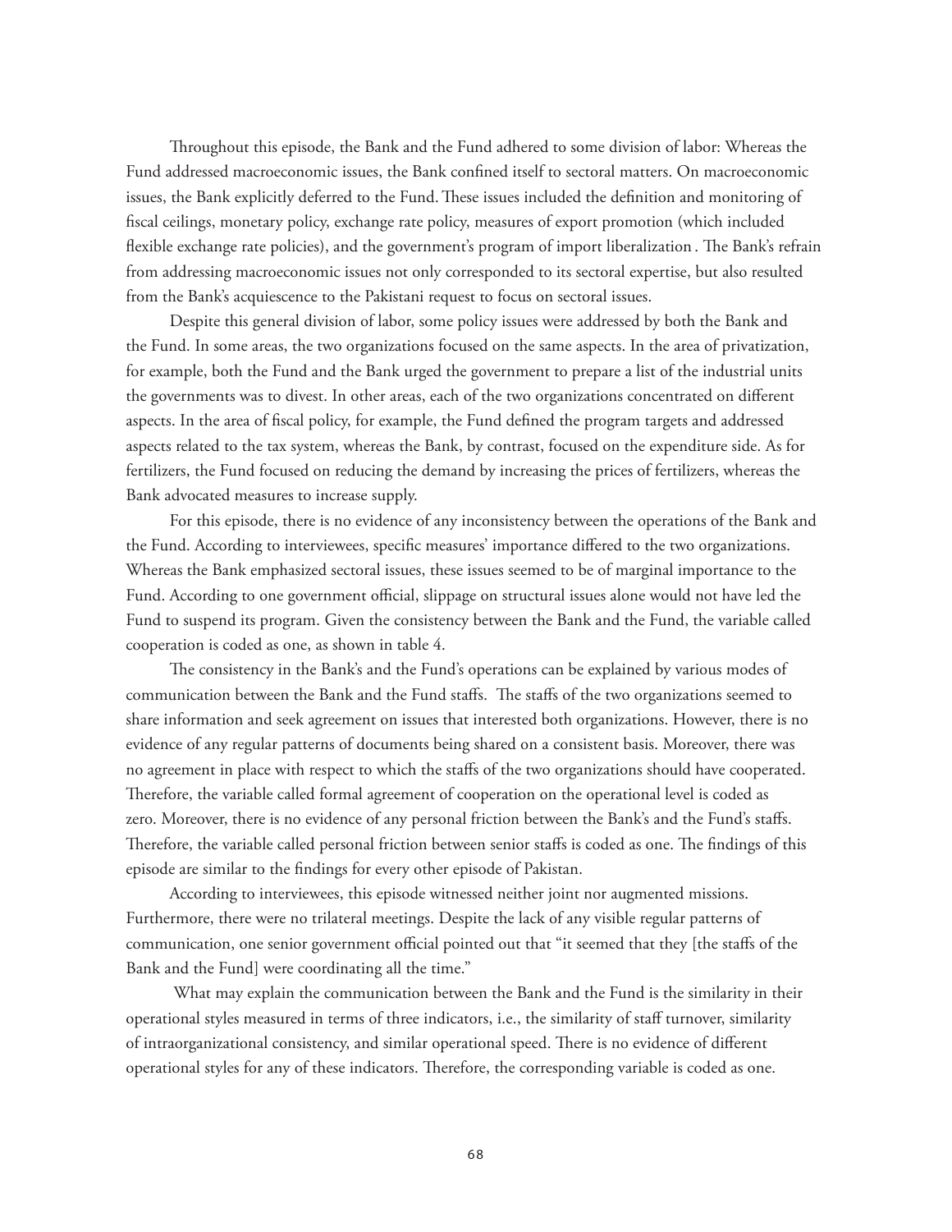Throughout this episode, the Bank and the Fund adhered to some division of labor: Whereas the Fund addressed macroeconomic issues, the Bank confined itself to sectoral matters. On macroeconomic issues, the Bank explicitly deferred to the Fund. These issues included the definition and monitoring of fiscal ceilings, monetary policy, exchange rate policy, measures of export promotion (which included flexible exchange rate policies), and the government's program of import liberalization . The Bank's refrain from addressing macroeconomic issues not only corresponded to its sectoral expertise, but also resulted from the Bank's acquiescence to the Pakistani request to focus on sectoral issues.

Despite this general division of labor, some policy issues were addressed by both the Bank and the Fund. In some areas, the two organizations focused on the same aspects. In the area of privatization, for example, both the Fund and the Bank urged the government to prepare a list of the industrial units the governments was to divest. In other areas, each of the two organizations concentrated on different aspects. In the area of fiscal policy, for example, the Fund defined the program targets and addressed aspects related to the tax system, whereas the Bank, by contrast, focused on the expenditure side. As for fertilizers, the Fund focused on reducing the demand by increasing the prices of fertilizers, whereas the Bank advocated measures to increase supply.

For this episode, there is no evidence of any inconsistency between the operations of the Bank and the Fund. According to interviewees, specific measures' importance differed to the two organizations. Whereas the Bank emphasized sectoral issues, these issues seemed to be of marginal importance to the Fund. According to one government official, slippage on structural issues alone would not have led the Fund to suspend its program. Given the consistency between the Bank and the Fund, the variable called cooperation is coded as one, as shown in table 4.

The consistency in the Bank's and the Fund's operations can be explained by various modes of communication between the Bank and the Fund staffs. The staffs of the two organizations seemed to share information and seek agreement on issues that interested both organizations. However, there is no evidence of any regular patterns of documents being shared on a consistent basis. Moreover, there was no agreement in place with respect to which the staffs of the two organizations should have cooperated. Therefore, the variable called formal agreement of cooperation on the operational level is coded as zero. Moreover, there is no evidence of any personal friction between the Bank's and the Fund's staffs. Therefore, the variable called personal friction between senior staffs is coded as one. The findings of this episode are similar to the findings for every other episode of Pakistan.

According to interviewees, this episode witnessed neither joint nor augmented missions. Furthermore, there were no trilateral meetings. Despite the lack of any visible regular patterns of communication, one senior government official pointed out that "it seemed that they [the staffs of the Bank and the Fund] were coordinating all the time."

What may explain the communication between the Bank and the Fund is the similarity in their operational styles measured in terms of three indicators, i.e., the similarity of staff turnover, similarity of intraorganizational consistency, and similar operational speed. There is no evidence of different operational styles for any of these indicators. Therefore, the corresponding variable is coded as one.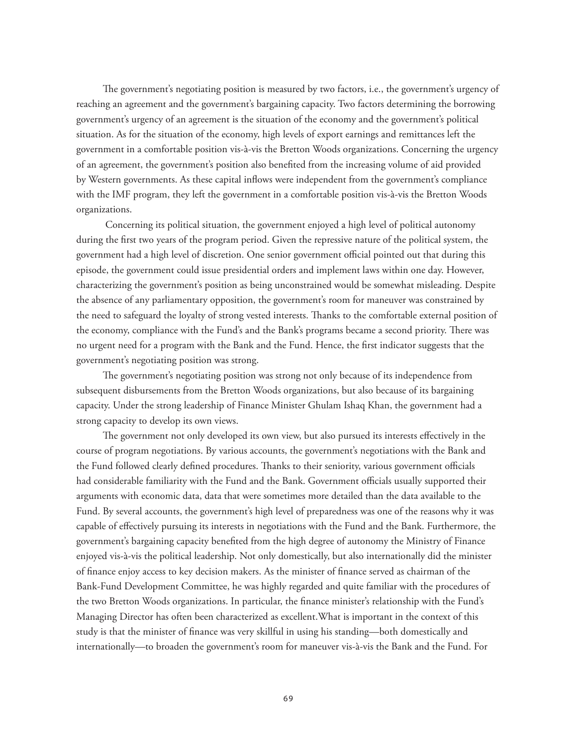The government's negotiating position is measured by two factors, i.e., the government's urgency of reaching an agreement and the government's bargaining capacity. Two factors determining the borrowing government's urgency of an agreement is the situation of the economy and the government's political situation. As for the situation of the economy, high levels of export earnings and remittances left the government in a comfortable position vis-à-vis the Bretton Woods organizations. Concerning the urgency of an agreement, the government's position also benefited from the increasing volume of aid provided by Western governments. As these capital inflows were independent from the government's compliance with the IMF program, they left the government in a comfortable position vis-à-vis the Bretton Woods organizations.

Concerning its political situation, the government enjoyed a high level of political autonomy during the first two years of the program period. Given the repressive nature of the political system, the government had a high level of discretion. One senior government official pointed out that during this episode, the government could issue presidential orders and implement laws within one day. However, characterizing the government's position as being unconstrained would be somewhat misleading. Despite the absence of any parliamentary opposition, the government's room for maneuver was constrained by the need to safeguard the loyalty of strong vested interests. Thanks to the comfortable external position of the economy, compliance with the Fund's and the Bank's programs became a second priority. There was no urgent need for a program with the Bank and the Fund. Hence, the first indicator suggests that the government's negotiating position was strong.

The government's negotiating position was strong not only because of its independence from subsequent disbursements from the Bretton Woods organizations, but also because of its bargaining capacity. Under the strong leadership of Finance Minister Ghulam Ishaq Khan, the government had a strong capacity to develop its own views.

The government not only developed its own view, but also pursued its interests effectively in the course of program negotiations. By various accounts, the government's negotiations with the Bank and the Fund followed clearly defined procedures. Thanks to their seniority, various government officials had considerable familiarity with the Fund and the Bank. Government officials usually supported their arguments with economic data, data that were sometimes more detailed than the data available to the Fund. By several accounts, the government's high level of preparedness was one of the reasons why it was capable of effectively pursuing its interests in negotiations with the Fund and the Bank. Furthermore, the government's bargaining capacity benefited from the high degree of autonomy the Ministry of Finance enjoyed vis-à-vis the political leadership. Not only domestically, but also internationally did the minister of finance enjoy access to key decision makers. As the minister of finance served as chairman of the Bank-Fund Development Committee, he was highly regarded and quite familiar with the procedures of the two Bretton Woods organizations. In particular, the finance minister's relationship with the Fund's Managing Director has often been characterized as excellent.What is important in the context of this study is that the minister of finance was very skillful in using his standing—both domestically and internationally—to broaden the government's room for maneuver vis-à-vis the Bank and the Fund. For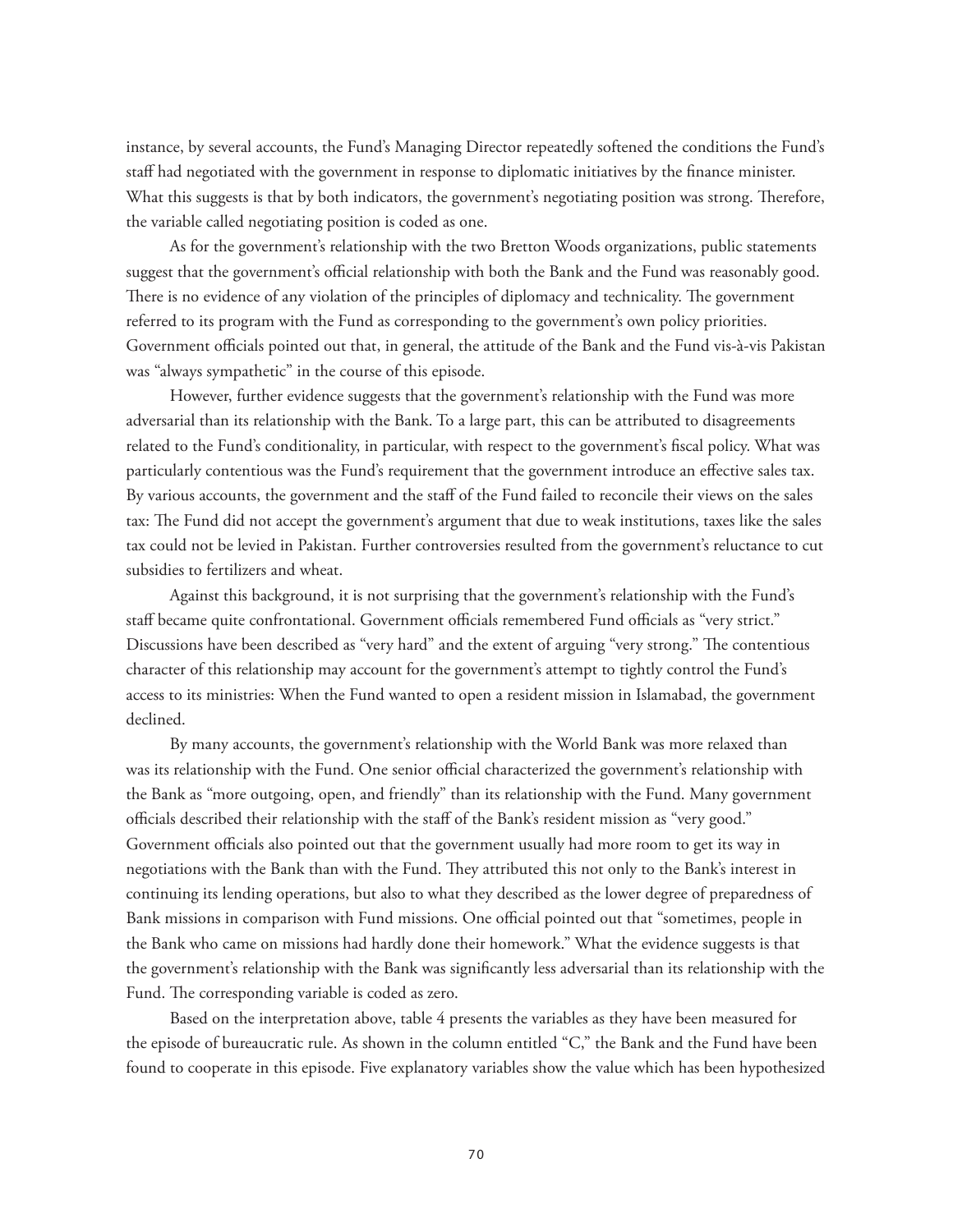instance, by several accounts, the Fund's Managing Director repeatedly softened the conditions the Fund's staff had negotiated with the government in response to diplomatic initiatives by the finance minister. What this suggests is that by both indicators, the government's negotiating position was strong. Therefore, the variable called negotiating position is coded as one.

As for the government's relationship with the two Bretton Woods organizations, public statements suggest that the government's official relationship with both the Bank and the Fund was reasonably good. There is no evidence of any violation of the principles of diplomacy and technicality. The government referred to its program with the Fund as corresponding to the government's own policy priorities. Government officials pointed out that, in general, the attitude of the Bank and the Fund vis-à-vis Pakistan was "always sympathetic" in the course of this episode.

However, further evidence suggests that the government's relationship with the Fund was more adversarial than its relationship with the Bank. To a large part, this can be attributed to disagreements related to the Fund's conditionality, in particular, with respect to the government's fiscal policy. What was particularly contentious was the Fund's requirement that the government introduce an effective sales tax. By various accounts, the government and the staff of the Fund failed to reconcile their views on the sales tax: The Fund did not accept the government's argument that due to weak institutions, taxes like the sales tax could not be levied in Pakistan. Further controversies resulted from the government's reluctance to cut subsidies to fertilizers and wheat.

Against this background, it is not surprising that the government's relationship with the Fund's staff became quite confrontational. Government officials remembered Fund officials as "very strict." Discussions have been described as "very hard" and the extent of arguing "very strong." The contentious character of this relationship may account for the government's attempt to tightly control the Fund's access to its ministries: When the Fund wanted to open a resident mission in Islamabad, the government declined.

By many accounts, the government's relationship with the World Bank was more relaxed than was its relationship with the Fund. One senior official characterized the government's relationship with the Bank as "more outgoing, open, and friendly" than its relationship with the Fund. Many government officials described their relationship with the staff of the Bank's resident mission as "very good." Government officials also pointed out that the government usually had more room to get its way in negotiations with the Bank than with the Fund. They attributed this not only to the Bank's interest in continuing its lending operations, but also to what they described as the lower degree of preparedness of Bank missions in comparison with Fund missions. One official pointed out that "sometimes, people in the Bank who came on missions had hardly done their homework." What the evidence suggests is that the government's relationship with the Bank was significantly less adversarial than its relationship with the Fund. The corresponding variable is coded as zero.

Based on the interpretation above, table 4 presents the variables as they have been measured for the episode of bureaucratic rule. As shown in the column entitled "C," the Bank and the Fund have been found to cooperate in this episode. Five explanatory variables show the value which has been hypothesized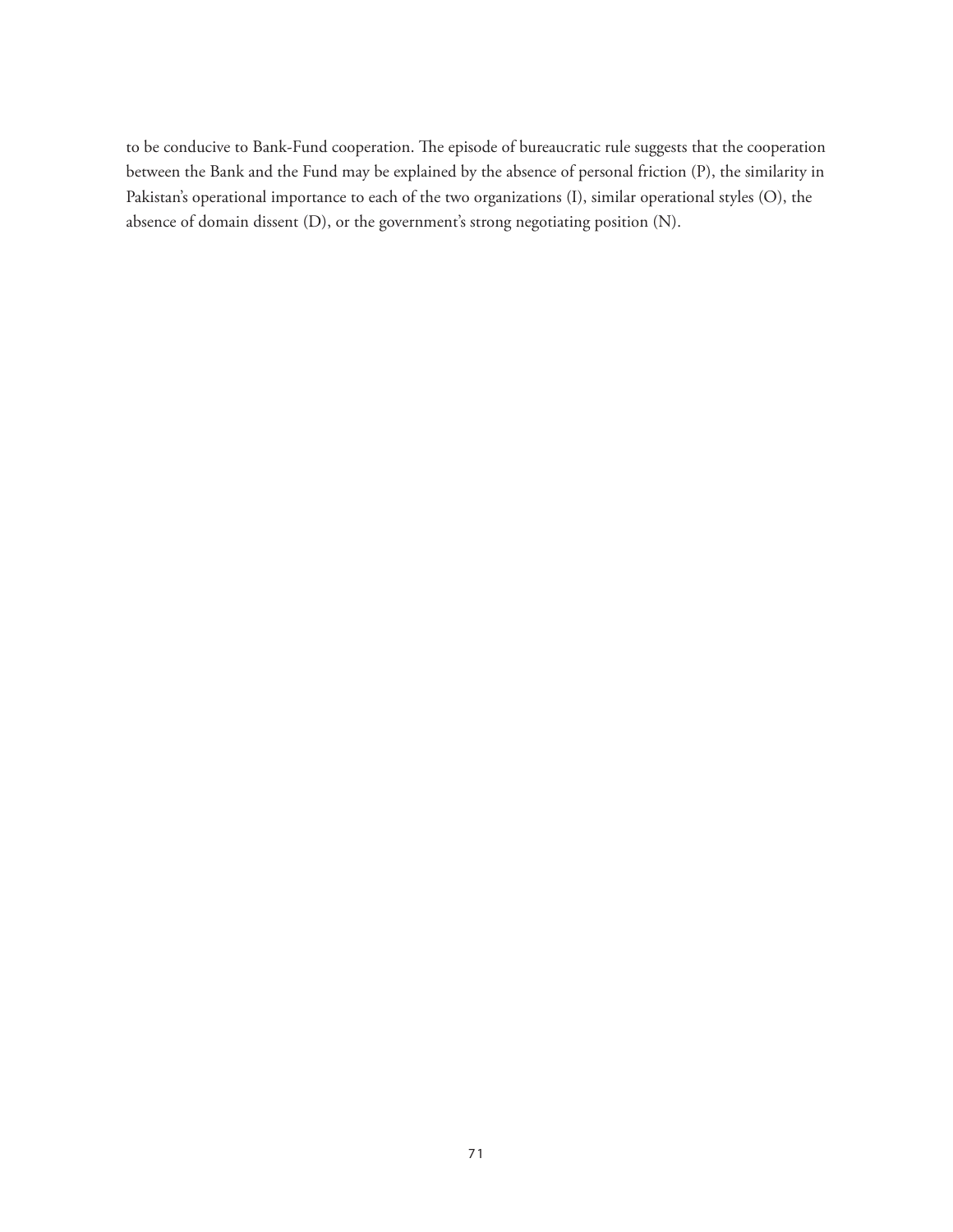to be conducive to Bank-Fund cooperation. The episode of bureaucratic rule suggests that the cooperation between the Bank and the Fund may be explained by the absence of personal friction (P), the similarity in Pakistan's operational importance to each of the two organizations (I), similar operational styles (O), the absence of domain dissent (D), or the government's strong negotiating position (N).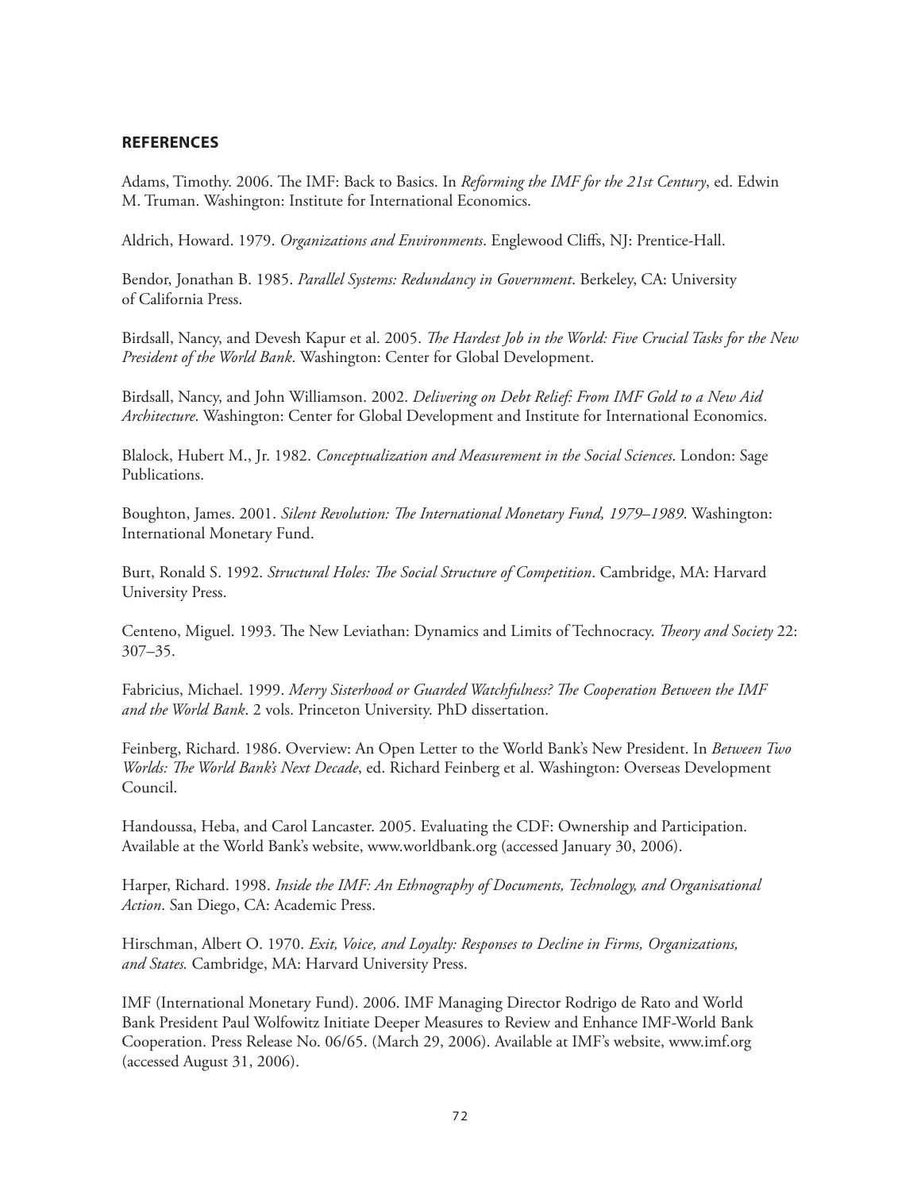## REFERENCES

Adams, Timothy. 2006. The IMF: Back to Basics. In *Reforming the IMF for the 21st Century*, ed. Edwin M. Truman. Washington: Institute for International Economics.

Aldrich, Howard. 1979. *Organizations and Environments*. Englewood Cliffs, NJ: Prentice-Hall.

Bendor, Jonathan B. 1985. *Parallel Systems: Redundancy in Government*. Berkeley, CA: University of California Press.

Birdsall, Nancy, and Devesh Kapur et al. 2005. *The Hardest Job in the World: Five Crucial Tasks for the New President of the World Bank*. Washington: Center for Global Development.

Birdsall, Nancy, and John Williamson. 2002. *Delivering on Debt Relief: From IMF Gold to a New Aid Architecture*. Washington: Center for Global Development and Institute for International Economics.

Blalock, Hubert M., Jr. 1982. *Conceptualization and Measurement in the Social Sciences*. London: Sage Publications.

Boughton, James. 2001. *Silent Revolution: The International Monetary Fund, 1979–1989*. Washington: International Monetary Fund.

Burt, Ronald S. 1992. *Structural Holes: The Social Structure of Competition*. Cambridge, MA: Harvard University Press.

Centeno, Miguel. 1993. The New Leviathan: Dynamics and Limits of Technocracy. *Theory and Society* 22: 307–35.

Fabricius, Michael. 1999. *Merry Sisterhood or Guarded Watchfulness? The Cooperation Between the IMF and the World Bank*. 2 vols. Princeton University. PhD dissertation.

Feinberg, Richard. 1986. Overview: An Open Letter to the World Bank's New President. In *Between Two Worlds: The World Bank's Next Decade*, ed. Richard Feinberg et al. Washington: Overseas Development Council.

Handoussa, Heba, and Carol Lancaster. 2005. Evaluating the CDF: Ownership and Participation. Available at the World Bank's website, www.worldbank.org (accessed January 30, 2006).

Harper, Richard. 1998. *Inside the IMF: An Ethnography of Documents, Technology, and Organisational Action*. San Diego, CA: Academic Press.

Hirschman, Albert O. 1970. *Exit, Voice, and Loyalty: Responses to Decline in Firms, Organizations, and States.* Cambridge, MA: Harvard University Press.

IMF (International Monetary Fund). 2006. IMF Managing Director Rodrigo de Rato and World Bank President Paul Wolfowitz Initiate Deeper Measures to Review and Enhance IMF-World Bank Cooperation. Press Release No. 06/65. (March 29, 2006). Available at IMF's website, www.imf.org (accessed August 31, 2006).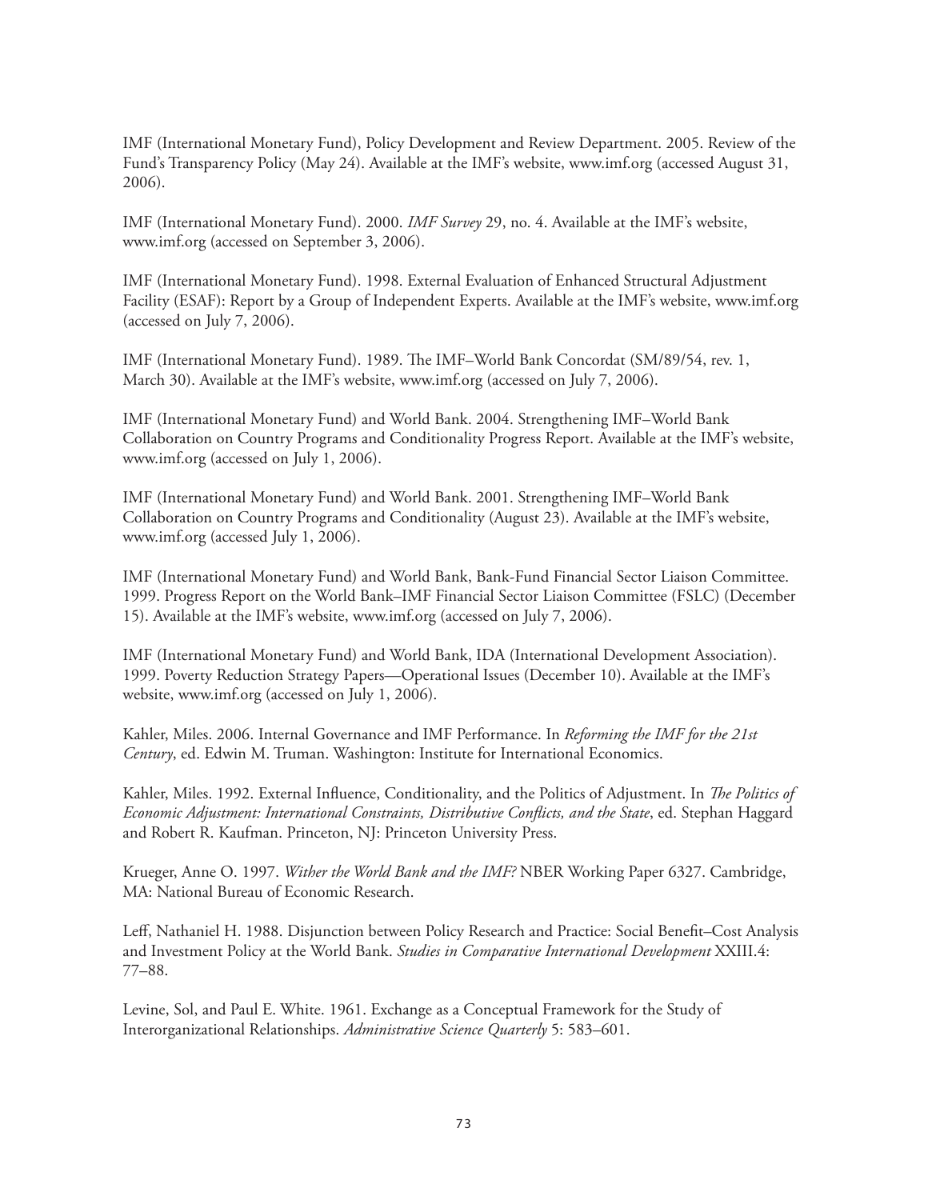IMF (International Monetary Fund), Policy Development and Review Department. 2005. Review of the Fund's Transparency Policy (May 24). Available at the IMF's website, www.imf.org (accessed August 31, 2006).

IMF (International Monetary Fund). 2000. *IMF Survey* 29, no. 4. Available at the IMF's website, www.imf.org (accessed on September 3, 2006).

IMF (International Monetary Fund). 1998. External Evaluation of Enhanced Structural Adjustment Facility (ESAF): Report by a Group of Independent Experts. Available at the IMF's website, www.imf.org (accessed on July 7, 2006).

IMF (International Monetary Fund). 1989. The IMF–World Bank Concordat (SM/89/54, rev. 1, March 30). Available at the IMF's website, www.imf.org (accessed on July 7, 2006).

IMF (International Monetary Fund) and World Bank. 2004. Strengthening IMF–World Bank Collaboration on Country Programs and Conditionality Progress Report. Available at the IMF's website, www.imf.org (accessed on July 1, 2006).

IMF (International Monetary Fund) and World Bank. 2001. Strengthening IMF–World Bank Collaboration on Country Programs and Conditionality (August 23). Available at the IMF's website, www.imf.org (accessed July 1, 2006).

IMF (International Monetary Fund) and World Bank, Bank-Fund Financial Sector Liaison Committee. 1999. Progress Report on the World Bank–IMF Financial Sector Liaison Committee (FSLC) (December 15). Available at the IMF's website, www.imf.org (accessed on July 7, 2006).

IMF (International Monetary Fund) and World Bank, IDA (International Development Association). 1999. Poverty Reduction Strategy Papers—Operational Issues (December 10). Available at the IMF's website, www.imf.org (accessed on July 1, 2006).

Kahler, Miles. 2006. Internal Governance and IMF Performance. In *Reforming the IMF for the 21st Century*, ed. Edwin M. Truman. Washington: Institute for International Economics.

Kahler, Miles. 1992. External Influence, Conditionality, and the Politics of Adjustment. In *The Politics of Economic Adjustment: International Constraints, Distributive Conflicts, and the State*, ed. Stephan Haggard and Robert R. Kaufman. Princeton, NJ: Princeton University Press.

Krueger, Anne O. 1997. *Wither the World Bank and the IMF?* NBER Working Paper 6327. Cambridge, MA: National Bureau of Economic Research.

Leff, Nathaniel H. 1988. Disjunction between Policy Research and Practice: Social Benefit–Cost Analysis and Investment Policy at the World Bank. *Studies in Comparative International Development* XXIII.4: 77–88.

Levine, Sol, and Paul E. White. 1961. Exchange as a Conceptual Framework for the Study of Interorganizational Relationships. *Administrative Science Quarterly* 5: 583–601.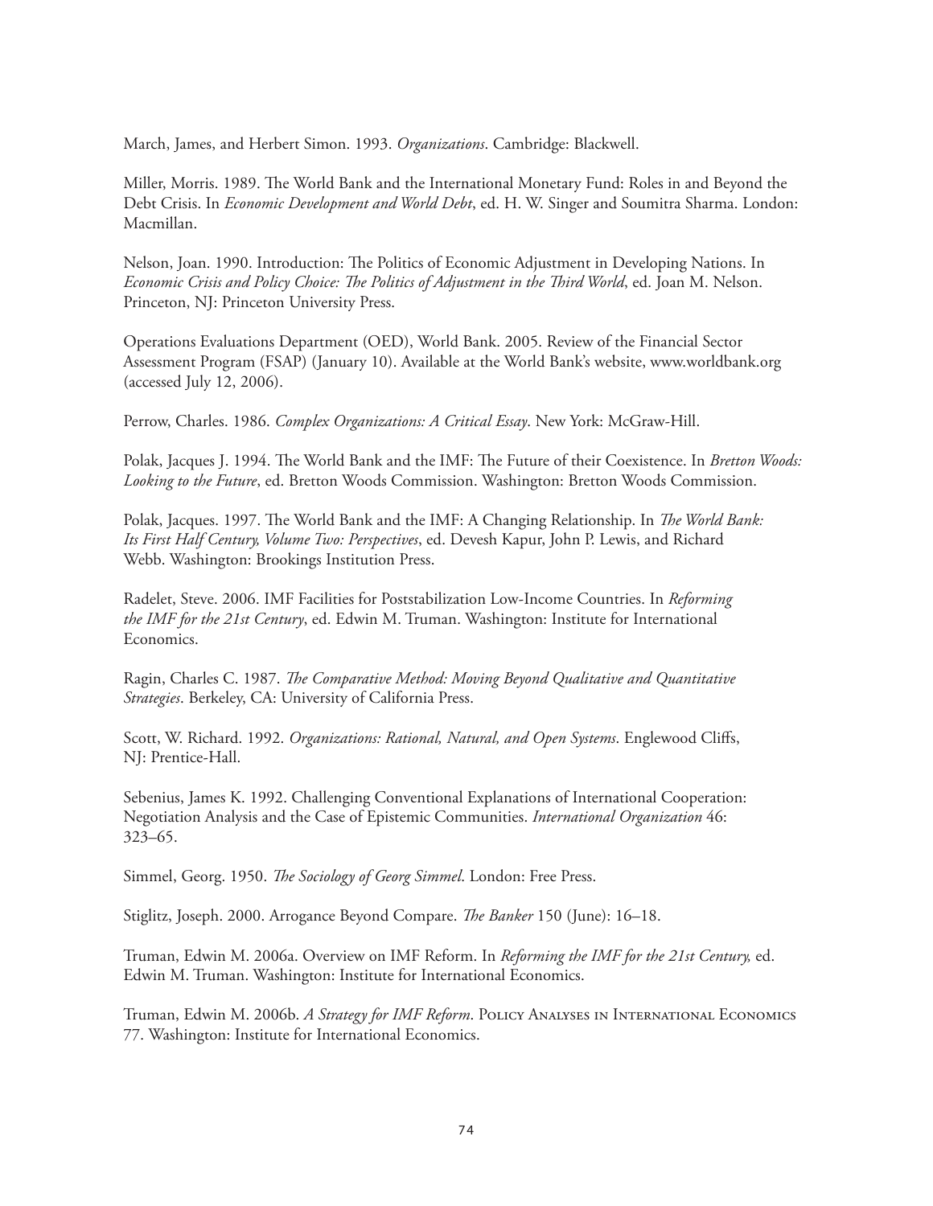March, James, and Herbert Simon. 1993. *Organizations*. Cambridge: Blackwell.

Miller, Morris. 1989. The World Bank and the International Monetary Fund: Roles in and Beyond the Debt Crisis. In *Economic Development and World Debt*, ed. H. W. Singer and Soumitra Sharma. London: Macmillan.

Nelson, Joan. 1990. Introduction: The Politics of Economic Adjustment in Developing Nations. In *Economic Crisis and Policy Choice: The Politics of Adjustment in the Third World*, ed. Joan M. Nelson. Princeton, NJ: Princeton University Press.

Operations Evaluations Department (OED), World Bank. 2005. Review of the Financial Sector Assessment Program (FSAP) (January 10). Available at the World Bank's website, www.worldbank.org (accessed July 12, 2006).

Perrow, Charles. 1986. *Complex Organizations: A Critical Essay*. New York: McGraw-Hill.

Polak, Jacques J. 1994. The World Bank and the IMF: The Future of their Coexistence. In *Bretton Woods: Looking to the Future*, ed. Bretton Woods Commission. Washington: Bretton Woods Commission.

Polak, Jacques. 1997. The World Bank and the IMF: A Changing Relationship. In *The World Bank: Its First Half Century, Volume Two: Perspectives*, ed. Devesh Kapur, John P. Lewis, and Richard Webb. Washington: Brookings Institution Press.

Radelet, Steve. 2006. IMF Facilities for Poststabilization Low-Income Countries. In *Reforming the IMF for the 21st Century*, ed. Edwin M. Truman. Washington: Institute for International Economics.

Ragin, Charles C. 1987. *The Comparative Method: Moving Beyond Qualitative and Quantitative Strategies*. Berkeley, CA: University of California Press.

Scott, W. Richard. 1992. *Organizations: Rational, Natural, and Open Systems*. Englewood Cliffs, NJ: Prentice-Hall.

Sebenius, James K. 1992. Challenging Conventional Explanations of International Cooperation: Negotiation Analysis and the Case of Epistemic Communities. *International Organization* 46: 323–65.

Simmel, Georg. 1950. *The Sociology of Georg Simmel*. London: Free Press.

Stiglitz, Joseph. 2000. Arrogance Beyond Compare. *The Banker* 150 (June): 16–18.

Truman, Edwin M. 2006a. Overview on IMF Reform. In *Reforming the IMF for the 21st Century,* ed. Edwin M. Truman. Washington: Institute for International Economics.

Truman, Edwin M. 2006b. *A Strategy for IMF Reform*. Policy Analyses in International Economics 77. Washington: Institute for International Economics.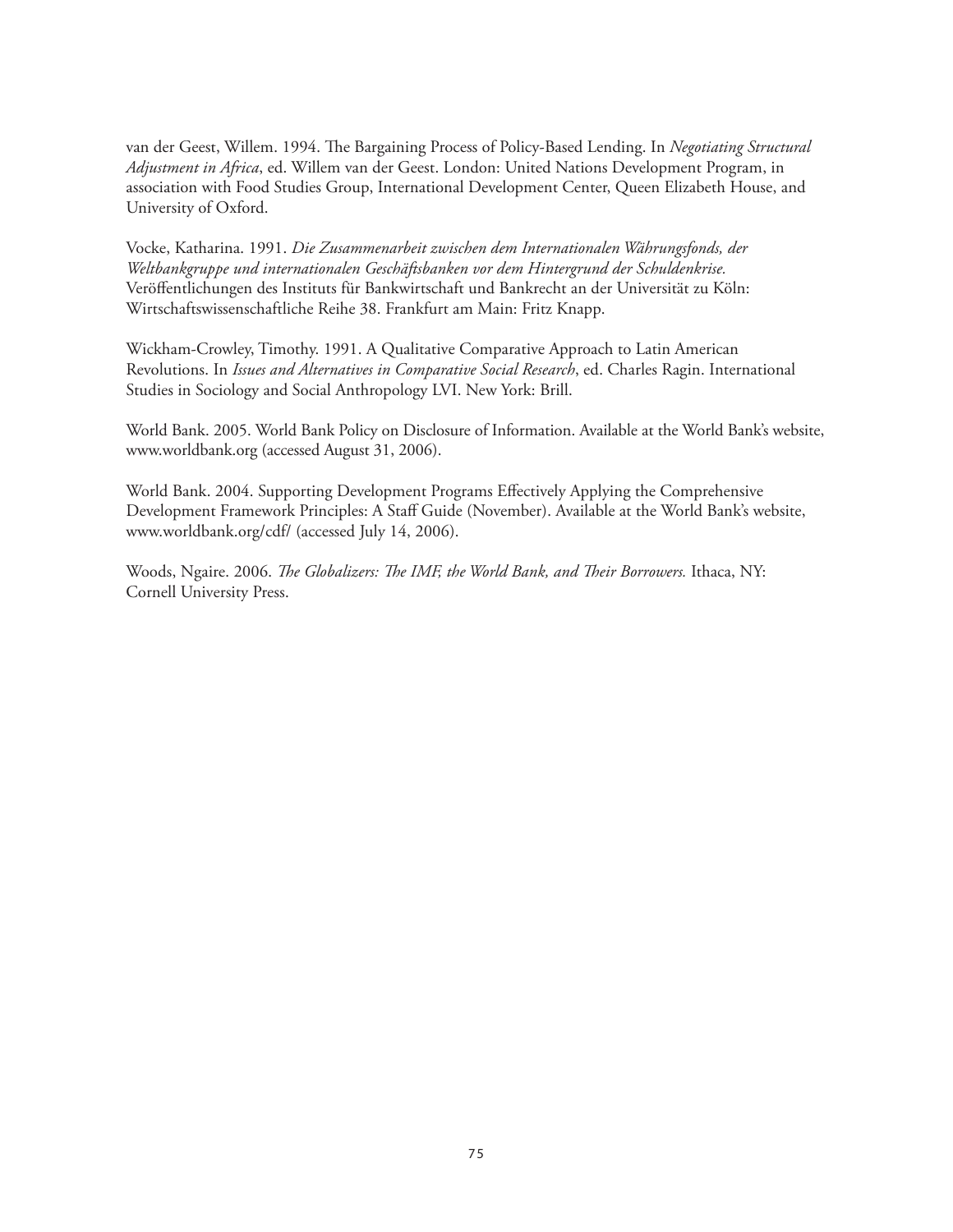van der Geest, Willem. 1994. The Bargaining Process of Policy-Based Lending. In *Negotiating Structural Adjustment in Africa*, ed. Willem van der Geest. London: United Nations Development Program, in association with Food Studies Group, International Development Center, Queen Elizabeth House, and University of Oxford.

Vocke, Katharina. 1991. *Die Zusammenarbeit zwischen dem Internationalen Währungsfonds, der Weltbankgruppe und internationalen Geschäftsbanken vor dem Hintergrund der Schuldenkrise.* Veröffentlichungen des Instituts für Bankwirtschaft und Bankrecht an der Universität zu Köln: Wirtschaftswissenschaftliche Reihe 38. Frankfurt am Main: Fritz Knapp.

Wickham-Crowley, Timothy. 1991. A Qualitative Comparative Approach to Latin American Revolutions. In *Issues and Alternatives in Comparative Social Research*, ed. Charles Ragin. International Studies in Sociology and Social Anthropology LVI. New York: Brill.

World Bank. 2005. World Bank Policy on Disclosure of Information. Available at the World Bank's website, www.worldbank.org (accessed August 31, 2006).

World Bank. 2004. Supporting Development Programs Effectively Applying the Comprehensive Development Framework Principles: A Staff Guide (November). Available at the World Bank's website, www.worldbank.org/cdf/ (accessed July 14, 2006).

Woods, Ngaire. 2006. *The Globalizers: The IMF, the World Bank, and Their Borrowers.* Ithaca, NY: Cornell University Press.